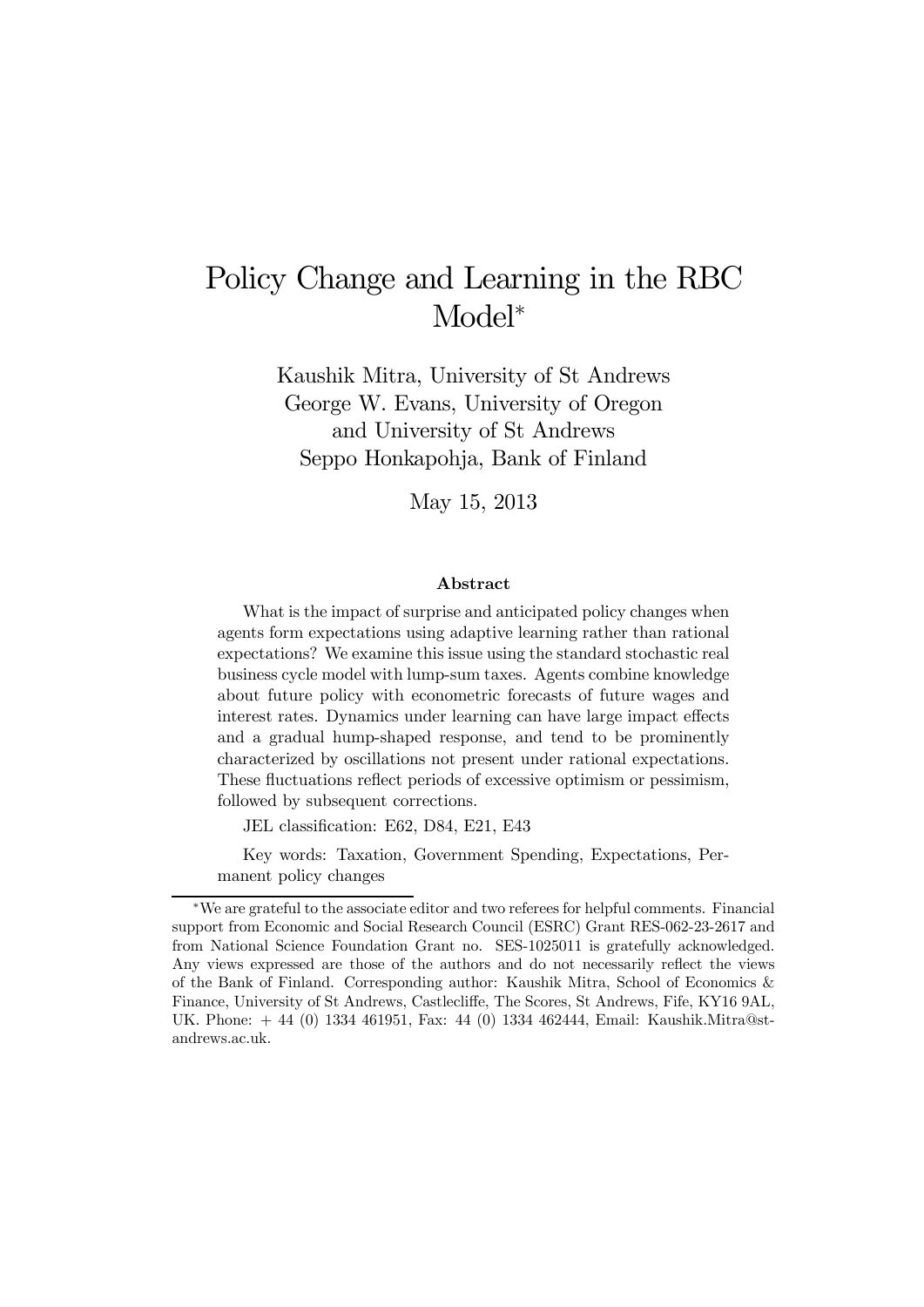# Policy Change and Learning in the RBC Model*

Kaushik Mitra, University of St Andrews
George W. Evans, University of Oregon and University of St Andrews
Seppo Honkapohja, Bank of Finland

May 15, 2013

### Abstract

What is the impact of surprise and anticipated policy changes when agents form expectations using adaptive learning rather than rational expectations? We examine this issue using the standard stochastic real business cycle model with lump-sum taxes. Agents combine knowledge about future policy with econometric forecasts of future wages and interest rates. Dynamics under learning can have large impact effects and a gradual hump-shaped response, and tend to be prominently characterized by oscillations not present under rational expectations. These fluctuations reflect periods of excessive optimism or pessimism, followed by subsequent corrections.

JEL classification: E62, D84, E21, E43

Key words: Taxation, Government Spending, Expectations, Permanent policy changes

---

*We are grateful to the associate editor and two referees for helpful comments. Financial support from Economic and Social Research Council (ESRC) Grant RES-062-23-2617 and from National Science Foundation Grant no. SES-1025011 is gratefully acknowledged. Any views expressed are those of the authors and do not necessarily reflect the views of the Bank of Finland. Corresponding author: Kaushik Mitra, School of Economics & Finance, University of St Andrews, Castlecliffe, The Scores, St Andrews, Fife, KY16 9AL, UK. Phone: + 44 (0) 1334 461951, Fax: 44 (0) 1334 462444, Email: Kaushik.Mitra@st-andrews.ac.uk.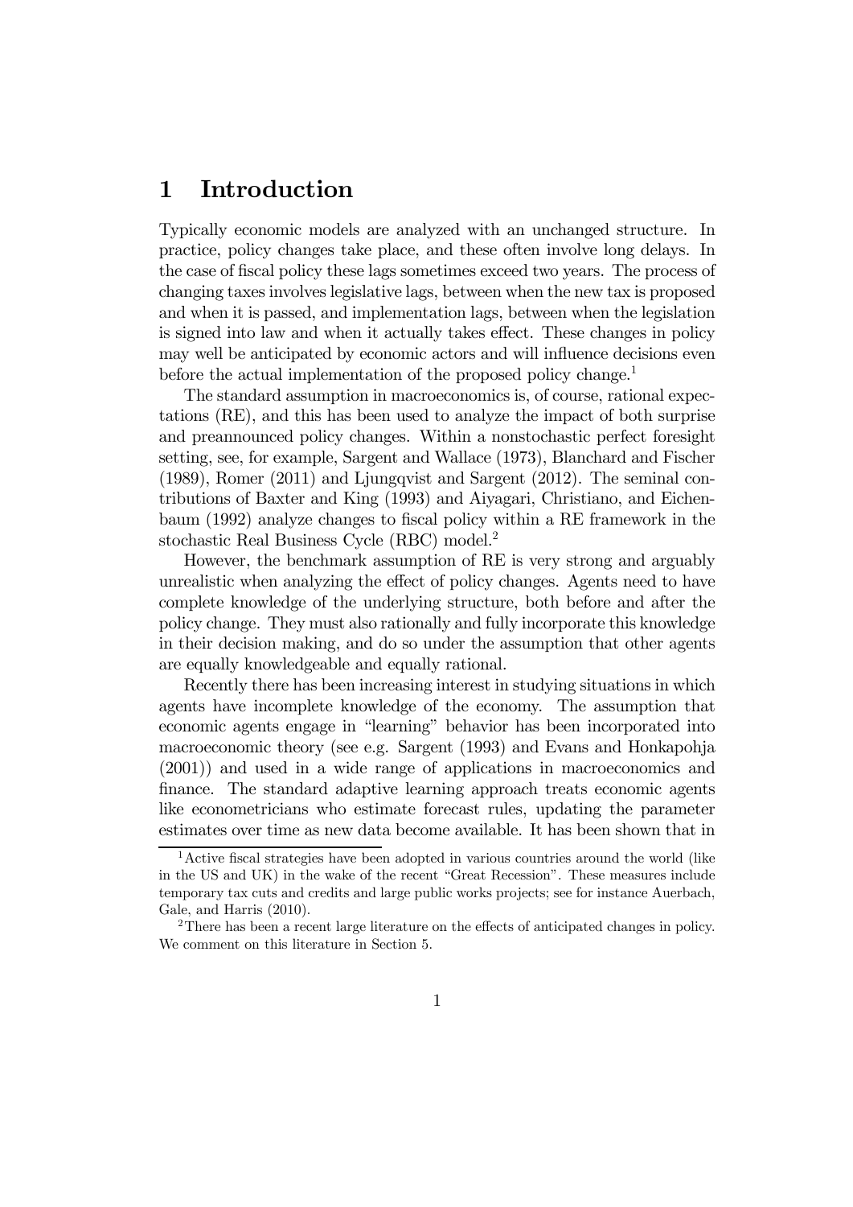# 1 Introduction

Typically economic models are analyzed with an unchanged structure. In practice, policy changes take place, and these often involve long delays. In the case of fiscal policy these lags sometimes exceed two years. The process of changing taxes involves legislative lags, between when the new tax is proposed and when it is passed, and implementation lags, between when the legislation is signed into law and when it actually takes effect. These changes in policy may well be anticipated by economic actors and will influence decisions even before the actual implementation of the proposed policy change.[1]

The standard assumption in macroeconomics is, of course, rational expectations (RE), and this has been used to analyze the impact of both surprise and preannounced policy changes. Within a nonstochastic perfect foresight setting, see, for example, Sargent and Wallace (1973), Blanchard and Fischer (1989), Romer (2011) and Ljungqvist and Sargent (2012). The seminal contributions of Baxter and King (1993) and Aiyagari, Christiano, and Eichenbaum (1992) analyze changes to fiscal policy within a RE framework in the stochastic Real Business Cycle (RBC) model.[2]

However, the benchmark assumption of RE is very strong and arguably unrealistic when analyzing the effect of policy changes. Agents need to have complete knowledge of the underlying structure, both before and after the policy change. They must also rationally and fully incorporate this knowledge in their decision making, and do so under the assumption that other agents are equally knowledgeable and equally rational.

Recently there has been increasing interest in studying situations in which agents have incomplete knowledge of the economy. The assumption that economic agents engage in "learning" behavior has been incorporated into macroeconomic theory (see e.g. Sargent (1993) and Evans and Honkapohja (2001)) and used in a wide range of applications in macroeconomics and finance. The standard adaptive learning approach treats economic agents like econometricians who estimate forecast rules, updating the parameter estimates over time as new data become available. It has been shown that in

[1] Active fiscal strategies have been adopted in various countries around the world (like in the US and UK) in the wake of the recent "Great Recession". These measures include temporary tax cuts and credits and large public works projects; see for instance Auerbach, Gale, and Harris (2010).

[2] There has been a recent large literature on the effects of anticipated changes in policy. We comment on this literature in Section 5.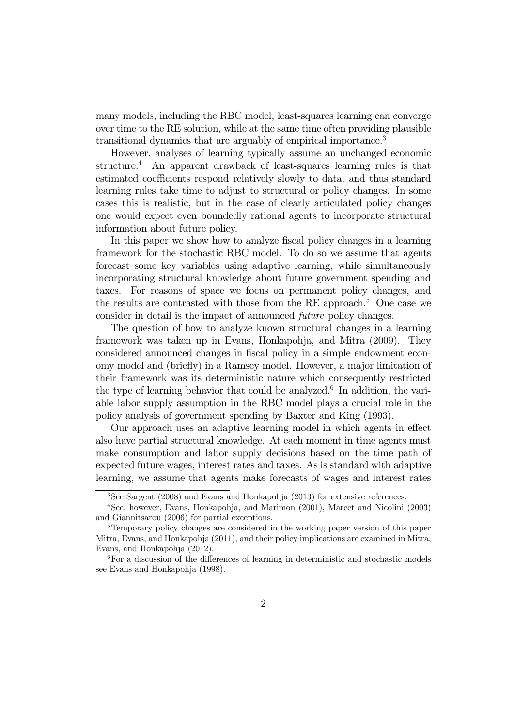many models, including the RBC model, least-squares learning can converge over time to the RE solution, while at the same time often providing plausible transitional dynamics that are arguably of empirical importance.[3]

However, analyses of learning typically assume an unchanged economic structure.[4] An apparent drawback of least-squares learning rules is that estimated coefficients respond relatively slowly to data, and thus standard learning rules take time to adjust to structural or policy changes. In some cases this is realistic, but in the case of clearly articulated policy changes one would expect even boundedly rational agents to incorporate structural information about future policy.

In this paper we show how to analyze fiscal policy changes in a learning framework for the stochastic RBC model. To do so we assume that agents forecast some key variables using adaptive learning, while simultaneously incorporating structural knowledge about future government spending and taxes. For reasons of space we focus on permanent policy changes, and the results are contrasted with those from the RE approach.[5] One case we consider in detail is the impact of announced *future* policy changes.

The question of how to analyze known structural changes in a learning framework was taken up in Evans, Honkapohja, and Mitra (2009). They considered announced changes in fiscal policy in a simple endowment economy model and (briefly) in a Ramsey model. However, a major limitation of their framework was its deterministic nature which consequently restricted the type of learning behavior that could be analyzed.[6] In addition, the variable labor supply assumption in the RBC model plays a crucial role in the policy analysis of government spending by Baxter and King (1993).

Our approach uses an adaptive learning model in which agents in effect also have partial structural knowledge. At each moment in time agents must make consumption and labor supply decisions based on the time path of expected future wages, interest rates and taxes. As is standard with adaptive learning, we assume that agents make forecasts of wages and interest rates

[3] See Sargent (2008) and Evans and Honkapohja (2013) for extensive references.

[4] See, however, Evans, Honkapohja, and Marimon (2001), Marcet and Nicolini (2003) and Giannitsarou (2006) for partial exceptions.

[5] Temporary policy changes are considered in the working paper version of this paper Mitra, Evans, and Honkapohja (2011), and their policy implications are examined in Mitra, Evans, and Honkapohja (2012).

[6] For a discussion of the differences of learning in deterministic and stochastic models see Evans and Honkapohja (1998).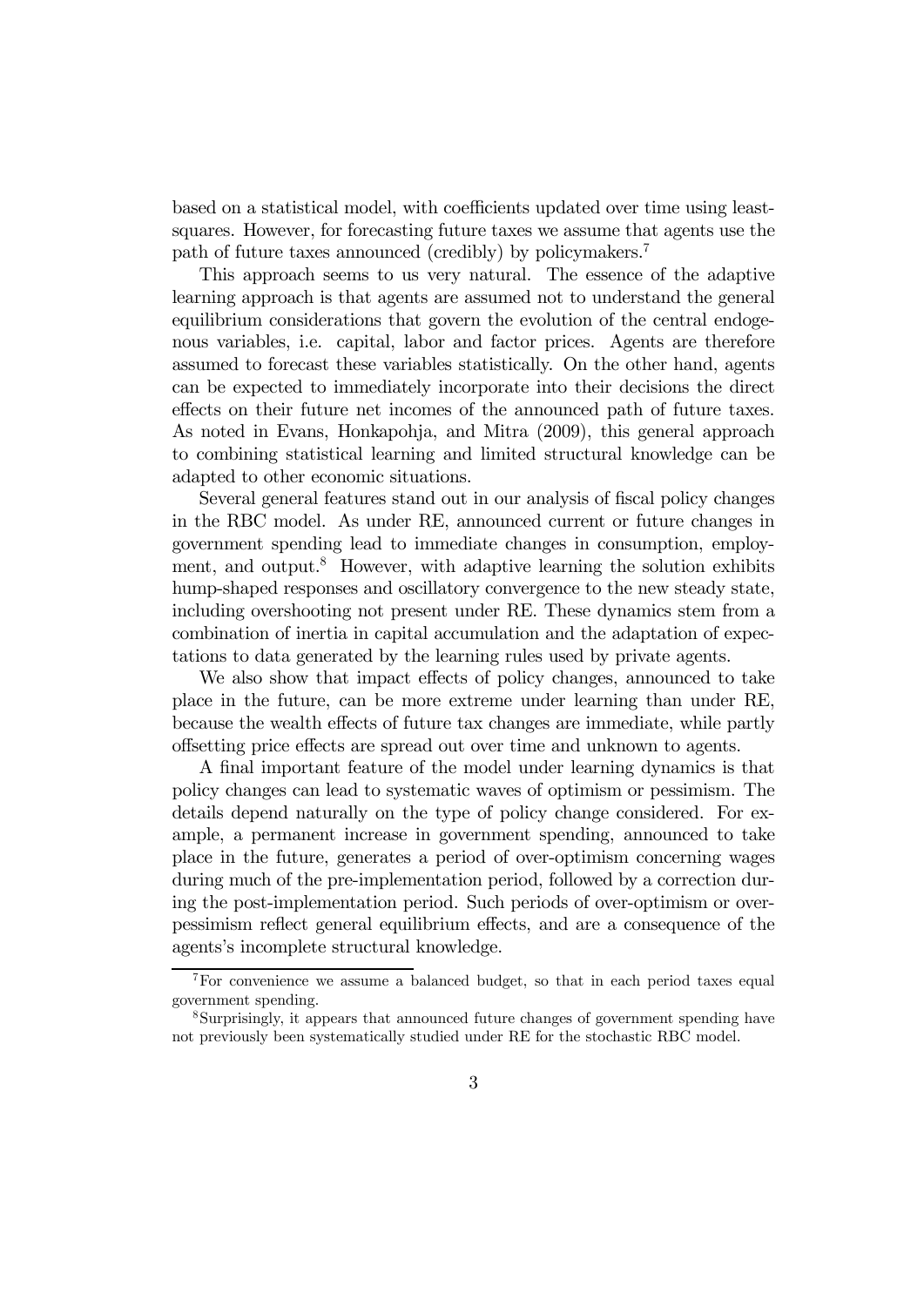based on a statistical model, with coefficients updated over time using least-squares. However, for forecasting future taxes we assume that agents use the path of future taxes announced (credibly) by policymakers.[7]

This approach seems to us very natural. The essence of the adaptive learning approach is that agents are assumed not to understand the general equilibrium considerations that govern the evolution of the central endogenous variables, i.e. capital, labor and factor prices. Agents are therefore assumed to forecast these variables statistically. On the other hand, agents can be expected to immediately incorporate into their decisions the direct effects on their future net incomes of the announced path of future taxes. As noted in Evans, Honkapohja, and Mitra (2009), this general approach to combining statistical learning and limited structural knowledge can be adapted to other economic situations.

Several general features stand out in our analysis of fiscal policy changes in the RBC model. As under RE, announced current or future changes in government spending lead to immediate changes in consumption, employment, and output.[8] However, with adaptive learning the solution exhibits hump-shaped responses and oscillatory convergence to the new steady state, including overshooting not present under RE. These dynamics stem from a combination of inertia in capital accumulation and the adaptation of expectations to data generated by the learning rules used by private agents.

We also show that impact effects of policy changes, announced to take place in the future, can be more extreme under learning than under RE, because the wealth effects of future tax changes are immediate, while partly offsetting price effects are spread out over time and unknown to agents.

A final important feature of the model under learning dynamics is that policy changes can lead to systematic waves of optimism or pessimism. The details depend naturally on the type of policy change considered. For example, a permanent increase in government spending, announced to take place in the future, generates a period of over-optimism concerning wages during much of the pre-implementation period, followed by a correction during the post-implementation period. Such periods of over-optimism or over-pessimism reflect general equilibrium effects, and are a consequence of the agents's incomplete structural knowledge.

[7] For convenience we assume a balanced budget, so that in each period taxes equal government spending.

[8] Surprisingly, it appears that announced future changes of government spending have not previously been systematically studied under RE for the stochastic RBC model.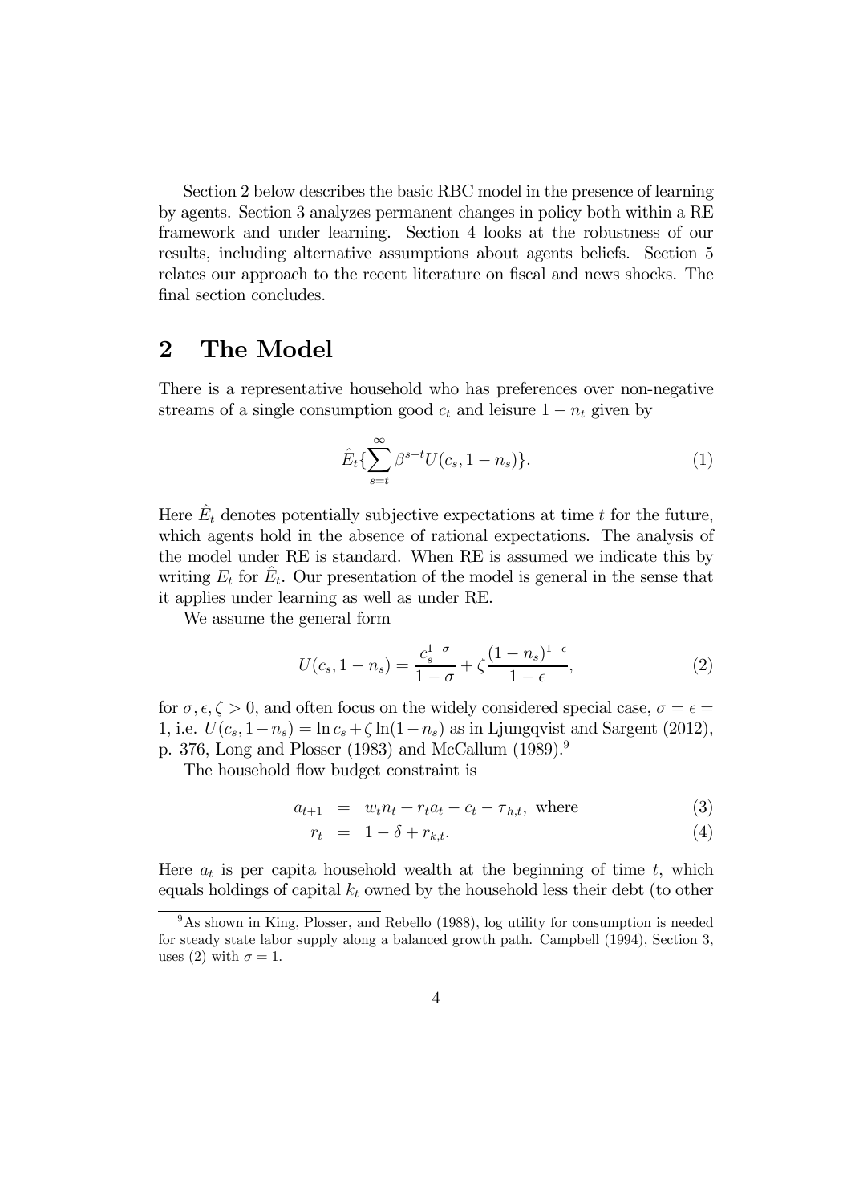Section 2 below describes the basic RBC model in the presence of learning by agents. Section 3 analyzes permanent changes in policy both within a RE framework and under learning. Section 4 looks at the robustness of our results, including alternative assumptions about agents beliefs. Section 5 relates our approach to the recent literature on fiscal and news shocks. The final section concludes.

## 2 The Model

There is a representative household who has preferences over non-negative streams of a single consumption good $c_t$ and leisure $1 - n_t$ given by

$$\hat{E}_t\{\sum_{s=t}^{\infty} \beta^{s-t} U(c_s, 1 - n_s)\}. \tag{1}$$

Here $\hat{E}_t$ denotes potentially subjective expectations at time $t$ for the future, which agents hold in the absence of rational expectations. The analysis of the model under RE is standard. When RE is assumed we indicate this by writing $E_t$ for $\hat{E}_t$. Our presentation of the model is general in the sense that it applies under learning as well as under RE.

We assume the general form

$$U(c_s, 1 - n_s) = \frac{c_s^{1-\sigma}}{1-\sigma} + \zeta \frac{(1-n_s)^{1-\epsilon}}{1-\epsilon}, \tag{2}$$

for $\sigma, \epsilon, \zeta > 0$, and often focus on the widely considered special case, $\sigma = \epsilon = 1$, i.e. $U(c_s, 1-n_s) = \ln c_s + \zeta \ln(1-n_s)$ as in Ljungqvist and Sargent (2012), p. 376, Long and Plosser (1983) and McCallum (1989).[9]

The household flow budget constraint is

$$a_{t+1} = w_t n_t + r_t a_t - c_t - \tau_{h,t}, \text{ where} \tag{3}$$

$$r_t = 1 - \delta + r_{k,t}. \tag{4}$$

Here $a_t$ is per capita household wealth at the beginning of time $t$, which equals holdings of capital $k_t$ owned by the household less their debt (to other

[9] As shown in King, Plosser, and Rebello (1988), log utility for consumption is needed for steady state labor supply along a balanced growth path. Campbell (1994), Section 3, uses (2) with $\sigma = 1$.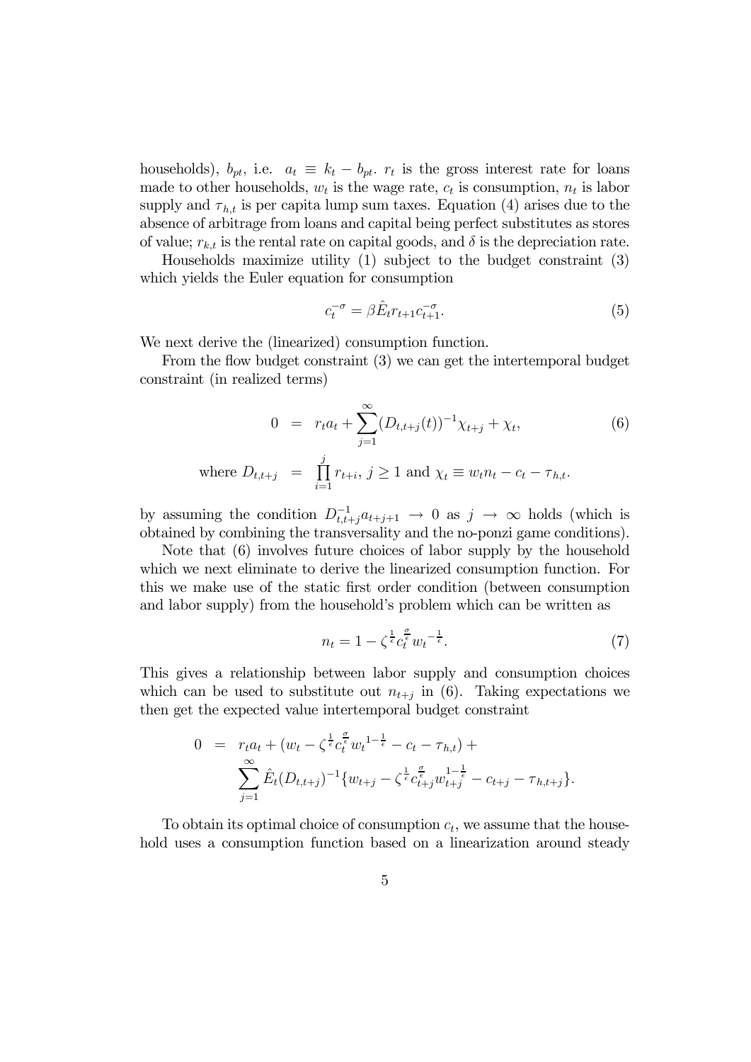households), $b_{pt}$, i.e. $a_t \equiv k_t - b_{pt}$. $r_t$ is the gross interest rate for loans made to other households, $w_t$ is the wage rate, $c_t$ is consumption, $n_t$ is labor supply and $\tau_{h,t}$ is per capita lump sum taxes. Equation (4) arises due to the absence of arbitrage from loans and capital being perfect substitutes as stores of value; $r_{k,t}$ is the rental rate on capital goods, and $\delta$ is the depreciation rate.

Households maximize utility (1) subject to the budget constraint (3) which yields the Euler equation for consumption

$$c_t^{-\sigma} = \beta \hat{E}_t r_{t+1} c_{t+1}^{-\sigma}. \tag{5}$$

We next derive the (linearized) consumption function.

From the flow budget constraint (3) we can get the intertemporal budget constraint (in realized terms)

$$\begin{aligned} 0 &= r_t a_t + \sum_{j=1}^{\infty} (D_{t,t+j}(t))^{-1} \chi_{t+j} + \chi_t, \qquad (6) \\ \text{where } D_{t,t+j} &= \prod_{i=1}^{j} r_{t+i},\ j \geq 1 \text{ and } \chi_t \equiv w_t n_t - c_t - \tau_{h,t}. \end{aligned}$$

by assuming the condition $D_{t,t+j}^{-1} a_{t+j+1} \to 0$ as $j \to \infty$ holds (which is obtained by combining the transversality and the no-ponzi game conditions).

Note that (6) involves future choices of labor supply by the household which we next eliminate to derive the linearized consumption function. For this we make use of the static first order condition (between consumption and labor supply) from the household's problem which can be written as

$$n_t = 1 - \zeta^{\frac{1}{\epsilon}} c_t^{\frac{\sigma}{\epsilon}} w_t^{-\frac{1}{\epsilon}}. \tag{7}$$

This gives a relationship between labor supply and consumption choices which can be used to substitute out $n_{t+j}$ in (6). Taking expectations we then get the expected value intertemporal budget constraint

$$\begin{aligned} 0 &= r_t a_t + (w_t - \zeta^{\frac{1}{\epsilon}} c_t^{\frac{\sigma}{\epsilon}} w_t^{1-\frac{1}{\epsilon}} - c_t - \tau_{h,t}) + \\ &\quad \sum_{j=1}^{\infty} \hat{E}_t (D_{t,t+j})^{-1} \{ w_{t+j} - \zeta^{\frac{1}{\epsilon}} c_{t+j}^{\frac{\sigma}{\epsilon}} w_{t+j}^{1-\frac{1}{\epsilon}} - c_{t+j} - \tau_{h,t+j} \}. \end{aligned}$$

To obtain its optimal choice of consumption $c_t$, we assume that the household uses a consumption function based on a linearization around steady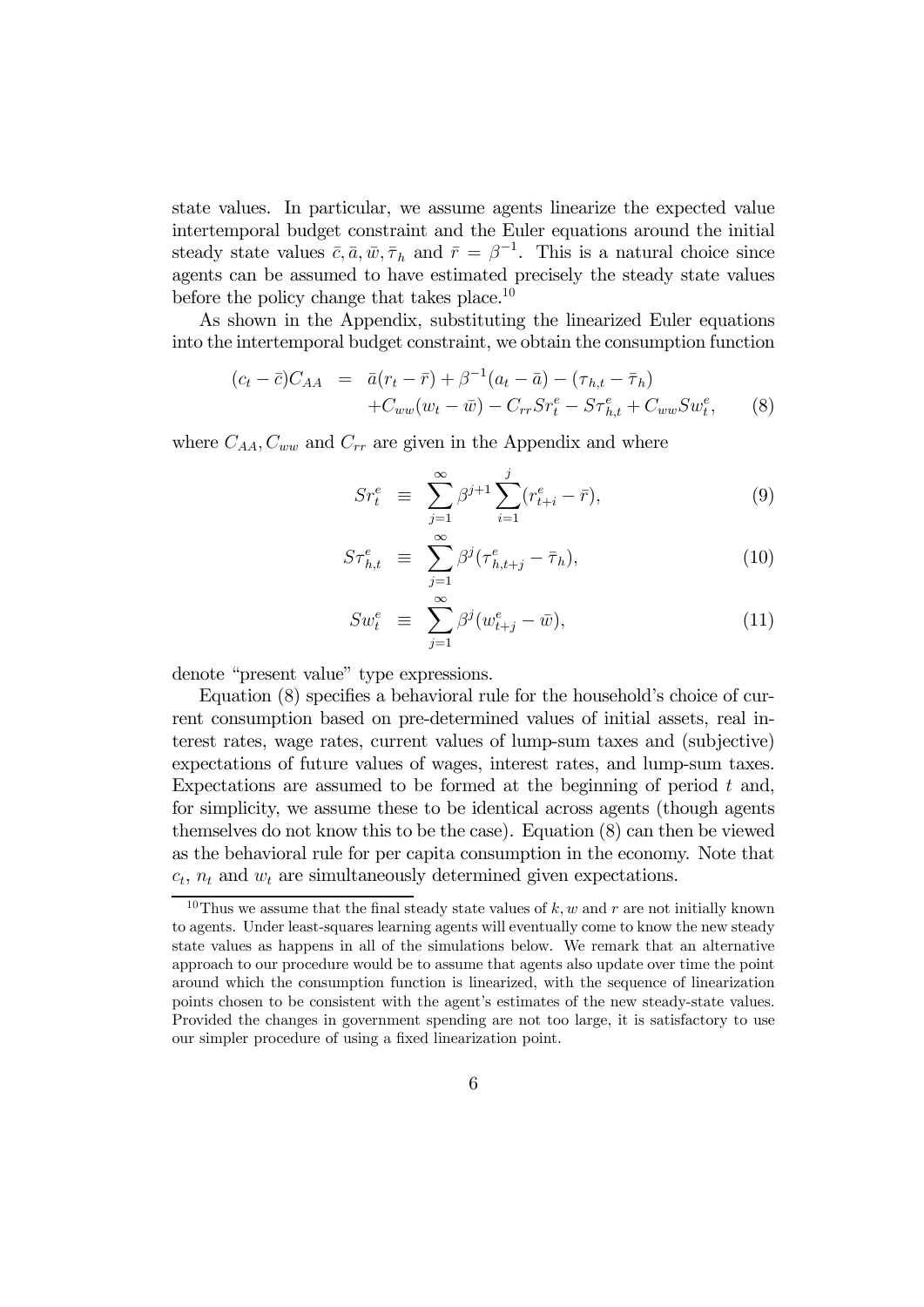state values. In particular, we assume agents linearize the expected value intertemporal budget constraint and the Euler equations around the initial steady state values $\bar{c}, \bar{a}, \bar{w}, \bar{\tau}_h$ and $\bar{r} = \beta^{-1}$. This is a natural choice since agents can be assumed to have estimated precisely the steady state values before the policy change that takes place.[10]

As shown in the Appendix, substituting the linearized Euler equations into the intertemporal budget constraint, we obtain the consumption function

$$
\begin{aligned}
(c_t - \bar{c})C_{AA} &= \bar{a}(r_t - \bar{r}) + \beta^{-1}(a_t - \bar{a}) - (\tau_{h,t} - \bar{\tau}_h) \\
&\quad + C_{ww}(w_t - \bar{w}) - C_{rr}Sr_t^e - S\tau_{h,t}^e + C_{ww}Sw_t^e, \qquad (8)
\end{aligned}
$$

where $C_{AA}, C_{ww}$ and $C_{rr}$ are given in the Appendix and where

$$
Sr_t^e \equiv \sum_{j=1}^{\infty} \beta^{j+1} \sum_{i=1}^{j} (r_{t+i}^e - \bar{r}), \qquad (9)
$$

$$
S\tau_{h,t}^e \equiv \sum_{j=1}^{\infty} \beta^{j} (\tau_{h,t+j}^e - \bar{\tau}_h), \qquad (10)
$$

$$
Sw_t^e \equiv \sum_{j=1}^{\infty} \beta^{j} (w_{t+j}^e - \bar{w}), \qquad (11)
$$

denote "present value" type expressions.

Equation (8) specifies a behavioral rule for the household's choice of current consumption based on pre-determined values of initial assets, real interest rates, wage rates, current values of lump-sum taxes and (subjective) expectations of future values of wages, interest rates, and lump-sum taxes. Expectations are assumed to be formed at the beginning of period $t$ and, for simplicity, we assume these to be identical across agents (though agents themselves do not know this to be the case). Equation (8) can then be viewed as the behavioral rule for per capita consumption in the economy. Note that $c_t$, $n_t$ and $w_t$ are simultaneously determined given expectations.

[10] Thus we assume that the final steady state values of $k, w$ and $r$ are not initially known to agents. Under least-squares learning agents will eventually come to know the new steady state values as happens in all of the simulations below. We remark that an alternative approach to our procedure would be to assume that agents also update over time the point around which the consumption function is linearized, with the sequence of linearization points chosen to be consistent with the agent's estimates of the new steady-state values. Provided the changes in government spending are not too large, it is satisfactory to use our simpler procedure of using a fixed linearization point.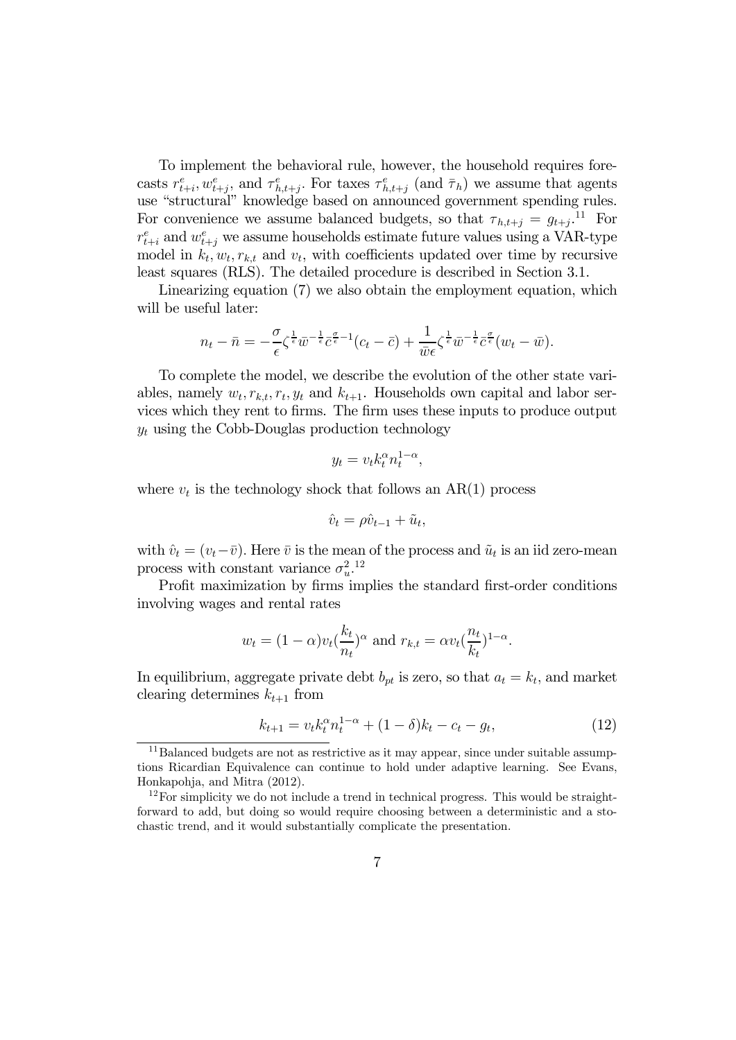To implement the behavioral rule, however, the household requires forecasts $r^e_{t+i}, w^e_{t+j}$, and $\tau^e_{h,t+j}$. For taxes $\tau^e_{h,t+j}$ (and $\bar{\tau}_h$) we assume that agents use "structural" knowledge based on announced government spending rules. For convenience we assume balanced budgets, so that $\tau_{h,t+j} = g_{t+j}$.[11] For $r^e_{t+i}$ and $w^e_{t+j}$ we assume households estimate future values using a VAR-type model in $k_t, w_t, r_{k,t}$ and $v_t$, with coefficients updated over time by recursive least squares (RLS). The detailed procedure is described in Section 3.1.

Linearizing equation (7) we also obtain the employment equation, which will be useful later:

$$n_t - \bar{n} = -\frac{\sigma}{\epsilon}\zeta^{\frac{1}{\epsilon}}\bar{w}^{-\frac{1}{\epsilon}}\bar{c}^{\frac{\sigma}{\epsilon}-1}(c_t - \bar{c}) + \frac{1}{\bar{w}\epsilon}\zeta^{\frac{1}{\epsilon}}\bar{w}^{-\frac{1}{\epsilon}}\bar{c}^{\frac{\sigma}{\epsilon}}(w_t - \bar{w}).$$

To complete the model, we describe the evolution of the other state variables, namely $w_t, r_{k,t}, r_t, y_t$ and $k_{t+1}$. Households own capital and labor services which they rent to firms. The firm uses these inputs to produce output $y_t$ using the Cobb-Douglas production technology

$$y_t = v_t k_t^{\alpha} n_t^{1-\alpha},$$

where $v_t$ is the technology shock that follows an AR(1) process

$$\hat{v}_t = \rho \hat{v}_{t-1} + \tilde{u}_t,$$

with $\hat{v}_t = (v_t - \bar{v})$. Here $\bar{v}$ is the mean of the process and $\tilde{u}_t$ is an iid zero-mean process with constant variance $\sigma^2_u$.[12]

Profit maximization by firms implies the standard first-order conditions involving wages and rental rates

$$w_t = (1-\alpha)v_t(\frac{k_t}{n_t})^{\alpha} \text{ and } r_{k,t} = \alpha v_t(\frac{n_t}{k_t})^{1-\alpha}.$$

In equilibrium, aggregate private debt $b_{pt}$ is zero, so that $a_t = k_t$, and market clearing determines $k_{t+1}$ from

$$k_{t+1} = v_t k_t^{\alpha} n_t^{1-\alpha} + (1-\delta)k_t - c_t - g_t, \tag{12}$$

[11] Balanced budgets are not as restrictive as it may appear, since under suitable assumptions Ricardian Equivalence can continue to hold under adaptive learning. See Evans, Honkapohja, and Mitra (2012).

[12] For simplicity we do not include a trend in technical progress. This would be straightforward to add, but doing so would require choosing between a deterministic and a stochastic trend, and it would substantially complicate the presentation.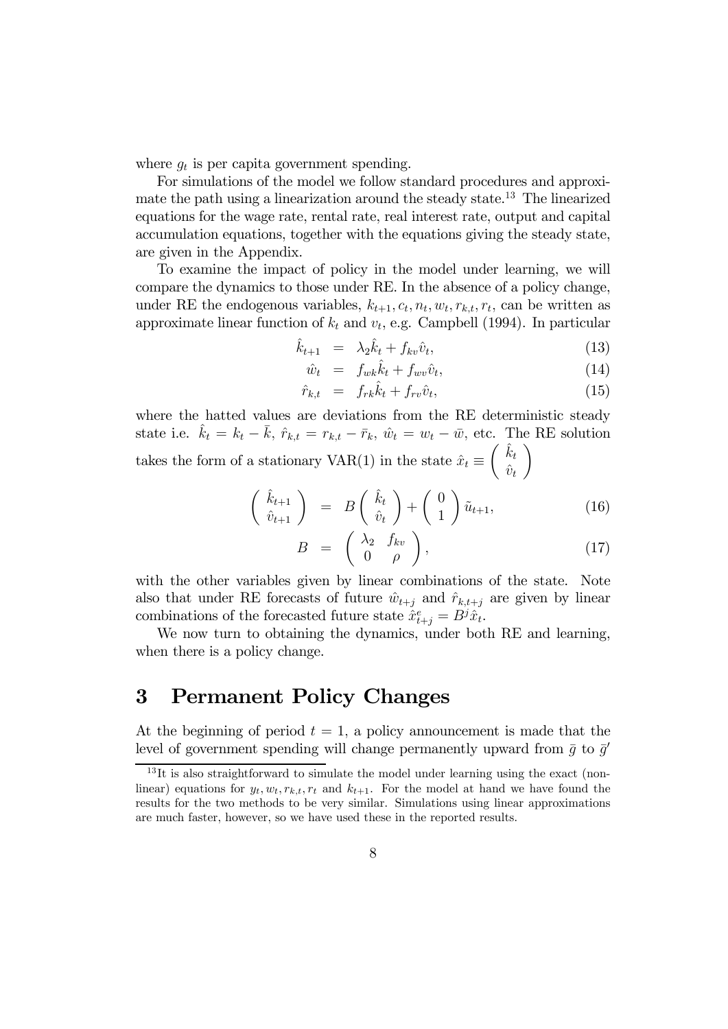where $g_t$ is per capita government spending.

For simulations of the model we follow standard procedures and approximate the path using a linearization around the steady state.[13] The linearized equations for the wage rate, rental rate, real interest rate, output and capital accumulation equations, together with the equations giving the steady state, are given in the Appendix.

To examine the impact of policy in the model under learning, we will compare the dynamics to those under RE. In the absence of a policy change, under RE the endogenous variables, $k_{t+1}, c_t, n_t, w_t, r_{k,t}, r_t$, can be written as approximate linear function of $k_t$ and $v_t$, e.g. Campbell (1994). In particular

$$\hat{k}_{t+1} = \lambda_2 \hat{k}_t + f_{kv} \hat{v}_t, \tag{13}$$

$$\hat{w}_t = f_{wk} \hat{k}_t + f_{wv} \hat{v}_t, \tag{14}$$

$$\hat{r}_{k,t} = f_{rk} \hat{k}_t + f_{rv} \hat{v}_t, \tag{15}$$

where the hatted values are deviations from the RE deterministic steady state i.e. $\hat{k}_t = k_t - \bar{k}$, $\hat{r}_{k,t} = r_{k,t} - \bar{r}_k$, $\hat{w}_t = w_t - \bar{w}$, etc. The RE solution takes the form of a stationary VAR(1) in the state $\hat{x}_t \equiv \begin{pmatrix} \hat{k}_t \\ \hat{v}_t \end{pmatrix}$

$$\begin{pmatrix} \hat{k}_{t+1} \\ \hat{v}_{t+1} \end{pmatrix} = B \begin{pmatrix} \hat{k}_t \\ \hat{v}_t \end{pmatrix} + \begin{pmatrix} 0 \\ 1 \end{pmatrix} \tilde{u}_{t+1}, \tag{16}$$

$$B = \begin{pmatrix} \lambda_2 & f_{kv} \\ 0 & \rho \end{pmatrix}, \tag{17}$$

with the other variables given by linear combinations of the state. Note also that under RE forecasts of future $\hat{w}_{t+j}$ and $\hat{r}_{k,t+j}$ are given by linear combinations of the forecasted future state $\hat{x}^e_{t+j} = B^j \hat{x}_t$.

We now turn to obtaining the dynamics, under both RE and learning, when there is a policy change.

# 3 Permanent Policy Changes

At the beginning of period $t = 1$, a policy announcement is made that the level of government spending will change permanently upward from $\bar{g}$ to $\bar{g}'$

[13] It is also straightforward to simulate the model under learning using the exact (nonlinear) equations for $y_t, w_t, r_{k,t}, r_t$ and $k_{t+1}$. For the model at hand we have found the results for the two methods to be very similar. Simulations using linear approximations are much faster, however, so we have used these in the reported results.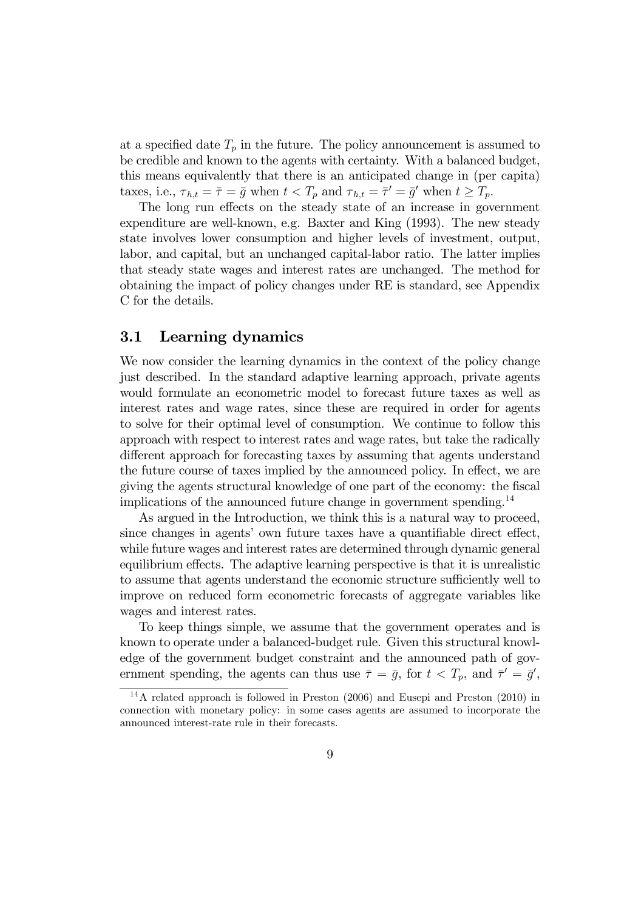at a specified date $T_p$ in the future. The policy announcement is assumed to be credible and known to the agents with certainty. With a balanced budget, this means equivalently that there is an anticipated change in (per capita) taxes, i.e., $\tau_{h,t} = \bar{\tau} = \bar{g}$ when $t < T_p$ and $\tau_{h,t} = \bar{\tau}' = \bar{g}'$ when $t \geq T_p$.

The long run effects on the steady state of an increase in government expenditure are well-known, e.g. Baxter and King (1993). The new steady state involves lower consumption and higher levels of investment, output, labor, and capital, but an unchanged capital-labor ratio. The latter implies that steady state wages and interest rates are unchanged. The method for obtaining the impact of policy changes under RE is standard, see Appendix C for the details.

## 3.1 Learning dynamics

We now consider the learning dynamics in the context of the policy change just described. In the standard adaptive learning approach, private agents would formulate an econometric model to forecast future taxes as well as interest rates and wage rates, since these are required in order for agents to solve for their optimal level of consumption. We continue to follow this approach with respect to interest rates and wage rates, but take the radically different approach for forecasting taxes by assuming that agents understand the future course of taxes implied by the announced policy. In effect, we are giving the agents structural knowledge of one part of the economy: the fiscal implications of the announced future change in government spending.[14]

As argued in the Introduction, we think this is a natural way to proceed, since changes in agents' own future taxes have a quantifiable direct effect, while future wages and interest rates are determined through dynamic general equilibrium effects. The adaptive learning perspective is that it is unrealistic to assume that agents understand the economic structure sufficiently well to improve on reduced form econometric forecasts of aggregate variables like wages and interest rates.

To keep things simple, we assume that the government operates and is known to operate under a balanced-budget rule. Given this structural knowledge of the government budget constraint and the announced path of government spending, the agents can thus use $\bar{\tau} = \bar{g}$, for $t < T_p$, and $\bar{\tau}' = \bar{g}'$,

[14] A related approach is followed in Preston (2006) and Eusepi and Preston (2010) in connection with monetary policy: in some cases agents are assumed to incorporate the announced interest-rate rule in their forecasts.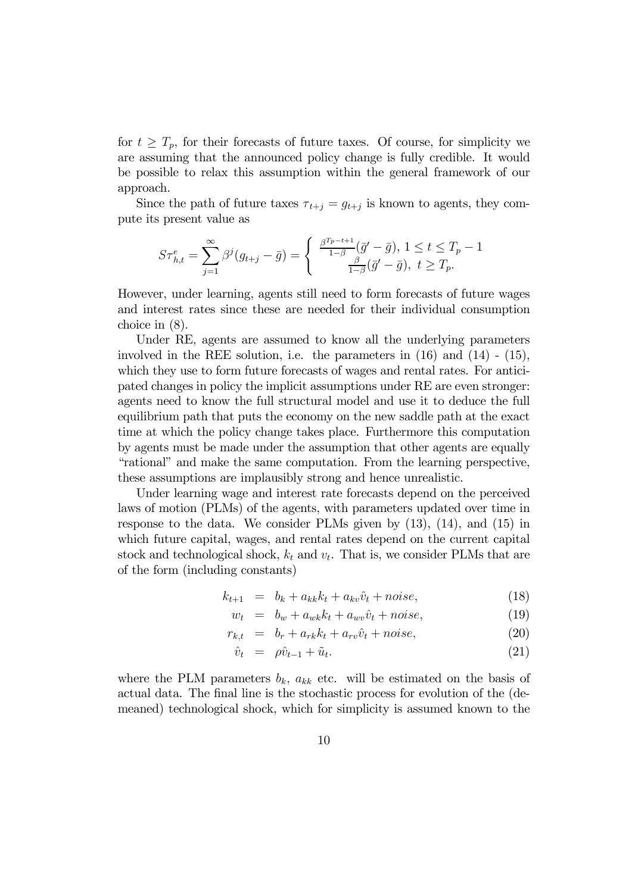for $t \geq T_p$, for their forecasts of future taxes. Of course, for simplicity we are assuming that the announced policy change is fully credible. It would be possible to relax this assumption within the general framework of our approach.

Since the path of future taxes $\tau_{t+j} = g_{t+j}$ is known to agents, they compute its present value as

$$S\tau^e_{h,t} = \sum_{j=1}^{\infty} \beta^j (g_{t+j} - \bar{g}) = \begin{cases} \frac{\beta^{T_p - t+1}}{1-\beta}(\bar{g}' - \bar{g}), \; 1 \leq t \leq T_p - 1 \\ \frac{\beta}{1-\beta}(\bar{g}' - \bar{g}), \; t \geq T_p. \end{cases}$$

However, under learning, agents still need to form forecasts of future wages and interest rates since these are needed for their individual consumption choice in (8).

Under RE, agents are assumed to know all the underlying parameters involved in the REE solution, i.e. the parameters in (16) and (14) - (15), which they use to form future forecasts of wages and rental rates. For anticipated changes in policy the implicit assumptions under RE are even stronger: agents need to know the full structural model and use it to deduce the full equilibrium path that puts the economy on the new saddle path at the exact time at which the policy change takes place. Furthermore this computation by agents must be made under the assumption that other agents are equally "rational" and make the same computation. From the learning perspective, these assumptions are implausibly strong and hence unrealistic.

Under learning wage and interest rate forecasts depend on the perceived laws of motion (PLMs) of the agents, with parameters updated over time in response to the data. We consider PLMs given by (13), (14), and (15) in which future capital, wages, and rental rates depend on the current capital stock and technological shock, $k_t$ and $v_t$. That is, we consider PLMs that are of the form (including constants)

$$k_{t+1} = b_k + a_{kk} k_t + a_{kv} \hat{v}_t + noise, \tag{18}$$

$$w_t = b_w + a_{wk} k_t + a_{wv} \hat{v}_t + noise, \tag{19}$$

$$r_{k,t} = b_r + a_{rk} k_t + a_{rv} \hat{v}_t + noise, \tag{20}$$

$$\hat{v}_t = \rho \hat{v}_{t-1} + \tilde{u}_t. \tag{21}$$

where the PLM parameters $b_k$, $a_{kk}$ etc. will be estimated on the basis of actual data. The final line is the stochastic process for evolution of the (demeaned) technological shock, which for simplicity is assumed known to the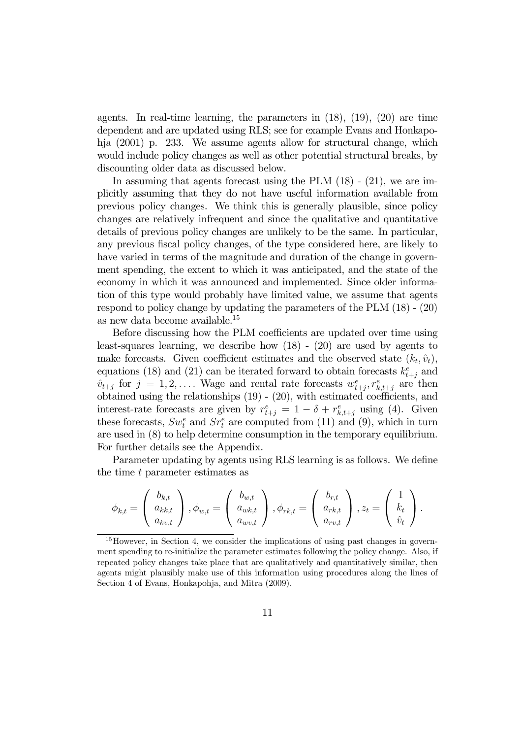agents. In real-time learning, the parameters in (18), (19), (20) are time dependent and are updated using RLS; see for example Evans and Honkapohja (2001) p. 233. We assume agents allow for structural change, which would include policy changes as well as other potential structural breaks, by discounting older data as discussed below.

In assuming that agents forecast using the PLM (18) - (21), we are implicitly assuming that they do not have useful information available from previous policy changes. We think this is generally plausible, since policy changes are relatively infrequent and since the qualitative and quantitative details of previous policy changes are unlikely to be the same. In particular, any previous fiscal policy changes, of the type considered here, are likely to have varied in terms of the magnitude and duration of the change in government spending, the extent to which it was anticipated, and the state of the economy in which it was announced and implemented. Since older information of this type would probably have limited value, we assume that agents respond to policy change by updating the parameters of the PLM (18) - (20) as new data become available.[15]

Before discussing how the PLM coefficients are updated over time using least-squares learning, we describe how (18) - (20) are used by agents to make forecasts. Given coefficient estimates and the observed state $(k_t, \hat{v}_t)$, equations (18) and (21) can be iterated forward to obtain forecasts $k^e_{t+j}$ and $\hat{v}_{t+j}$ for $j = 1, 2, \ldots$. Wage and rental rate forecasts $w^e_{t+j}, r^e_{k,t+j}$ are then obtained using the relationships (19) - (20), with estimated coefficients, and interest-rate forecasts are given by $r^e_{t+j} = 1 - \delta + r^e_{k,t+j}$ using (4). Given these forecasts, $Sw^e_t$ and $Sr^e_t$ are computed from (11) and (9), which in turn are used in (8) to help determine consumption in the temporary equilibrium. For further details see the Appendix.

Parameter updating by agents using RLS learning is as follows. We define the time $t$ parameter estimates as

$$\phi_{k,t} = \begin{pmatrix} b_{k,t} \\ a_{kk,t} \\ a_{kv,t} \end{pmatrix}, \phi_{w,t} = \begin{pmatrix} b_{w,t} \\ a_{wk,t} \\ a_{wv,t} \end{pmatrix}, \phi_{rk,t} = \begin{pmatrix} b_{r,t} \\ a_{rk,t} \\ a_{rv,t} \end{pmatrix}, z_t = \begin{pmatrix} 1 \\ k_t \\ \hat{v}_t \end{pmatrix}.$$

[15] However, in Section 4, we consider the implications of using past changes in government spending to re-initialize the parameter estimates following the policy change. Also, if repeated policy changes take place that are qualitatively and quantitatively similar, then agents might plausibly make use of this information using procedures along the lines of Section 4 of Evans, Honkapohja, and Mitra (2009).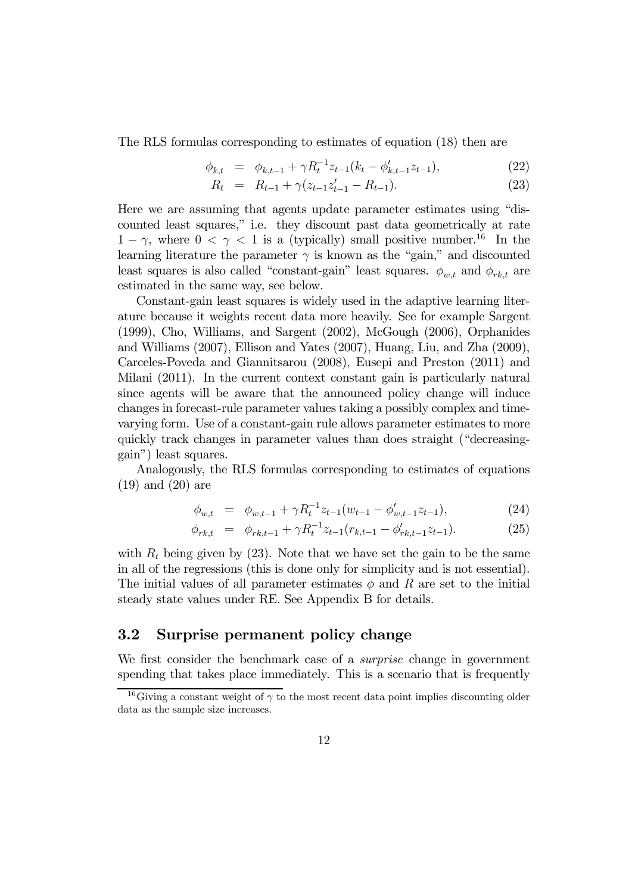The RLS formulas corresponding to estimates of equation (18) then are

$$\phi_{k,t} = \phi_{k,t-1} + \gamma R_t^{-1} z_{t-1}(k_t - \phi'_{k,t-1} z_{t-1}), \tag{22}$$

$$R_t = R_{t-1} + \gamma(z_{t-1} z'_{t-1} - R_{t-1}). \tag{23}$$

Here we are assuming that agents update parameter estimates using "discounted least squares," i.e. they discount past data geometrically at rate $1 - \gamma$, where $0 < \gamma < 1$ is a (typically) small positive number.[16] In the learning literature the parameter $\gamma$ is known as the "gain," and discounted least squares is also called "constant-gain" least squares. $\phi_{w,t}$ and $\phi_{rk,t}$ are estimated in the same way, see below.

Constant-gain least squares is widely used in the adaptive learning literature because it weights recent data more heavily. See for example Sargent (1999), Cho, Williams, and Sargent (2002), McGough (2006), Orphanides and Williams (2007), Ellison and Yates (2007), Huang, Liu, and Zha (2009), Carceles-Poveda and Giannitsarou (2008), Eusepi and Preston (2011) and Milani (2011). In the current context constant gain is particularly natural since agents will be aware that the announced policy change will induce changes in forecast-rule parameter values taking a possibly complex and time-varying form. Use of a constant-gain rule allows parameter estimates to more quickly track changes in parameter values than does straight ("decreasing-gain") least squares.

Analogously, the RLS formulas corresponding to estimates of equations (19) and (20) are

$$\phi_{w,t} = \phi_{w,t-1} + \gamma R_t^{-1} z_{t-1}(w_{t-1} - \phi'_{w,t-1} z_{t-1}), \tag{24}$$

$$\phi_{rk,t} = \phi_{rk,t-1} + \gamma R_t^{-1} z_{t-1}(r_{k,t-1} - \phi'_{rk,t-1} z_{t-1}). \tag{25}$$

with $R_t$ being given by (23). Note that we have set the gain to be the same in all of the regressions (this is done only for simplicity and is not essential). The initial values of all parameter estimates $\phi$ and $R$ are set to the initial steady state values under RE. See Appendix B for details.

## 3.2 Surprise permanent policy change

We first consider the benchmark case of a *surprise* change in government spending that takes place immediately. This is a scenario that is frequently

[16] Giving a constant weight of $\gamma$ to the most recent data point implies discounting older data as the sample size increases.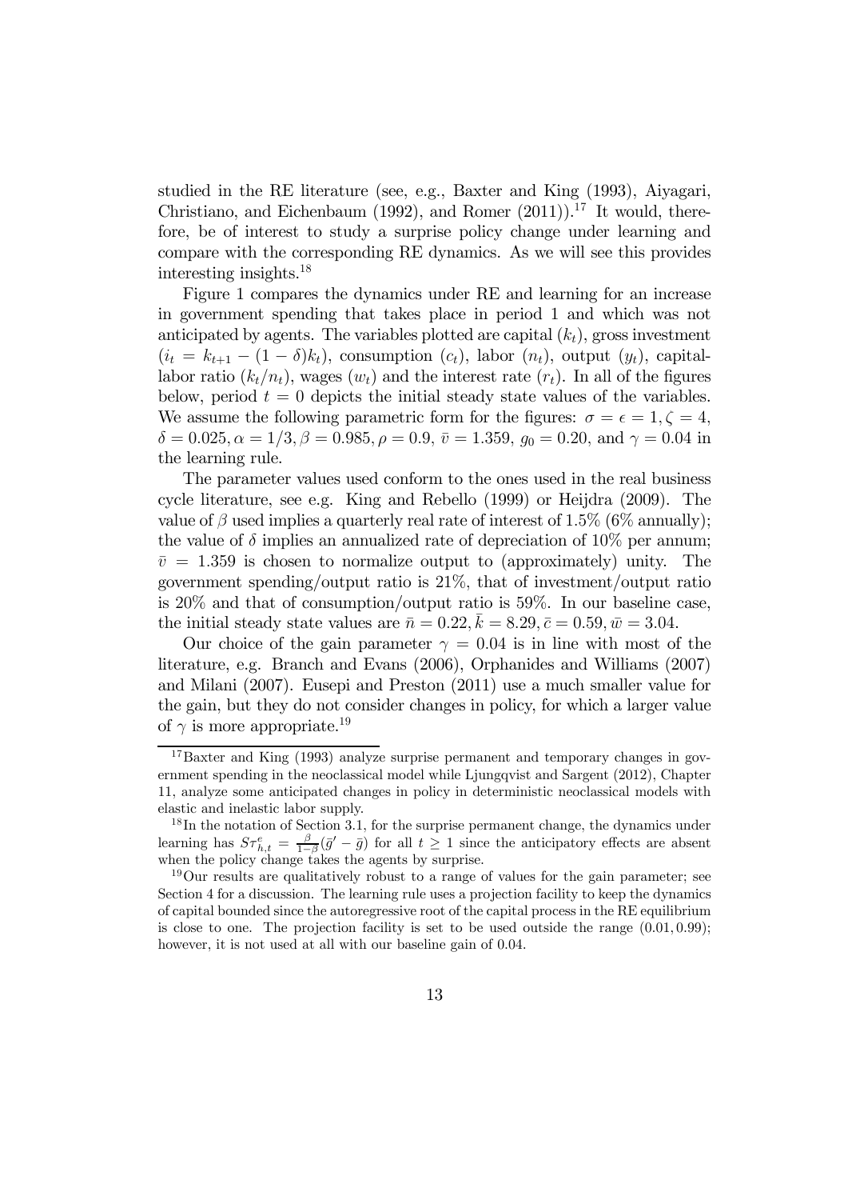studied in the RE literature (see, e.g., Baxter and King (1993), Aiyagari, Christiano, and Eichenbaum (1992), and Romer (2011)).[17] It would, therefore, be of interest to study a surprise policy change under learning and compare with the corresponding RE dynamics. As we will see this provides interesting insights.[18]

Figure 1 compares the dynamics under RE and learning for an increase in government spending that takes place in period 1 and which was not anticipated by agents. The variables plotted are capital ($k_t$), gross investment ($i_t = k_{t+1} - (1-\delta)k_t$), consumption ($c_t$), labor ($n_t$), output ($y_t$), capital-labor ratio ($k_t/n_t$), wages ($w_t$) and the interest rate ($r_t$). In all of the figures below, period $t = 0$ depicts the initial steady state values of the variables. We assume the following parametric form for the figures: $\sigma = \epsilon = 1, \zeta = 4$, $\delta = 0.025, \alpha = 1/3, \beta = 0.985, \rho = 0.9$, $\bar{v} = 1.359$, $g_0 = 0.20$, and $\gamma = 0.04$ in the learning rule.

The parameter values used conform to the ones used in the real business cycle literature, see e.g. King and Rebello (1999) or Heijdra (2009). The value of $\beta$ used implies a quarterly real rate of interest of 1.5% (6% annually); the value of $\delta$ implies an annualized rate of depreciation of 10% per annum; $\bar{v} = 1.359$ is chosen to normalize output to (approximately) unity. The government spending/output ratio is 21%, that of investment/output ratio is 20% and that of consumption/output ratio is 59%. In our baseline case, the initial steady state values are $\bar{n} = 0.22, \bar{k} = 8.29, \bar{c} = 0.59, \bar{w} = 3.04$.

Our choice of the gain parameter $\gamma = 0.04$ is in line with most of the literature, e.g. Branch and Evans (2006), Orphanides and Williams (2007) and Milani (2007). Eusepi and Preston (2011) use a much smaller value for the gain, but they do not consider changes in policy, for which a larger value of $\gamma$ is more appropriate.[19]

---

[17] Baxter and King (1993) analyze surprise permanent and temporary changes in government spending in the neoclassical model while Ljungqvist and Sargent (2012), Chapter 11, analyze some anticipated changes in policy in deterministic neoclassical models with elastic and inelastic labor supply.

[18] In the notation of Section 3.1, for the surprise permanent change, the dynamics under learning has $S\tau^e_{h,t} = \frac{\beta}{1-\beta}(\bar{g}' - \bar{g})$ for all $t \geq 1$ since the anticipatory effects are absent when the policy change takes the agents by surprise.

[19] Our results are qualitatively robust to a range of values for the gain parameter; see Section 4 for a discussion. The learning rule uses a projection facility to keep the dynamics of capital bounded since the autoregressive root of the capital process in the RE equilibrium is close to one. The projection facility is set to be used outside the range $(0.01, 0.99)$; however, it is not used at all with our baseline gain of 0.04.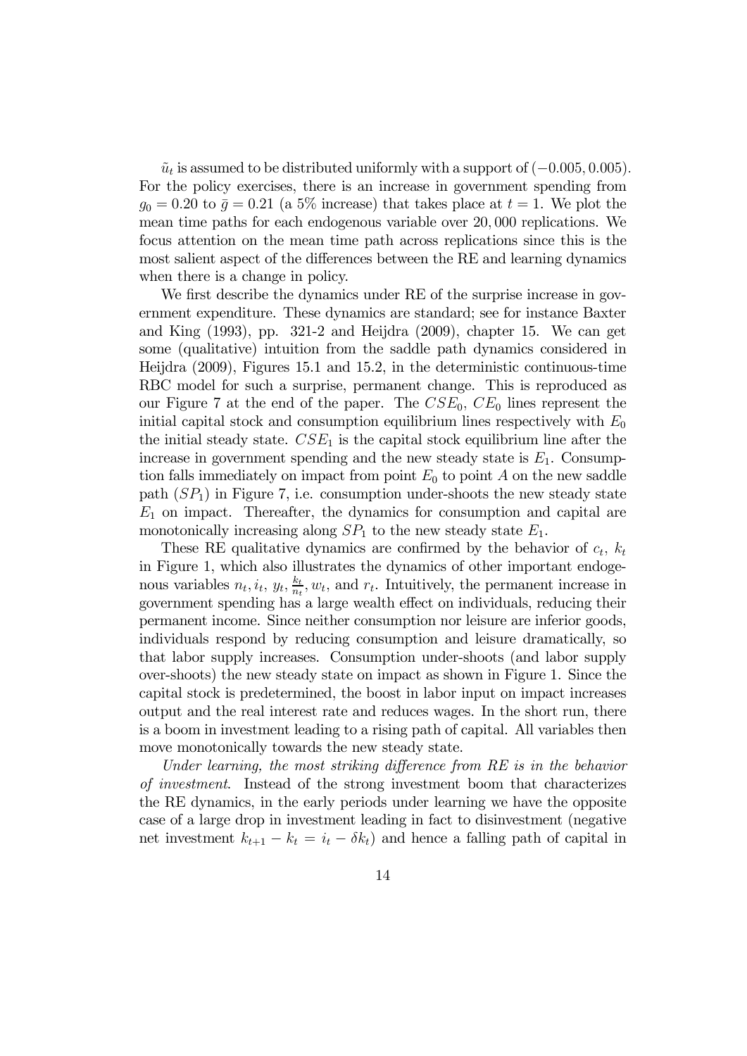$\tilde{u}_t$ is assumed to be distributed uniformly with a support of $(-0.005, 0.005)$. For the policy exercises, there is an increase in government spending from $g_0 = 0.20$ to $\bar{g} = 0.21$ (a 5% increase) that takes place at $t = 1$. We plot the mean time paths for each endogenous variable over $20,000$ replications. We focus attention on the mean time path across replications since this is the most salient aspect of the differences between the RE and learning dynamics when there is a change in policy.

We first describe the dynamics under RE of the surprise increase in government expenditure. These dynamics are standard; see for instance Baxter and King (1993), pp. 321-2 and Heijdra (2009), chapter 15. We can get some (qualitative) intuition from the saddle path dynamics considered in Heijdra (2009), Figures 15.1 and 15.2, in the deterministic continuous-time RBC model for such a surprise, permanent change. This is reproduced as our Figure 7 at the end of the paper. The $CSE_0$, $CE_0$ lines represent the initial capital stock and consumption equilibrium lines respectively with $E_0$ the initial steady state. $CSE_1$ is the capital stock equilibrium line after the increase in government spending and the new steady state is $E_1$. Consumption falls immediately on impact from point $E_0$ to point $A$ on the new saddle path $(SP_1)$ in Figure 7, i.e. consumption under-shoots the new steady state $E_1$ on impact. Thereafter, the dynamics for consumption and capital are monotonically increasing along $SP_1$ to the new steady state $E_1$.

These RE qualitative dynamics are confirmed by the behavior of $c_t$, $k_t$ in Figure 1, which also illustrates the dynamics of other important endogenous variables $n_t, i_t$, $y_t$, $\frac{k_t}{n_t}$, $w_t$, and $r_t$. Intuitively, the permanent increase in government spending has a large wealth effect on individuals, reducing their permanent income. Since neither consumption nor leisure are inferior goods, individuals respond by reducing consumption and leisure dramatically, so that labor supply increases. Consumption under-shoots (and labor supply over-shoots) the new steady state on impact as shown in Figure 1. Since the capital stock is predetermined, the boost in labor input on impact increases output and the real interest rate and reduces wages. In the short run, there is a boom in investment leading to a rising path of capital. All variables then move monotonically towards the new steady state.

*Under learning, the most striking difference from RE is in the behavior of investment.* Instead of the strong investment boom that characterizes the RE dynamics, in the early periods under learning we have the opposite case of a large drop in investment leading in fact to disinvestment (negative net investment $k_{t+1} - k_t = i_t - \delta k_t$) and hence a falling path of capital in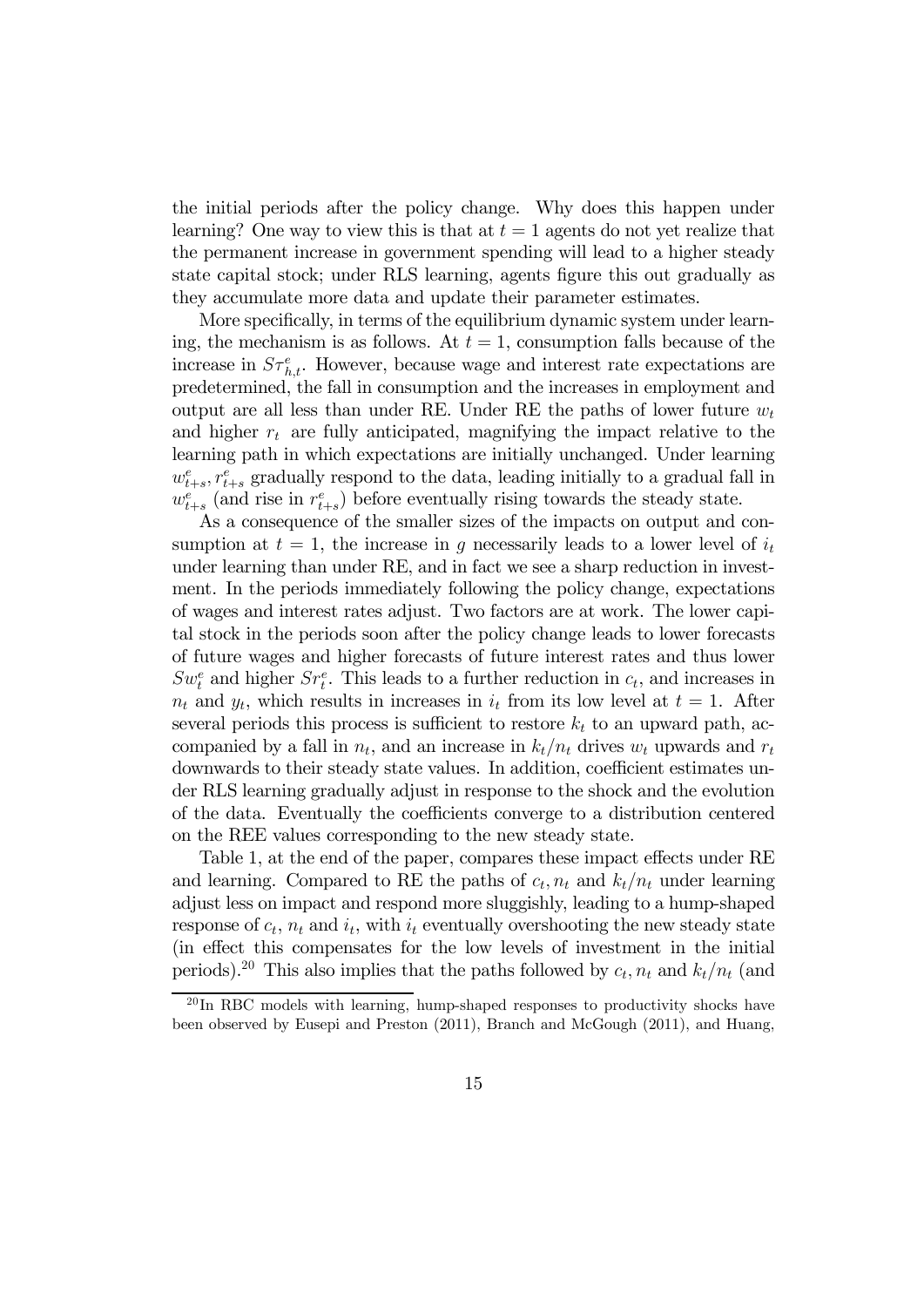the initial periods after the policy change. Why does this happen under learning? One way to view this is that at $t = 1$ agents do not yet realize that the permanent increase in government spending will lead to a higher steady state capital stock; under RLS learning, agents figure this out gradually as they accumulate more data and update their parameter estimates.

More specifically, in terms of the equilibrium dynamic system under learning, the mechanism is as follows. At $t = 1$, consumption falls because of the increase in $S\tau^e_{h,t}$. However, because wage and interest rate expectations are predetermined, the fall in consumption and the increases in employment and output are all less than under RE. Under RE the paths of lower future $w_t$ and higher $r_t$ are fully anticipated, magnifying the impact relative to the learning path in which expectations are initially unchanged. Under learning $w^e_{t+s}, r^e_{t+s}$ gradually respond to the data, leading initially to a gradual fall in $w^e_{t+s}$ (and rise in $r^e_{t+s}$) before eventually rising towards the steady state.

As a consequence of the smaller sizes of the impacts on output and consumption at $t = 1$, the increase in $g$ necessarily leads to a lower level of $i_t$ under learning than under RE, and in fact we see a sharp reduction in investment. In the periods immediately following the policy change, expectations of wages and interest rates adjust. Two factors are at work. The lower capital stock in the periods soon after the policy change leads to lower forecasts of future wages and higher forecasts of future interest rates and thus lower $Sw^e_t$ and higher $Sr^e_t$. This leads to a further reduction in $c_t$, and increases in $n_t$ and $y_t$, which results in increases in $i_t$ from its low level at $t = 1$. After several periods this process is sufficient to restore $k_t$ to an upward path, accompanied by a fall in $n_t$, and an increase in $k_t/n_t$ drives $w_t$ upwards and $r_t$ downwards to their steady state values. In addition, coefficient estimates under RLS learning gradually adjust in response to the shock and the evolution of the data. Eventually the coefficients converge to a distribution centered on the REE values corresponding to the new steady state.

Table 1, at the end of the paper, compares these impact effects under RE and learning. Compared to RE the paths of $c_t, n_t$ and $k_t/n_t$ under learning adjust less on impact and respond more sluggishly, leading to a hump-shaped response of $c_t$, $n_t$ and $i_t$, with $i_t$ eventually overshooting the new steady state (in effect this compensates for the low levels of investment in the initial periods).[20] This also implies that the paths followed by $c_t, n_t$ and $k_t/n_t$ (and

[20] In RBC models with learning, hump-shaped responses to productivity shocks have been observed by Eusepi and Preston (2011), Branch and McGough (2011), and Huang,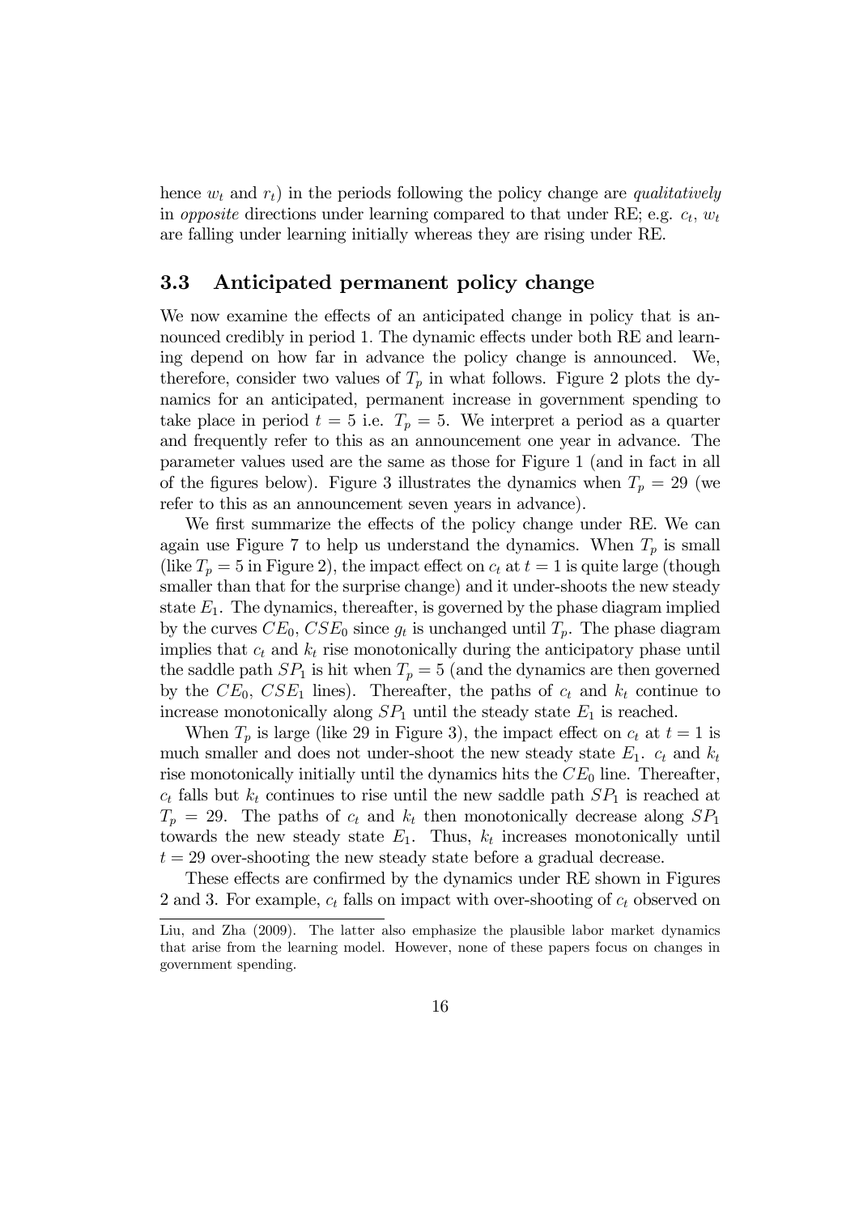hence $w_t$ and $r_t$) in the periods following the policy change are *qualitatively* in *opposite* directions under learning compared to that under RE; e.g. $c_t$, $w_t$ are falling under learning initially whereas they are rising under RE.

### 3.3 Anticipated permanent policy change

We now examine the effects of an anticipated change in policy that is announced credibly in period 1. The dynamic effects under both RE and learning depend on how far in advance the policy change is announced. We, therefore, consider two values of $T_p$ in what follows. Figure 2 plots the dynamics for an anticipated, permanent increase in government spending to take place in period $t = 5$ i.e. $T_p = 5$. We interpret a period as a quarter and frequently refer to this as an announcement one year in advance. The parameter values used are the same as those for Figure 1 (and in fact in all of the figures below). Figure 3 illustrates the dynamics when $T_p = 29$ (we refer to this as an announcement seven years in advance).

We first summarize the effects of the policy change under RE. We can again use Figure 7 to help us understand the dynamics. When $T_p$ is small (like $T_p = 5$ in Figure 2), the impact effect on $c_t$ at $t = 1$ is quite large (though smaller than that for the surprise change) and it under-shoots the new steady state $E_1$. The dynamics, thereafter, is governed by the phase diagram implied by the curves $CE_0$, $CSE_0$ since $g_t$ is unchanged until $T_p$. The phase diagram implies that $c_t$ and $k_t$ rise monotonically during the anticipatory phase until the saddle path $SP_1$ is hit when $T_p = 5$ (and the dynamics are then governed by the $CE_0$, $CSE_1$ lines). Thereafter, the paths of $c_t$ and $k_t$ continue to increase monotonically along $SP_1$ until the steady state $E_1$ is reached.

When $T_p$ is large (like 29 in Figure 3), the impact effect on $c_t$ at $t = 1$ is much smaller and does not under-shoot the new steady state $E_1$. $c_t$ and $k_t$ rise monotonically initially until the dynamics hits the $CE_0$ line. Thereafter, $c_t$ falls but $k_t$ continues to rise until the new saddle path $SP_1$ is reached at $T_p = 29$. The paths of $c_t$ and $k_t$ then monotonically decrease along $SP_1$ towards the new steady state $E_1$. Thus, $k_t$ increases monotonically until $t = 29$ over-shooting the new steady state before a gradual decrease.

These effects are confirmed by the dynamics under RE shown in Figures 2 and 3. For example, $c_t$ falls on impact with over-shooting of $c_t$ observed on

Liu, and Zha (2009). The latter also emphasize the plausible labor market dynamics that arise from the learning model. However, none of these papers focus on changes in government spending.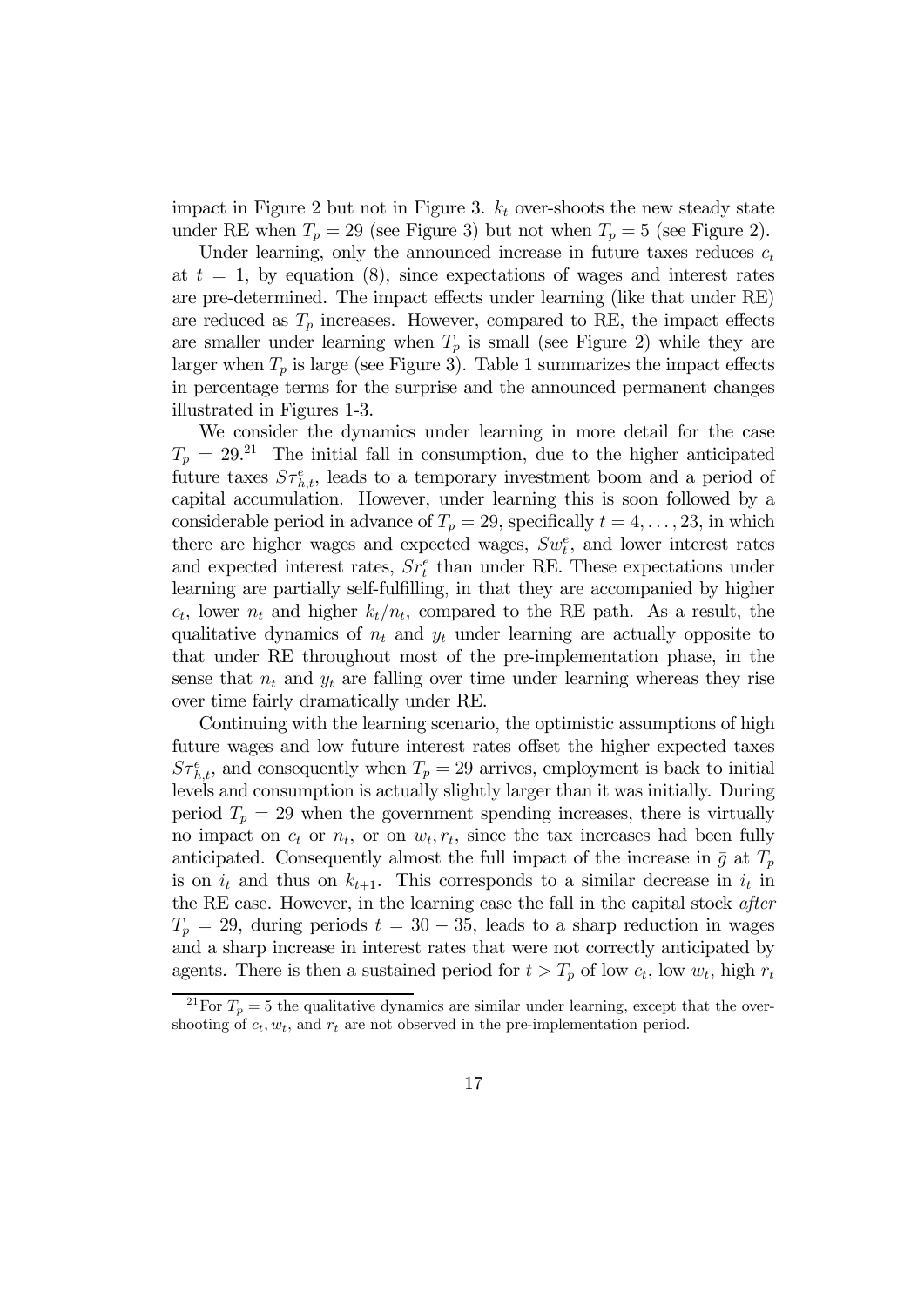impact in Figure 2 but not in Figure 3. $k_t$ over-shoots the new steady state under RE when $T_p = 29$ (see Figure 3) but not when $T_p = 5$ (see Figure 2).

Under learning, only the announced increase in future taxes reduces $c_t$ at $t = 1$, by equation (8), since expectations of wages and interest rates are pre-determined. The impact effects under learning (like that under RE) are reduced as $T_p$ increases. However, compared to RE, the impact effects are smaller under learning when $T_p$ is small (see Figure 2) while they are larger when $T_p$ is large (see Figure 3). Table 1 summarizes the impact effects in percentage terms for the surprise and the announced permanent changes illustrated in Figures 1-3.

We consider the dynamics under learning in more detail for the case $T_p = 29$.[21] The initial fall in consumption, due to the higher anticipated future taxes $S\tau^e_{h,t}$, leads to a temporary investment boom and a period of capital accumulation. However, under learning this is soon followed by a considerable period in advance of $T_p = 29$, specifically $t = 4, \ldots, 23$, in which there are higher wages and expected wages, $Sw^e_t$, and lower interest rates and expected interest rates, $Sr^e_t$ than under RE. These expectations under learning are partially self-fulfilling, in that they are accompanied by higher $c_t$, lower $n_t$ and higher $k_t/n_t$, compared to the RE path. As a result, the qualitative dynamics of $n_t$ and $y_t$ under learning are actually opposite to that under RE throughout most of the pre-implementation phase, in the sense that $n_t$ and $y_t$ are falling over time under learning whereas they rise over time fairly dramatically under RE.

Continuing with the learning scenario, the optimistic assumptions of high future wages and low future interest rates offset the higher expected taxes $S\tau^e_{h,t}$, and consequently when $T_p = 29$ arrives, employment is back to initial levels and consumption is actually slightly larger than it was initially. During period $T_p = 29$ when the government spending increases, there is virtually no impact on $c_t$ or $n_t$, or on $w_t, r_t$, since the tax increases had been fully anticipated. Consequently almost the full impact of the increase in $\bar{g}$ at $T_p$ is on $i_t$ and thus on $k_{t+1}$. This corresponds to a similar decrease in $i_t$ in the RE case. However, in the learning case the fall in the capital stock *after* $T_p = 29$, during periods $t = 30 - 35$, leads to a sharp reduction in wages and a sharp increase in interest rates that were not correctly anticipated by agents. There is then a sustained period for $t > T_p$ of low $c_t$, low $w_t$, high $r_t$

[21] For $T_p = 5$ the qualitative dynamics are similar under learning, except that the overshooting of $c_t, w_t$, and $r_t$ are not observed in the pre-implementation period.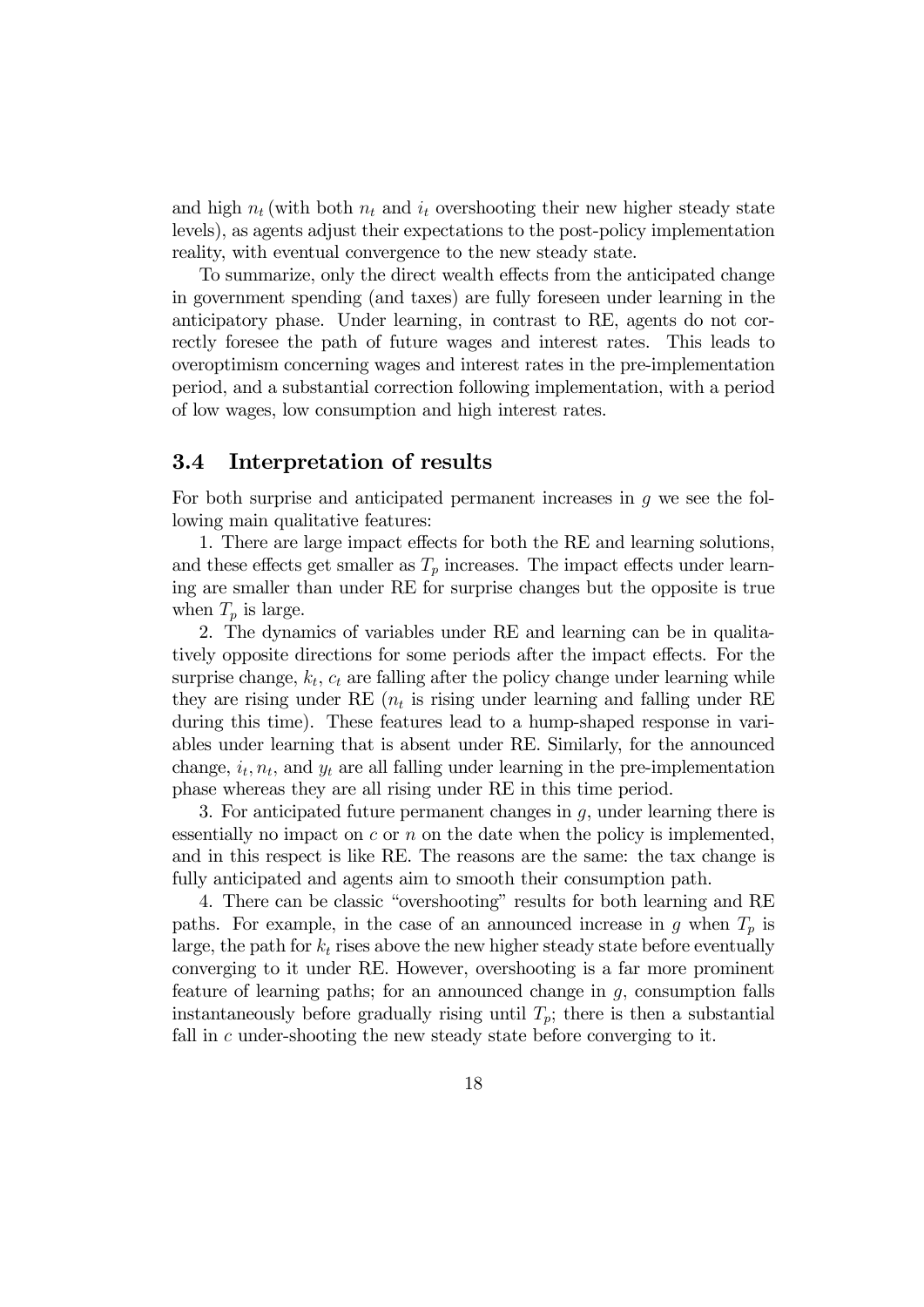and high $n_t$ (with both $n_t$ and $i_t$ overshooting their new higher steady state levels), as agents adjust their expectations to the post-policy implementation reality, with eventual convergence to the new steady state.

To summarize, only the direct wealth effects from the anticipated change in government spending (and taxes) are fully foreseen under learning in the anticipatory phase. Under learning, in contrast to RE, agents do not correctly foresee the path of future wages and interest rates. This leads to overoptimism concerning wages and interest rates in the pre-implementation period, and a substantial correction following implementation, with a period of low wages, low consumption and high interest rates.

### 3.4 Interpretation of results

For both surprise and anticipated permanent increases in $g$ we see the following main qualitative features:

1. There are large impact effects for both the RE and learning solutions, and these effects get smaller as $T_p$ increases. The impact effects under learning are smaller than under RE for surprise changes but the opposite is true when $T_p$ is large.

2. The dynamics of variables under RE and learning can be in qualitatively opposite directions for some periods after the impact effects. For the surprise change, $k_t$, $c_t$ are falling after the policy change under learning while they are rising under RE ($n_t$ is rising under learning and falling under RE during this time). These features lead to a hump-shaped response in variables under learning that is absent under RE. Similarly, for the announced change, $i_t, n_t$, and $y_t$ are all falling under learning in the pre-implementation phase whereas they are all rising under RE in this time period.

3. For anticipated future permanent changes in $g$, under learning there is essentially no impact on $c$ or $n$ on the date when the policy is implemented, and in this respect is like RE. The reasons are the same: the tax change is fully anticipated and agents aim to smooth their consumption path.

4. There can be classic "overshooting" results for both learning and RE paths. For example, in the case of an announced increase in $g$ when $T_p$ is large, the path for $k_t$ rises above the new higher steady state before eventually converging to it under RE. However, overshooting is a far more prominent feature of learning paths; for an announced change in $g$, consumption falls instantaneously before gradually rising until $T_p$; there is then a substantial fall in $c$ under-shooting the new steady state before converging to it.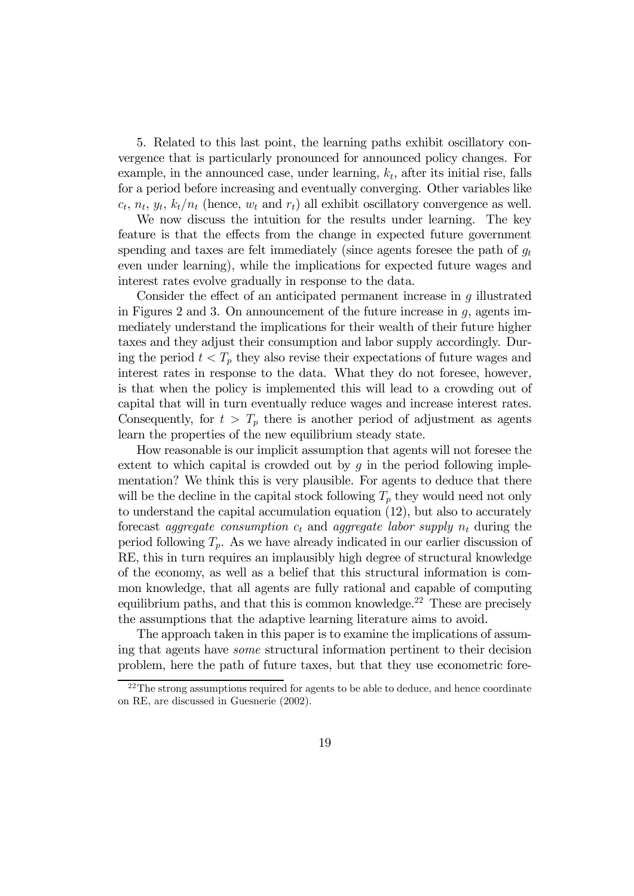5. Related to this last point, the learning paths exhibit oscillatory convergence that is particularly pronounced for announced policy changes. For example, in the announced case, under learning, $k_t$, after its initial rise, falls for a period before increasing and eventually converging. Other variables like $c_t$, $n_t$, $y_t$, $k_t/n_t$ (hence, $w_t$ and $r_t$) all exhibit oscillatory convergence as well.

We now discuss the intuition for the results under learning. The key feature is that the effects from the change in expected future government spending and taxes are felt immediately (since agents foresee the path of $g_t$ even under learning), while the implications for expected future wages and interest rates evolve gradually in response to the data.

Consider the effect of an anticipated permanent increase in $g$ illustrated in Figures 2 and 3. On announcement of the future increase in $g$, agents immediately understand the implications for their wealth of their future higher taxes and they adjust their consumption and labor supply accordingly. During the period $t < T_p$ they also revise their expectations of future wages and interest rates in response to the data. What they do not foresee, however, is that when the policy is implemented this will lead to a crowding out of capital that will in turn eventually reduce wages and increase interest rates. Consequently, for $t > T_p$ there is another period of adjustment as agents learn the properties of the new equilibrium steady state.

How reasonable is our implicit assumption that agents will not foresee the extent to which capital is crowded out by $g$ in the period following implementation? We think this is very plausible. For agents to deduce that there will be the decline in the capital stock following $T_p$ they would need not only to understand the capital accumulation equation (12), but also to accurately forecast *aggregate consumption* $c_t$ and *aggregate labor supply* $n_t$ during the period following $T_p$. As we have already indicated in our earlier discussion of RE, this in turn requires an implausibly high degree of structural knowledge of the economy, as well as a belief that this structural information is common knowledge, that all agents are fully rational and capable of computing equilibrium paths, and that this is common knowledge.[22] These are precisely the assumptions that the adaptive learning literature aims to avoid.

The approach taken in this paper is to examine the implications of assuming that agents have *some* structural information pertinent to their decision problem, here the path of future taxes, but that they use econometric fore-

[22] The strong assumptions required for agents to be able to deduce, and hence coordinate on RE, are discussed in Guesnerie (2002).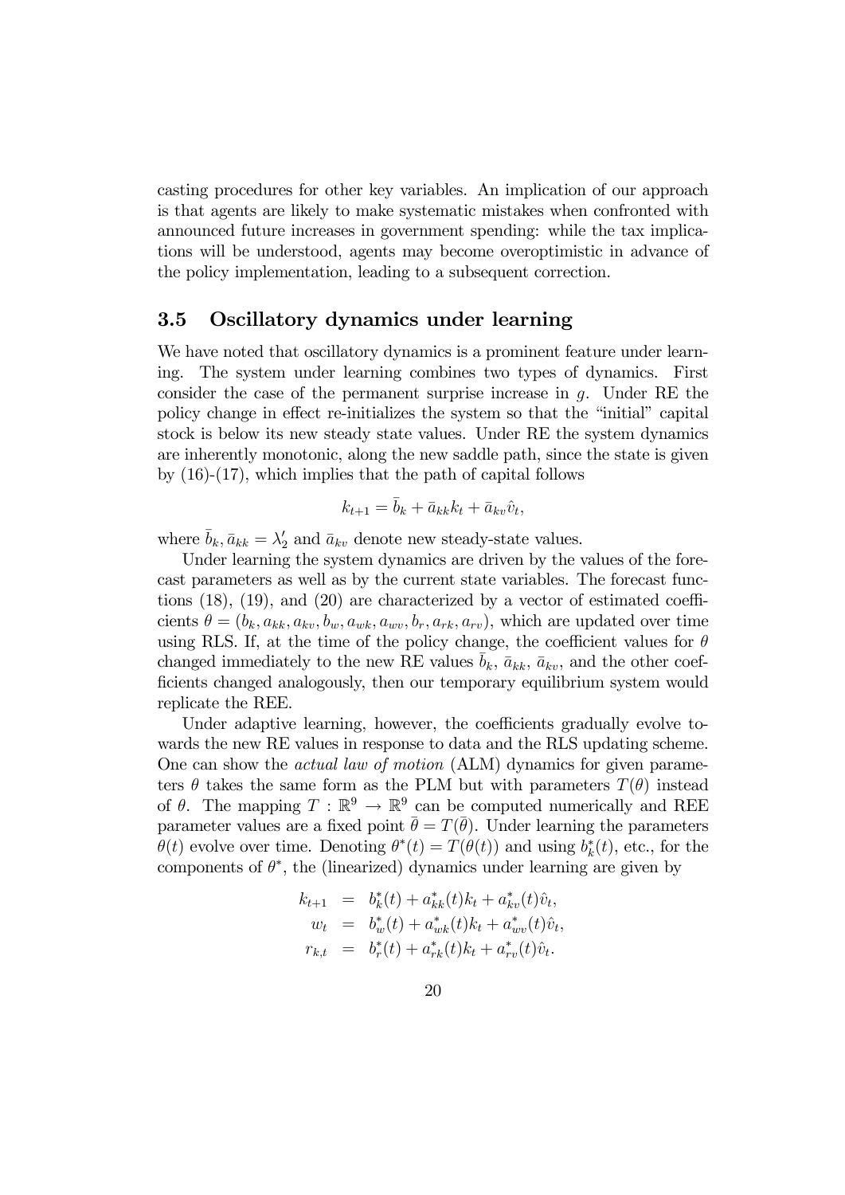casting procedures for other key variables. An implication of our approach is that agents are likely to make systematic mistakes when confronted with announced future increases in government spending: while the tax implications will be understood, agents may become overoptimistic in advance of the policy implementation, leading to a subsequent correction.

### 3.5 Oscillatory dynamics under learning

We have noted that oscillatory dynamics is a prominent feature under learning. The system under learning combines two types of dynamics. First consider the case of the permanent surprise increase in $g$. Under RE the policy change in effect re-initializes the system so that the "initial" capital stock is below its new steady state values. Under RE the system dynamics are inherently monotonic, along the new saddle path, since the state is given by (16)-(17), which implies that the path of capital follows

$$k_{t+1} = \bar{b}_k + \bar{a}_{kk} k_t + \bar{a}_{kv} \hat{v}_t,$$

where $\bar{b}_k, \bar{a}_{kk} = \lambda_2'$ and $\bar{a}_{kv}$ denote new steady-state values.

Under learning the system dynamics are driven by the values of the forecast parameters as well as by the current state variables. The forecast functions (18), (19), and (20) are characterized by a vector of estimated coefficients $\theta = (b_k, a_{kk}, a_{kv}, b_w, a_{wk}, a_{wv}, b_r, a_{rk}, a_{rv})$, which are updated over time using RLS. If, at the time of the policy change, the coefficient values for $\theta$ changed immediately to the new RE values $\bar{b}_k$, $\bar{a}_{kk}$, $\bar{a}_{kv}$, and the other coefficients changed analogously, then our temporary equilibrium system would replicate the REE.

Under adaptive learning, however, the coefficients gradually evolve towards the new RE values in response to data and the RLS updating scheme. One can show the *actual law of motion* (ALM) dynamics for given parameters $\theta$ takes the same form as the PLM but with parameters $T(\theta)$ instead of $\theta$. The mapping $T : \mathbb{R}^9 \to \mathbb{R}^9$ can be computed numerically and REE parameter values are a fixed point $\bar{\theta} = T(\bar{\theta})$. Under learning the parameters $\theta(t)$ evolve over time. Denoting $\theta^*(t) = T(\theta(t))$ and using $b_k^*(t)$, etc., for the components of $\theta^*$, the (linearized) dynamics under learning are given by

$$\begin{aligned}
k_{t+1} &= b_k^*(t) + a_{kk}^*(t) k_t + a_{kv}^*(t) \hat{v}_t, \\
w_t &= b_w^*(t) + a_{wk}^*(t) k_t + a_{wv}^*(t) \hat{v}_t, \\
r_{k,t} &= b_r^*(t) + a_{rk}^*(t) k_t + a_{rv}^*(t) \hat{v}_t.
\end{aligned}$$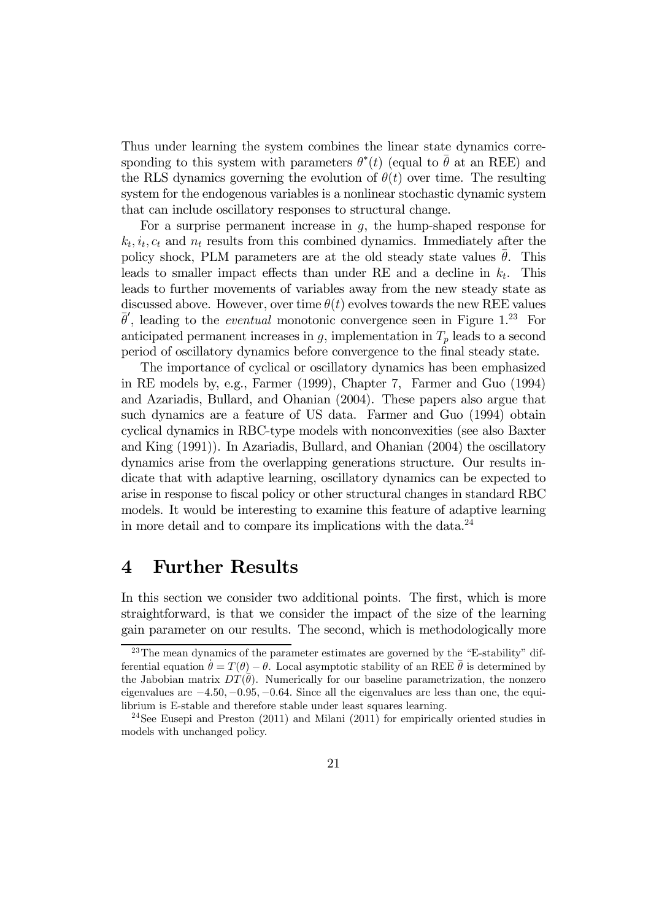Thus under learning the system combines the linear state dynamics corresponding to this system with parameters $\theta^*(t)$ (equal to $\bar{\theta}$ at an REE) and the RLS dynamics governing the evolution of $\theta(t)$ over time. The resulting system for the endogenous variables is a nonlinear stochastic dynamic system that can include oscillatory responses to structural change.

For a surprise permanent increase in $g$, the hump-shaped response for $k_t, i_t, c_t$ and $n_t$ results from this combined dynamics. Immediately after the policy shock, PLM parameters are at the old steady state values $\bar{\theta}$. This leads to smaller impact effects than under RE and a decline in $k_t$. This leads to further movements of variables away from the new steady state as discussed above. However, over time $\theta(t)$ evolves towards the new REE values $\bar{\theta}'$, leading to the *eventual* monotonic convergence seen in Figure 1.[23] For anticipated permanent increases in $g$, implementation in $T_p$ leads to a second period of oscillatory dynamics before convergence to the final steady state.

The importance of cyclical or oscillatory dynamics has been emphasized in RE models by, e.g., Farmer (1999), Chapter 7, Farmer and Guo (1994) and Azariadis, Bullard, and Ohanian (2004). These papers also argue that such dynamics are a feature of US data. Farmer and Guo (1994) obtain cyclical dynamics in RBC-type models with nonconvexities (see also Baxter and King (1991)). In Azariadis, Bullard, and Ohanian (2004) the oscillatory dynamics arise from the overlapping generations structure. Our results indicate that with adaptive learning, oscillatory dynamics can be expected to arise in response to fiscal policy or other structural changes in standard RBC models. It would be interesting to examine this feature of adaptive learning in more detail and to compare its implications with the data.[24]

# 4 Further Results

In this section we consider two additional points. The first, which is more straightforward, is that we consider the impact of the size of the learning gain parameter on our results. The second, which is methodologically more

[23] The mean dynamics of the parameter estimates are governed by the "E-stability" differential equation $\dot{\theta} = T(\theta) - \theta$. Local asymptotic stability of an REE $\bar{\theta}$ is determined by the Jabobian matrix $DT(\bar{\theta})$. Numerically for our baseline parametrization, the nonzero eigenvalues are $-4.50, -0.95, -0.64$. Since all the eigenvalues are less than one, the equilibrium is E-stable and therefore stable under least squares learning.

[24] See Eusepi and Preston (2011) and Milani (2011) for empirically oriented studies in models with unchanged policy.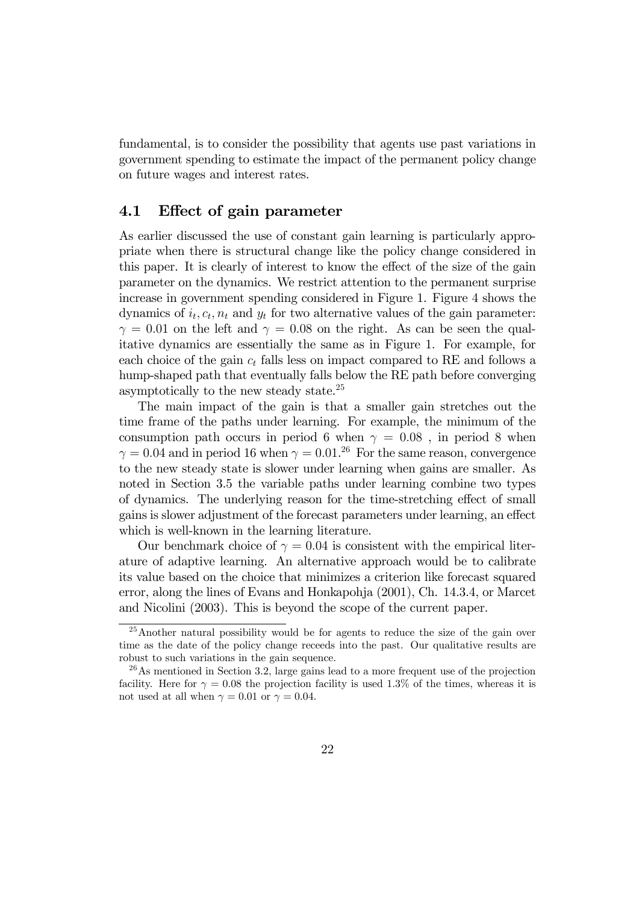fundamental, is to consider the possibility that agents use past variations in government spending to estimate the impact of the permanent policy change on future wages and interest rates.

## 4.1 Effect of gain parameter

As earlier discussed the use of constant gain learning is particularly appropriate when there is structural change like the policy change considered in this paper. It is clearly of interest to know the effect of the size of the gain parameter on the dynamics. We restrict attention to the permanent surprise increase in government spending considered in Figure 1. Figure 4 shows the dynamics of $i_t, c_t, n_t$ and $y_t$ for two alternative values of the gain parameter: $\gamma = 0.01$ on the left and $\gamma = 0.08$ on the right. As can be seen the qualitative dynamics are essentially the same as in Figure 1. For example, for each choice of the gain $c_t$ falls less on impact compared to RE and follows a hump-shaped path that eventually falls below the RE path before converging asymptotically to the new steady state.[25]

The main impact of the gain is that a smaller gain stretches out the time frame of the paths under learning. For example, the minimum of the consumption path occurs in period 6 when $\gamma = 0.08$ , in period 8 when $\gamma = 0.04$ and in period 16 when $\gamma = 0.01$.[26] For the same reason, convergence to the new steady state is slower under learning when gains are smaller. As noted in Section 3.5 the variable paths under learning combine two types of dynamics. The underlying reason for the time-stretching effect of small gains is slower adjustment of the forecast parameters under learning, an effect which is well-known in the learning literature.

Our benchmark choice of $\gamma = 0.04$ is consistent with the empirical literature of adaptive learning. An alternative approach would be to calibrate its value based on the choice that minimizes a criterion like forecast squared error, along the lines of Evans and Honkapohja (2001), Ch. 14.3.4, or Marcet and Nicolini (2003). This is beyond the scope of the current paper.

---

[25] Another natural possibility would be for agents to reduce the size of the gain over time as the date of the policy change receeds into the past. Our qualitative results are robust to such variations in the gain sequence.

[26] As mentioned in Section 3.2, large gains lead to a more frequent use of the projection facility. Here for $\gamma = 0.08$ the projection facility is used 1.3% of the times, whereas it is not used at all when $\gamma = 0.01$ or $\gamma = 0.04$.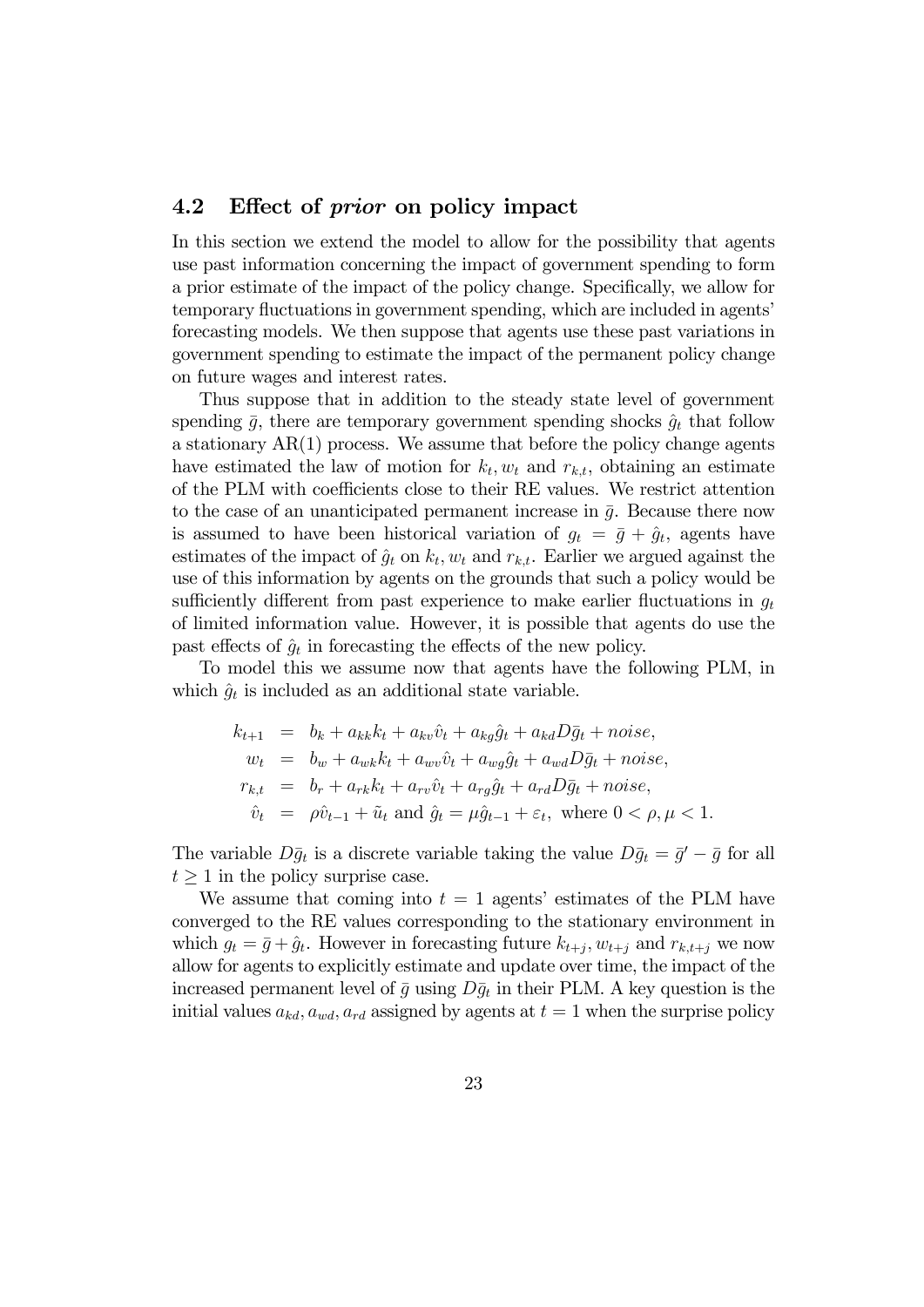## 4.2 Effect of *prior* on policy impact

In this section we extend the model to allow for the possibility that agents use past information concerning the impact of government spending to form a prior estimate of the impact of the policy change. Specifically, we allow for temporary fluctuations in government spending, which are included in agents' forecasting models. We then suppose that agents use these past variations in government spending to estimate the impact of the permanent policy change on future wages and interest rates.

Thus suppose that in addition to the steady state level of government spending $\bar{g}$, there are temporary government spending shocks $\hat{g}_t$ that follow a stationary AR(1) process. We assume that before the policy change agents have estimated the law of motion for $k_t, w_t$ and $r_{k,t}$, obtaining an estimate of the PLM with coefficients close to their RE values. We restrict attention to the case of an unanticipated permanent increase in $\bar{g}$. Because there now is assumed to have been historical variation of $g_t = \bar{g} + \hat{g}_t$, agents have estimates of the impact of $\hat{g}_t$ on $k_t, w_t$ and $r_{k,t}$. Earlier we argued against the use of this information by agents on the grounds that such a policy would be sufficiently different from past experience to make earlier fluctuations in $g_t$ of limited information value. However, it is possible that agents do use the past effects of $\hat{g}_t$ in forecasting the effects of the new policy.

To model this we assume now that agents have the following PLM, in which $\hat{g}_t$ is included as an additional state variable.

$$
\begin{aligned}
k_{t+1} &= b_k + a_{kk}k_t + a_{kv}\hat{v}_t + a_{kg}\hat{g}_t + a_{kd}D\bar{g}_t + noise, \\
w_t &= b_w + a_{wk}k_t + a_{wv}\hat{v}_t + a_{wg}\hat{g}_t + a_{wd}D\bar{g}_t + noise, \\
r_{k,t} &= b_r + a_{rk}k_t + a_{rv}\hat{v}_t + a_{rg}\hat{g}_t + a_{rd}D\bar{g}_t + noise, \\
\hat{v}_t &= \rho\hat{v}_{t-1} + \tilde{u}_t \text{ and } \hat{g}_t = \mu\hat{g}_{t-1} + \varepsilon_t, \text{ where } 0 < \rho, \mu < 1.
\end{aligned}
$$

The variable $D\bar{g}_t$ is a discrete variable taking the value $D\bar{g}_t = \bar{g}' - \bar{g}$ for all $t \geq 1$ in the policy surprise case.

We assume that coming into $t = 1$ agents' estimates of the PLM have converged to the RE values corresponding to the stationary environment in which $g_t = \bar{g} + \hat{g}_t$. However in forecasting future $k_{t+j}, w_{t+j}$ and $r_{k,t+j}$ we now allow for agents to explicitly estimate and update over time, the impact of the increased permanent level of $\bar{g}$ using $D\bar{g}_t$ in their PLM. A key question is the initial values $a_{kd}, a_{wd}, a_{rd}$ assigned by agents at $t = 1$ when the surprise policy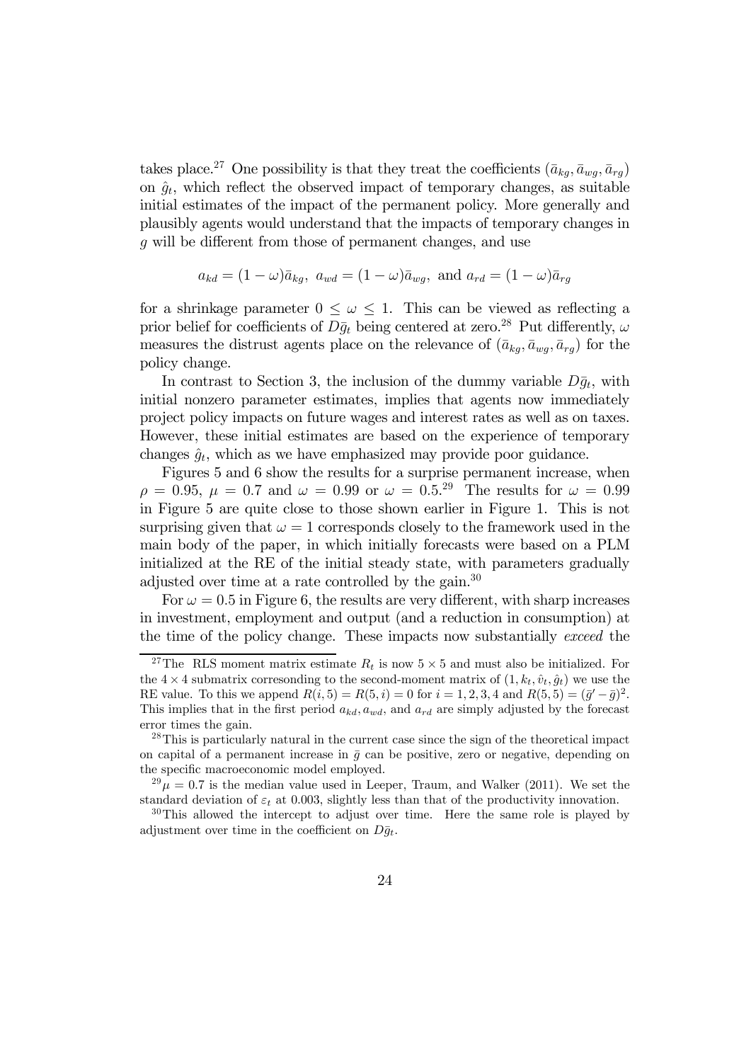takes place.[27] One possibility is that they treat the coefficients $(\bar{a}_{kg}, \bar{a}_{wg}, \bar{a}_{rg})$ on $\hat{g}_t$, which reflect the observed impact of temporary changes, as suitable initial estimates of the impact of the permanent policy. More generally and plausibly agents would understand that the impacts of temporary changes in $g$ will be different from those of permanent changes, and use

$$a_{kd} = (1-\omega)\bar{a}_{kg}, \; a_{wd} = (1-\omega)\bar{a}_{wg}, \text{ and } a_{rd} = (1-\omega)\bar{a}_{rg}$$

for a shrinkage parameter $0 \leq \omega \leq 1$. This can be viewed as reflecting a prior belief for coefficients of $D\bar{g}_t$ being centered at zero.[28] Put differently, $\omega$ measures the distrust agents place on the relevance of $(\bar{a}_{kg}, \bar{a}_{wg}, \bar{a}_{rg})$ for the policy change.

In contrast to Section 3, the inclusion of the dummy variable $D\bar{g}_t$, with initial nonzero parameter estimates, implies that agents now immediately project policy impacts on future wages and interest rates as well as on taxes. However, these initial estimates are based on the experience of temporary changes $\hat{g}_t$, which as we have emphasized may provide poor guidance.

Figures 5 and 6 show the results for a surprise permanent increase, when $\rho = 0.95$, $\mu = 0.7$ and $\omega = 0.99$ or $\omega = 0.5$.[29] The results for $\omega = 0.99$ in Figure 5 are quite close to those shown earlier in Figure 1. This is not surprising given that $\omega = 1$ corresponds closely to the framework used in the main body of the paper, in which initially forecasts were based on a PLM initialized at the RE of the initial steady state, with parameters gradually adjusted over time at a rate controlled by the gain.[30]

For $\omega = 0.5$ in Figure 6, the results are very different, with sharp increases in investment, employment and output (and a reduction in consumption) at the time of the policy change. These impacts now substantially *exceed* the

---

[27] The RLS moment matrix estimate $R_t$ is now $5 \times 5$ and must also be initialized. For the $4 \times 4$ submatrix corresonding to the second-moment matrix of $(1, k_t, \hat{v}_t, \hat{g}_t)$ we use the RE value. To this we append $R(i,5) = R(5,i) = 0$ for $i = 1,2,3,4$ and $R(5,5) = (\bar{g}' - \bar{g})^2$. This implies that in the first period $a_{kd}, a_{wd}$, and $a_{rd}$ are simply adjusted by the forecast error times the gain.

[28] This is particularly natural in the current case since the sign of the theoretical impact on capital of a permanent increase in $\bar{g}$ can be positive, zero or negative, depending on the specific macroeconomic model employed.

[29] $\mu = 0.7$ is the median value used in Leeper, Traum, and Walker (2011). We set the standard deviation of $\varepsilon_t$ at 0.003, slightly less than that of the productivity innovation.

[30] This allowed the intercept to adjust over time. Here the same role is played by adjustment over time in the coefficient on $D\bar{g}_t$.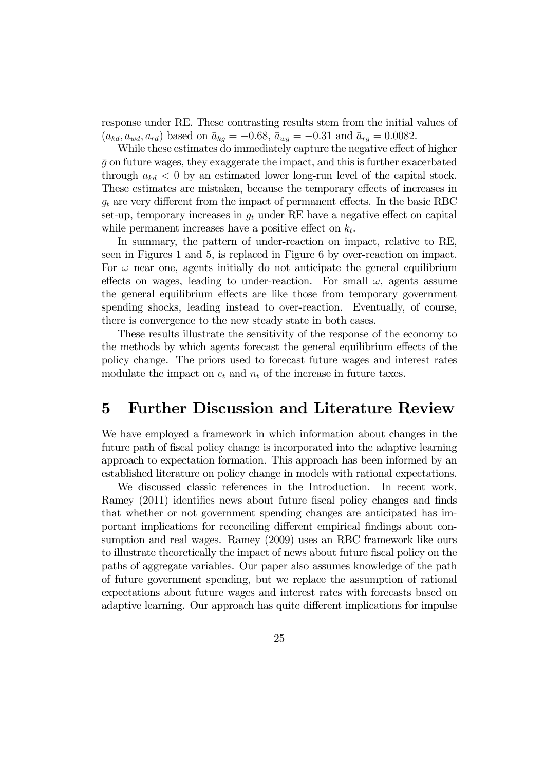response under RE. These contrasting results stem from the initial values of $(a_{kd}, a_{wd}, a_{rd})$ based on $\bar{a}_{kg} = -0.68$, $\bar{a}_{wg} = -0.31$ and $\bar{a}_{rg} = 0.0082$.

While these estimates do immediately capture the negative effect of higher $\bar{g}$ on future wages, they exaggerate the impact, and this is further exacerbated through $a_{kd} < 0$ by an estimated lower long-run level of the capital stock. These estimates are mistaken, because the temporary effects of increases in $g_t$ are very different from the impact of permanent effects. In the basic RBC set-up, temporary increases in $g_t$ under RE have a negative effect on capital while permanent increases have a positive effect on $k_t$.

In summary, the pattern of under-reaction on impact, relative to RE, seen in Figures 1 and 5, is replaced in Figure 6 by over-reaction on impact. For $\omega$ near one, agents initially do not anticipate the general equilibrium effects on wages, leading to under-reaction. For small $\omega$, agents assume the general equilibrium effects are like those from temporary government spending shocks, leading instead to over-reaction. Eventually, of course, there is convergence to the new steady state in both cases.

These results illustrate the sensitivity of the response of the economy to the methods by which agents forecast the general equilibrium effects of the policy change. The priors used to forecast future wages and interest rates modulate the impact on $c_t$ and $n_t$ of the increase in future taxes.

# 5 Further Discussion and Literature Review

We have employed a framework in which information about changes in the future path of fiscal policy change is incorporated into the adaptive learning approach to expectation formation. This approach has been informed by an established literature on policy change in models with rational expectations.

We discussed classic references in the Introduction. In recent work, Ramey (2011) identifies news about future fiscal policy changes and finds that whether or not government spending changes are anticipated has important implications for reconciling different empirical findings about consumption and real wages. Ramey (2009) uses an RBC framework like ours to illustrate theoretically the impact of news about future fiscal policy on the paths of aggregate variables. Our paper also assumes knowledge of the path of future government spending, but we replace the assumption of rational expectations about future wages and interest rates with forecasts based on adaptive learning. Our approach has quite different implications for impulse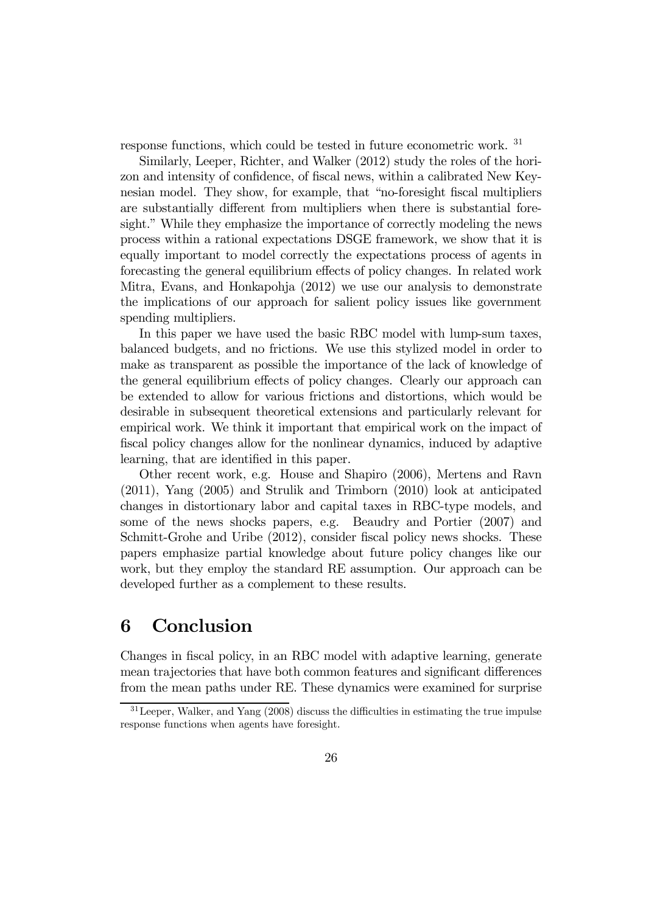response functions, which could be tested in future econometric work. [31]

Similarly, Leeper, Richter, and Walker (2012) study the roles of the horizon and intensity of confidence, of fiscal news, within a calibrated New Keynesian model. They show, for example, that "no-foresight fiscal multipliers are substantially different from multipliers when there is substantial foresight." While they emphasize the importance of correctly modeling the news process within a rational expectations DSGE framework, we show that it is equally important to model correctly the expectations process of agents in forecasting the general equilibrium effects of policy changes. In related work Mitra, Evans, and Honkapohja (2012) we use our analysis to demonstrate the implications of our approach for salient policy issues like government spending multipliers.

In this paper we have used the basic RBC model with lump-sum taxes, balanced budgets, and no frictions. We use this stylized model in order to make as transparent as possible the importance of the lack of knowledge of the general equilibrium effects of policy changes. Clearly our approach can be extended to allow for various frictions and distortions, which would be desirable in subsequent theoretical extensions and particularly relevant for empirical work. We think it important that empirical work on the impact of fiscal policy changes allow for the nonlinear dynamics, induced by adaptive learning, that are identified in this paper.

Other recent work, e.g. House and Shapiro (2006), Mertens and Ravn (2011), Yang (2005) and Strulik and Trimborn (2010) look at anticipated changes in distortionary labor and capital taxes in RBC-type models, and some of the news shocks papers, e.g. Beaudry and Portier (2007) and Schmitt-Grohe and Uribe (2012), consider fiscal policy news shocks. These papers emphasize partial knowledge about future policy changes like our work, but they employ the standard RE assumption. Our approach can be developed further as a complement to these results.

# 6 Conclusion

Changes in fiscal policy, in an RBC model with adaptive learning, generate mean trajectories that have both common features and significant differences from the mean paths under RE. These dynamics were examined for surprise

[31] Leeper, Walker, and Yang (2008) discuss the difficulties in estimating the true impulse response functions when agents have foresight.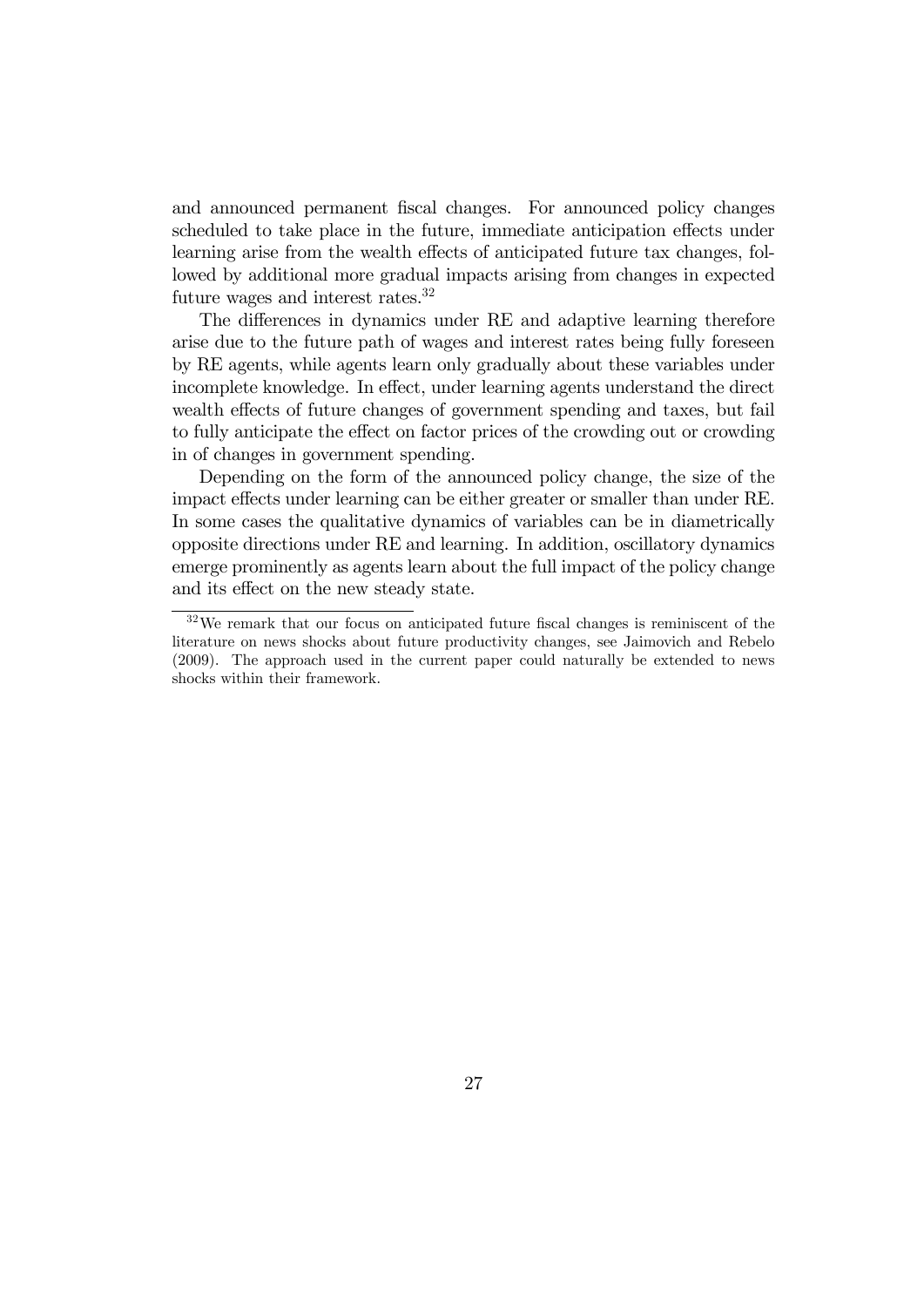and announced permanent fiscal changes. For announced policy changes scheduled to take place in the future, immediate anticipation effects under learning arise from the wealth effects of anticipated future tax changes, followed by additional more gradual impacts arising from changes in expected future wages and interest rates.[32]

The differences in dynamics under RE and adaptive learning therefore arise due to the future path of wages and interest rates being fully foreseen by RE agents, while agents learn only gradually about these variables under incomplete knowledge. In effect, under learning agents understand the direct wealth effects of future changes of government spending and taxes, but fail to fully anticipate the effect on factor prices of the crowding out or crowding in of changes in government spending.

Depending on the form of the announced policy change, the size of the impact effects under learning can be either greater or smaller than under RE. In some cases the qualitative dynamics of variables can be in diametrically opposite directions under RE and learning. In addition, oscillatory dynamics emerge prominently as agents learn about the full impact of the policy change and its effect on the new steady state.

[32] We remark that our focus on anticipated future fiscal changes is reminiscent of the literature on news shocks about future productivity changes, see Jaimovich and Rebelo (2009). The approach used in the current paper could naturally be extended to news shocks within their framework.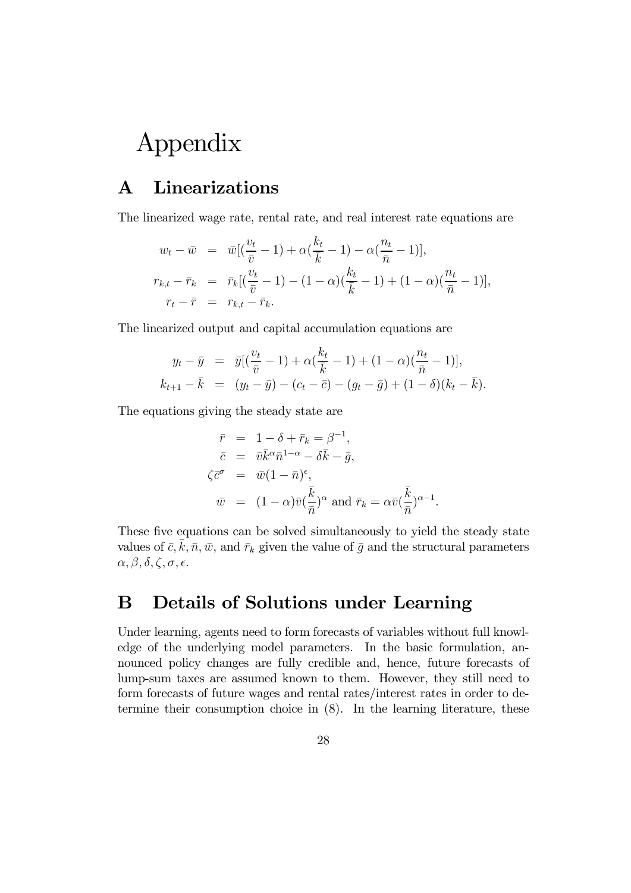# Appendix

## A Linearizations

The linearized wage rate, rental rate, and real interest rate equations are

$$
\begin{aligned}
w_t - \bar{w} &= \bar{w}[(\frac{v_t}{\bar{v}} - 1) + \alpha(\frac{k_t}{\bar{k}} - 1) - \alpha(\frac{n_t}{\bar{n}} - 1)], \\
r_{k,t} - \bar{r}_k &= \bar{r}_k[(\frac{v_t}{\bar{v}} - 1) - (1-\alpha)(\frac{k_t}{\bar{k}} - 1) + (1-\alpha)(\frac{n_t}{\bar{n}} - 1)], \\
r_t - \bar{r} &= r_{k,t} - \bar{r}_k.
\end{aligned}
$$

The linearized output and capital accumulation equations are

$$
\begin{aligned}
y_t - \bar{y} &= \bar{y}[(\frac{v_t}{\bar{v}} - 1) + \alpha(\frac{k_t}{\bar{k}} - 1) + (1-\alpha)(\frac{n_t}{\bar{n}} - 1)], \\
k_{t+1} - \bar{k} &= (y_t - \bar{y}) - (c_t - \bar{c}) - (g_t - \bar{g}) + (1-\delta)(k_t - \bar{k}).
\end{aligned}
$$

The equations giving the steady state are

$$
\begin{aligned}
\bar{r} &= 1 - \delta + \bar{r}_k = \beta^{-1}, \\
\bar{c} &= \bar{v}\bar{k}^{\alpha}\bar{n}^{1-\alpha} - \delta\bar{k} - \bar{g}, \\
\zeta\bar{c}^{\sigma} &= \bar{w}(1-\bar{n})^{\epsilon}, \\
\bar{w} &= (1-\alpha)\bar{v}(\frac{\bar{k}}{\bar{n}})^{\alpha} \text{ and } \bar{r}_k = \alpha\bar{v}(\frac{\bar{k}}{\bar{n}})^{\alpha-1}.
\end{aligned}
$$

These five equations can be solved simultaneously to yield the steady state values of $\bar{c}, \bar{k}, \bar{n}, \bar{w}$, and $\bar{r}_k$ given the value of $\bar{g}$ and the structural parameters $\alpha, \beta, \delta, \zeta, \sigma, \epsilon$.

## B Details of Solutions under Learning

Under learning, agents need to form forecasts of variables without full knowledge of the underlying model parameters. In the basic formulation, announced policy changes are fully credible and, hence, future forecasts of lump-sum taxes are assumed known to them. However, they still need to form forecasts of future wages and rental rates/interest rates in order to determine their consumption choice in (8). In the learning literature, these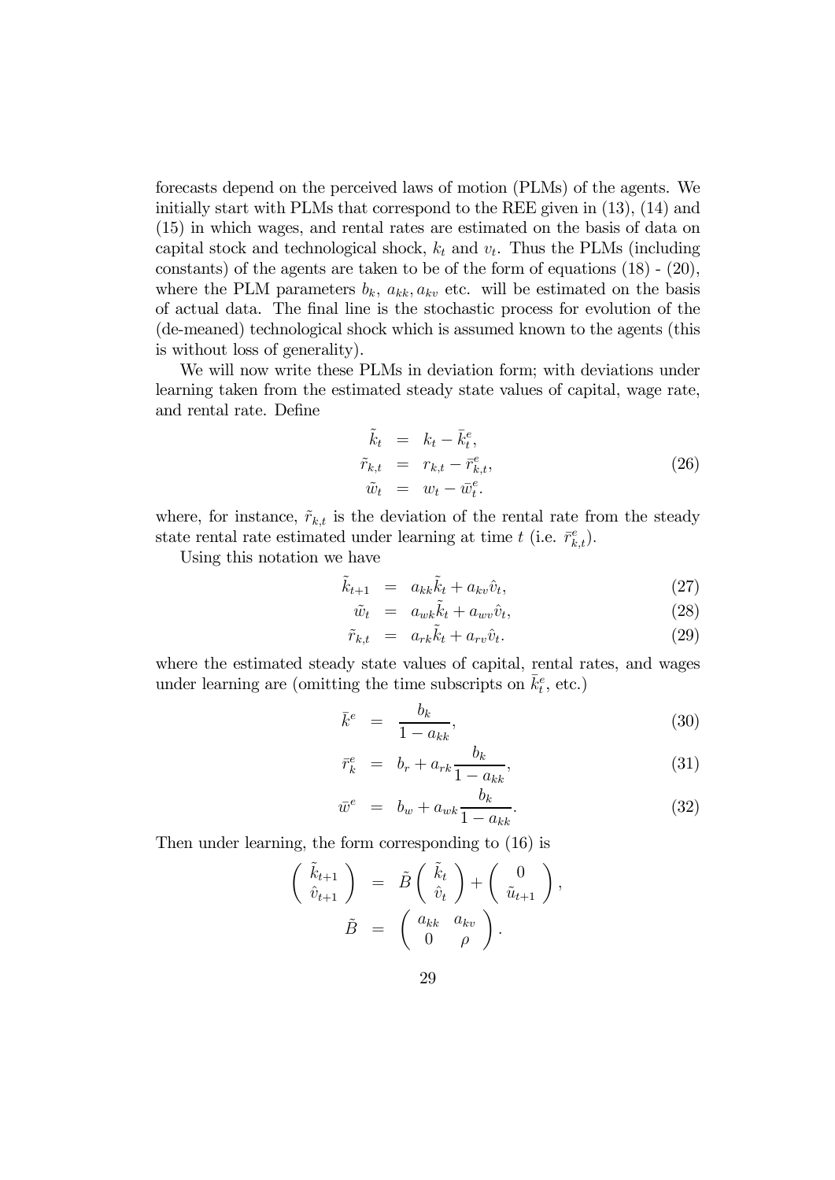forecasts depend on the perceived laws of motion (PLMs) of the agents. We initially start with PLMs that correspond to the REE given in (13), (14) and (15) in which wages, and rental rates are estimated on the basis of data on capital stock and technological shock, $k_t$ and $v_t$. Thus the PLMs (including constants) of the agents are taken to be of the form of equations (18) - (20), where the PLM parameters $b_k$, $a_{kk}, a_{kv}$ etc. will be estimated on the basis of actual data. The final line is the stochastic process for evolution of the (de-meaned) technological shock which is assumed known to the agents (this is without loss of generality).

We will now write these PLMs in deviation form; with deviations under learning taken from the estimated steady state values of capital, wage rate, and rental rate. Define

$$
\begin{aligned}
\tilde{k}_t &= k_t - \bar{k}^e_t, \\
\tilde{r}_{k,t} &= r_{k,t} - \bar{r}^e_{k,t}, \\
\tilde{w}_t &= w_t - \bar{w}^e_t.
\end{aligned}
\tag{26}
$$

where, for instance, $\tilde{r}_{k,t}$ is the deviation of the rental rate from the steady state rental rate estimated under learning at time $t$ (i.e. $\bar{r}^e_{k,t}$).

Using this notation we have

$$\tilde{k}_{t+1} = a_{kk}\tilde{k}_t + a_{kv}\hat{v}_t, \tag{27}$$

$$\tilde{w}_t = a_{wk}\tilde{k}_t + a_{wv}\hat{v}_t, \tag{28}$$

$$\tilde{r}_{k,t} = a_{rk}\tilde{k}_t + a_{rv}\hat{v}_t. \tag{29}$$

where the estimated steady state values of capital, rental rates, and wages under learning are (omitting the time subscripts on $\bar{k}^e_t$, etc.)

$$\bar{k}^e = \frac{b_k}{1 - a_{kk}}, \tag{30}$$

$$\bar{r}^e_k = b_r + a_{rk}\frac{b_k}{1 - a_{kk}}, \tag{31}$$

$$\bar{w}^e = b_w + a_{wk}\frac{b_k}{1 - a_{kk}}. \tag{32}$$

Then under learning, the form corresponding to (16) is

$$
\begin{aligned}
\begin{pmatrix} \tilde{k}_{t+1} \\ \hat{v}_{t+1} \end{pmatrix} &= \tilde{B}\begin{pmatrix} \tilde{k}_t \\ \hat{v}_t \end{pmatrix} + \begin{pmatrix} 0 \\ \tilde{u}_{t+1} \end{pmatrix}, \\
\tilde{B} &= \begin{pmatrix} a_{kk} & a_{kv} \\ 0 & \rho \end{pmatrix}.
\end{aligned}
$$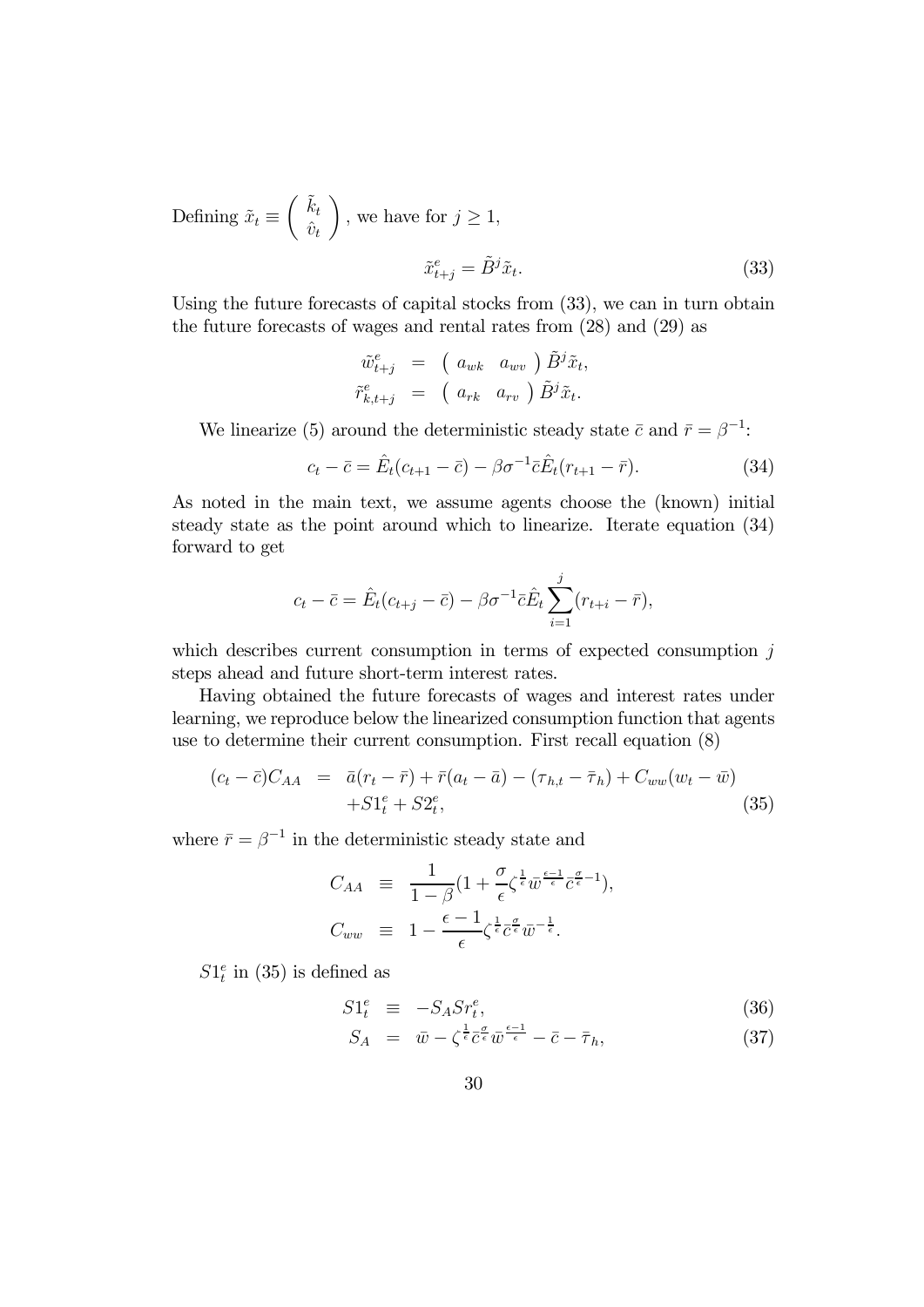Defining $\tilde{x}_t \equiv \begin{pmatrix} \tilde{k}_t \\ \hat{v}_t \end{pmatrix}$, we have for $j \geq 1$,

$$\tilde{x}^e_{t+j} = \tilde{B}^j \tilde{x}_t. \tag{33}$$

Using the future forecasts of capital stocks from (33), we can in turn obtain the future forecasts of wages and rental rates from (28) and (29) as

$$\begin{aligned} \tilde{w}^e_{t+j} &= \begin{pmatrix} a_{wk} & a_{wv} \end{pmatrix} \tilde{B}^j \tilde{x}_t, \\ \tilde{r}^e_{k,t+j} &= \begin{pmatrix} a_{rk} & a_{rv} \end{pmatrix} \tilde{B}^j \tilde{x}_t. \end{aligned}$$

We linearize (5) around the deterministic steady state $\bar{c}$ and $\bar{r} = \beta^{-1}$:

$$c_t - \bar{c} = \hat{E}_t(c_{t+1} - \bar{c}) - \beta\sigma^{-1}\bar{c}\hat{E}_t(r_{t+1} - \bar{r}). \tag{34}$$

As noted in the main text, we assume agents choose the (known) initial steady state as the point around which to linearize. Iterate equation (34) forward to get

$$c_t - \bar{c} = \hat{E}_t(c_{t+j} - \bar{c}) - \beta\sigma^{-1}\bar{c}\hat{E}_t \sum_{i=1}^{j}(r_{t+i} - \bar{r}),$$

which describes current consumption in terms of expected consumption $j$ steps ahead and future short-term interest rates.

Having obtained the future forecasts of wages and interest rates under learning, we reproduce below the linearized consumption function that agents use to determine their current consumption. First recall equation (8)

$$\begin{aligned} (c_t - \bar{c})C_{AA} &= \bar{a}(r_t - \bar{r}) + \bar{r}(a_t - \bar{a}) - (\tau_{h,t} - \bar{\tau}_h) + C_{ww}(w_t - \bar{w}) \\ &\quad + S1^e_t + S2^e_t, \end{aligned} \tag{35}$$

where $\bar{r} = \beta^{-1}$ in the deterministic steady state and

$$\begin{aligned} C_{AA} &\equiv \frac{1}{1-\beta}(1 + \frac{\sigma}{\epsilon}\zeta^{\frac{1}{\epsilon}}\bar{w}^{\frac{\epsilon-1}{\epsilon}}\bar{c}^{\frac{\sigma}{\epsilon}-1}), \\ C_{ww} &\equiv 1 - \frac{\epsilon-1}{\epsilon}\zeta^{\frac{1}{\epsilon}}\bar{c}^{\frac{\sigma}{\epsilon}}\bar{w}^{-\frac{1}{\epsilon}}. \end{aligned}$$

$S1^e_t$ in (35) is defined as

$$S1^e_t \equiv -S_A Sr^e_t, \tag{36}$$

$$S_A = \bar{w} - \zeta^{\frac{1}{\epsilon}}\bar{c}^{\frac{\sigma}{\epsilon}}\bar{w}^{\frac{\epsilon-1}{\epsilon}} - \bar{c} - \bar{\tau}_h, \tag{37}$$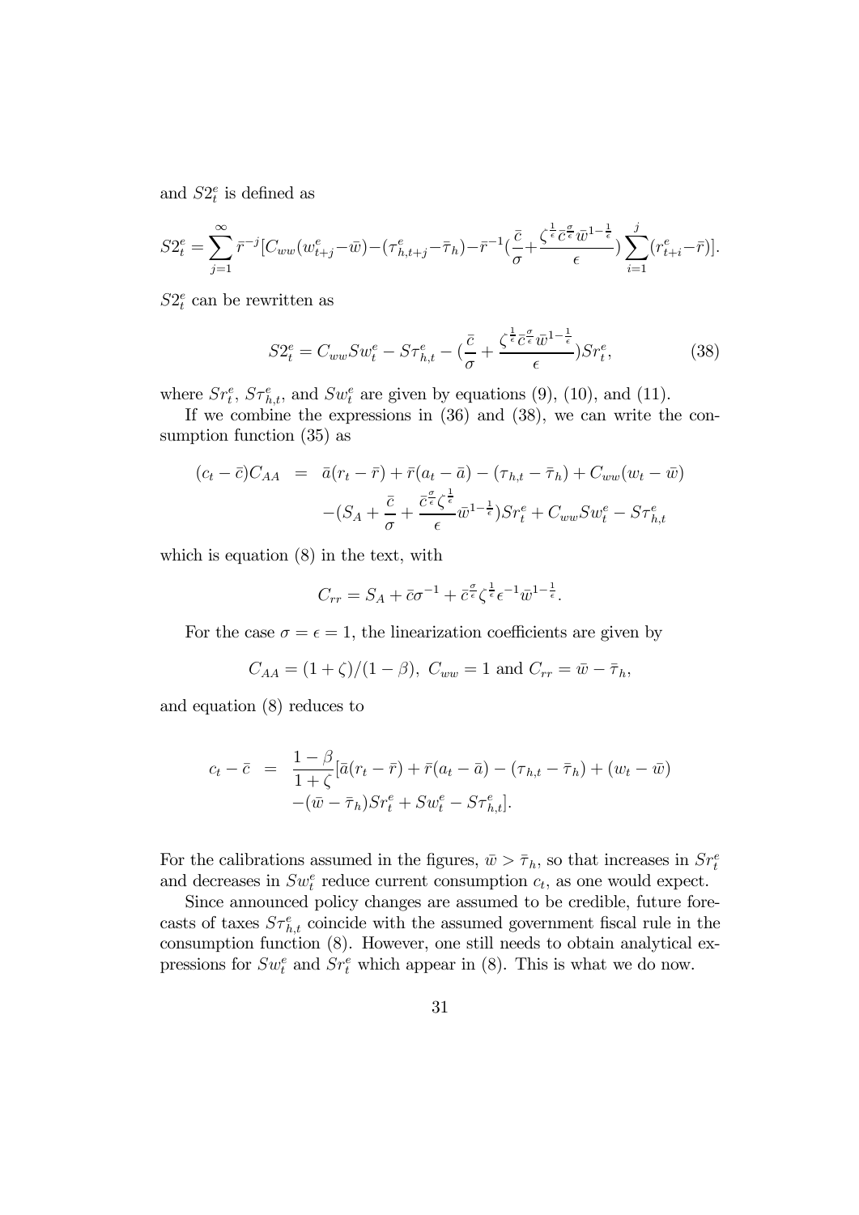and $S2_t^e$ is defined as

$$S2_t^e = \sum_{j=1}^{\infty} \bar{r}^{-j}[C_{ww}(w_{t+j}^e - \bar{w}) - (\tau_{h,t+j}^e - \bar{\tau}_h) - \bar{r}^{-1}(\frac{\bar{c}}{\sigma} + \frac{\zeta^{\frac{1}{\epsilon}}\bar{c}^{\frac{\sigma}{\epsilon}}\bar{w}^{1-\frac{1}{\epsilon}}}{\epsilon})\sum_{i=1}^{j}(r_{t+i}^e - \bar{r})].$$

$S2_t^e$ can be rewritten as

$$S2_t^e = C_{ww}Sw_t^e - S\tau_{h,t}^e - (\frac{\bar{c}}{\sigma} + \frac{\zeta^{\frac{1}{\epsilon}}\bar{c}^{\frac{\sigma}{\epsilon}}\bar{w}^{1-\frac{1}{\epsilon}}}{\epsilon})Sr_t^e, \tag{38}$$

where $Sr_t^e$, $S\tau_{h,t}^e$, and $Sw_t^e$ are given by equations (9), (10), and (11).

If we combine the expressions in (36) and (38), we can write the consumption function (35) as

$$\begin{aligned}(c_t - \bar{c})C_{AA} &= \bar{a}(r_t - \bar{r}) + \bar{r}(a_t - \bar{a}) - (\tau_{h,t} - \bar{\tau}_h) + C_{ww}(w_t - \bar{w}) \\ &\quad -(S_A + \frac{\bar{c}}{\sigma} + \frac{\bar{c}^{\frac{\sigma}{\epsilon}}\zeta^{\frac{1}{\epsilon}}}{\epsilon}\bar{w}^{1-\frac{1}{\epsilon}})Sr_t^e + C_{ww}Sw_t^e - S\tau_{h,t}^e\end{aligned}$$

which is equation (8) in the text, with

$$C_{rr} = S_A + \bar{c}\sigma^{-1} + \bar{c}^{\frac{\sigma}{\epsilon}}\zeta^{\frac{1}{\epsilon}}\epsilon^{-1}\bar{w}^{1-\frac{1}{\epsilon}}.$$

For the case $\sigma = \epsilon = 1$, the linearization coefficients are given by

$$C_{AA} = (1+\zeta)/(1-\beta),\ C_{ww} = 1 \text{ and } C_{rr} = \bar{w} - \bar{\tau}_h,$$

and equation (8) reduces to

$$\begin{aligned}c_t - \bar{c} &= \frac{1-\beta}{1+\zeta}[\bar{a}(r_t - \bar{r}) + \bar{r}(a_t - \bar{a}) - (\tau_{h,t} - \bar{\tau}_h) + (w_t - \bar{w}) \\ &\quad -(\bar{w} - \bar{\tau}_h)Sr_t^e + Sw_t^e - S\tau_{h,t}^e].\end{aligned}$$

For the calibrations assumed in the figures, $\bar{w} > \bar{\tau}_h$, so that increases in $Sr_t^e$ and decreases in $Sw_t^e$ reduce current consumption $c_t$, as one would expect.

Since announced policy changes are assumed to be credible, future forecasts of taxes $S\tau_{h,t}^e$ coincide with the assumed government fiscal rule in the consumption function (8). However, one still needs to obtain analytical expressions for $Sw_t^e$ and $Sr_t^e$ which appear in (8). This is what we do now.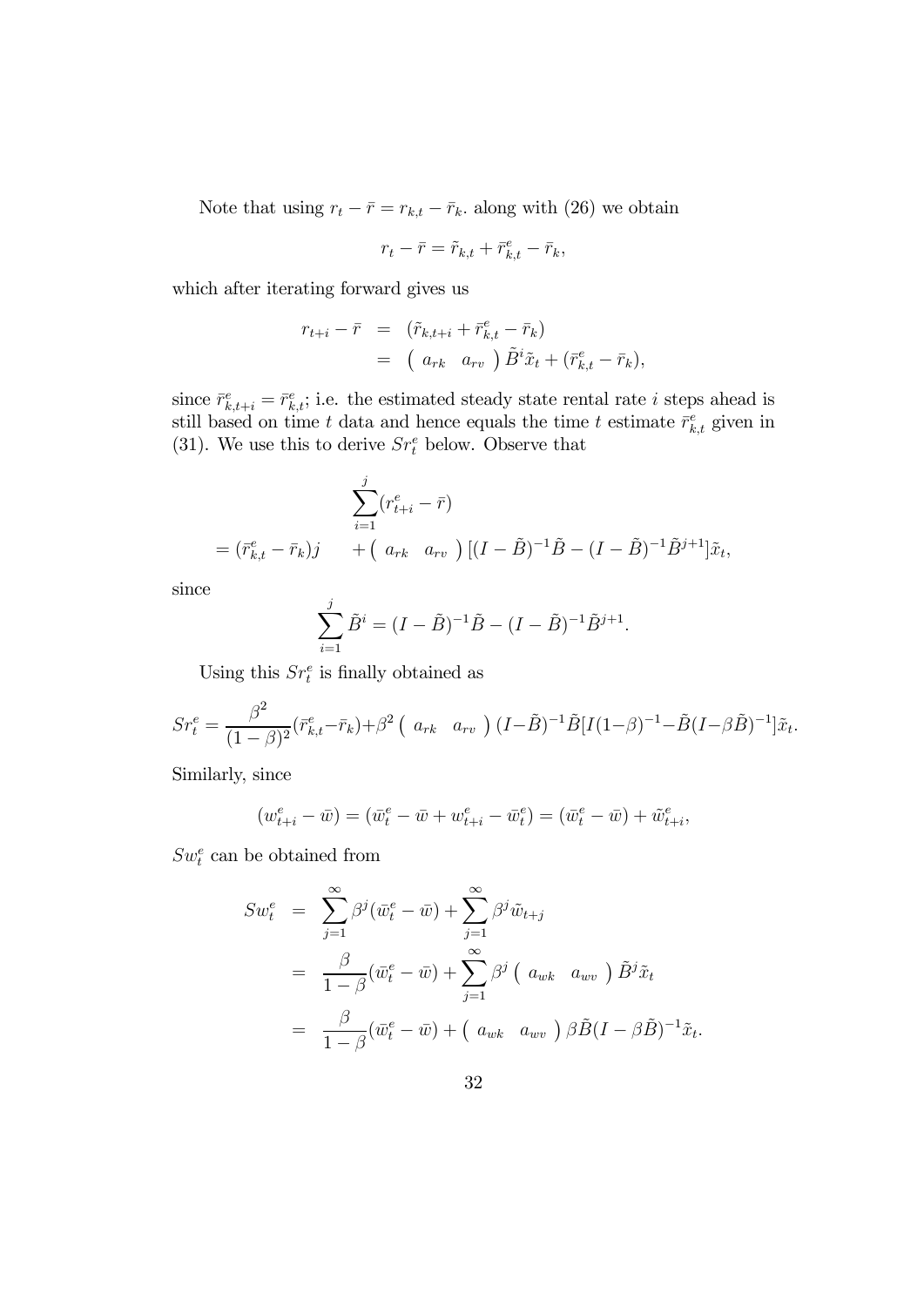Note that using $r_t - \bar{r} = r_{k,t} - \bar{r}_k$. along with (26) we obtain

$$r_t - \bar{r} = \tilde{r}_{k,t} + \bar{r}^e_{k,t} - \bar{r}_k,$$

which after iterating forward gives us

$$\begin{aligned} r_{t+i} - \bar{r} &= (\tilde{r}_{k,t+i} + \bar{r}^e_{k,t} - \bar{r}_k) \\ &= \begin{pmatrix} a_{rk} & a_{rv} \end{pmatrix} \tilde{B}^i \tilde{x}_t + (\bar{r}^e_{k,t} - \bar{r}_k), \end{aligned}$$

since $\bar{r}^e_{k,t+i} = \bar{r}^e_{k,t}$; i.e. the estimated steady state rental rate $i$ steps ahead is still based on time $t$ data and hence equals the time $t$ estimate $\bar{r}^e_{k,t}$ given in (31). We use this to derive $Sr^e_t$ below. Observe that

$$\begin{aligned} &\sum_{i=1}^{j} (r^e_{t+i} - \bar{r}) \\ = (\bar{r}^e_{k,t} - \bar{r}_k) j \quad &+ \begin{pmatrix} a_{rk} & a_{rv} \end{pmatrix} [(I - \tilde{B})^{-1} \tilde{B} - (I - \tilde{B})^{-1} \tilde{B}^{j+1}] \tilde{x}_t, \end{aligned}$$

since

$$\sum_{i=1}^{j} \tilde{B}^i = (I - \tilde{B})^{-1} \tilde{B} - (I - \tilde{B})^{-1} \tilde{B}^{j+1}.$$

Using this $Sr^e_t$ is finally obtained as

$$Sr^e_t = \frac{\beta^2}{(1-\beta)^2} (\bar{r}^e_{k,t} - \bar{r}_k) + \beta^2 \begin{pmatrix} a_{rk} & a_{rv} \end{pmatrix} (I - \tilde{B})^{-1} \tilde{B} [I(1-\beta)^{-1} - \tilde{B}(I - \beta \tilde{B})^{-1}] \tilde{x}_t.$$

Similarly, since

$$(w^e_{t+i} - \bar{w}) = (\bar{w}^e_t - \bar{w} + w^e_{t+i} - \bar{w}^e_t) = (\bar{w}^e_t - \bar{w}) + \tilde{w}^e_{t+i},$$

$Sw^e_t$ can be obtained from

$$\begin{aligned} Sw^e_t &= \sum_{j=1}^{\infty} \beta^j (\bar{w}^e_t - \bar{w}) + \sum_{j=1}^{\infty} \beta^j \tilde{w}_{t+j} \\ &= \frac{\beta}{1-\beta} (\bar{w}^e_t - \bar{w}) + \sum_{j=1}^{\infty} \beta^j \begin{pmatrix} a_{wk} & a_{wv} \end{pmatrix} \tilde{B}^j \tilde{x}_t \\ &= \frac{\beta}{1-\beta} (\bar{w}^e_t - \bar{w}) + \begin{pmatrix} a_{wk} & a_{wv} \end{pmatrix} \beta \tilde{B} (I - \beta \tilde{B})^{-1} \tilde{x}_t. \end{aligned}$$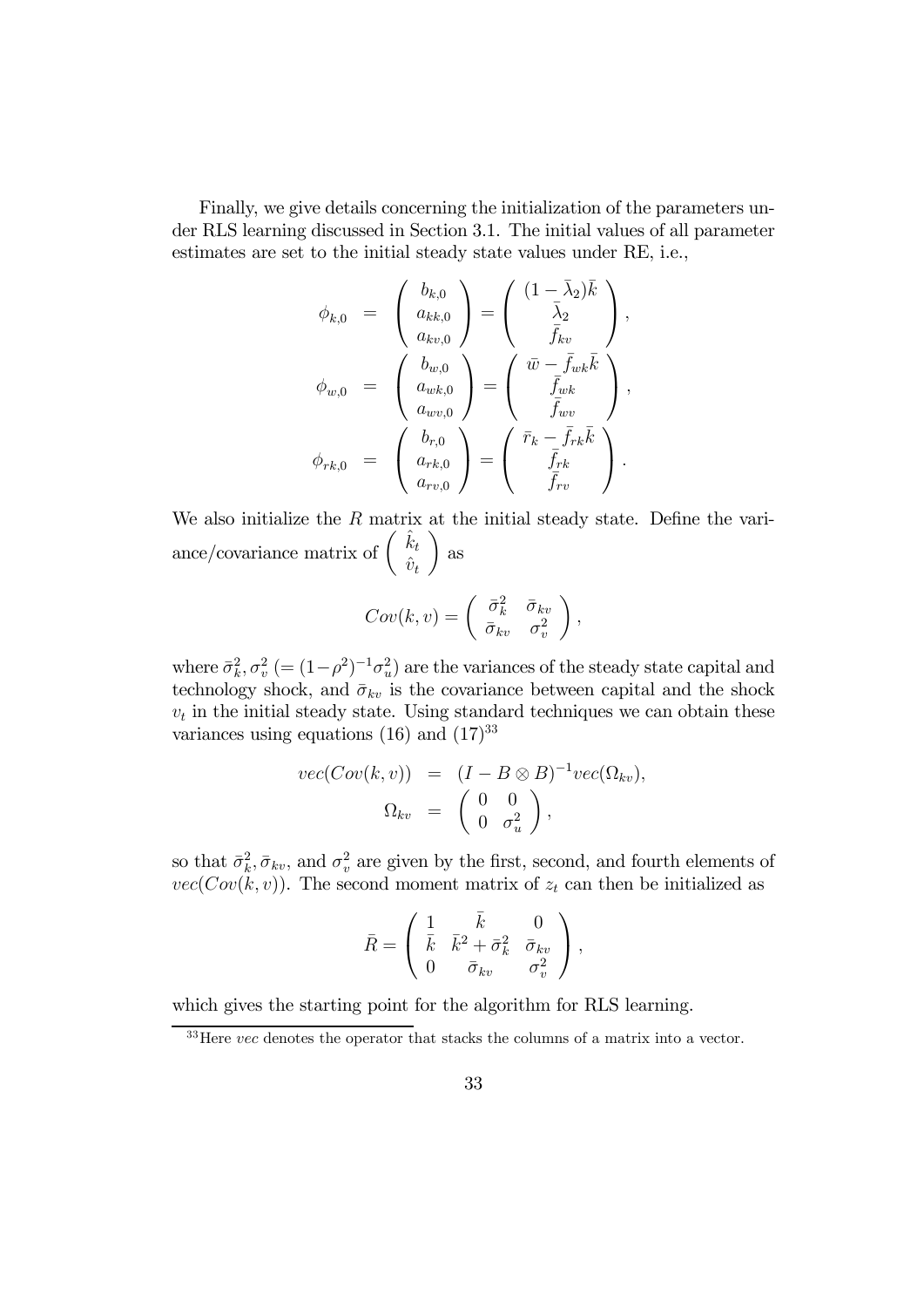Finally, we give details concerning the initialization of the parameters under RLS learning discussed in Section 3.1. The initial values of all parameter estimates are set to the initial steady state values under RE, i.e.,

$$
\begin{aligned}
\phi_{k,0} &= \begin{pmatrix} b_{k,0} \\ a_{kk,0} \\ a_{kv,0} \end{pmatrix} = \begin{pmatrix} (1-\bar{\lambda}_2)\bar{k} \\ \bar{\lambda}_2 \\ \bar{f}_{kv} \end{pmatrix}, \\
\phi_{w,0} &= \begin{pmatrix} b_{w,0} \\ a_{wk,0} \\ a_{wv,0} \end{pmatrix} = \begin{pmatrix} \bar{w} - \bar{f}_{wk}\bar{k} \\ \bar{f}_{wk} \\ \bar{f}_{wv} \end{pmatrix}, \\
\phi_{rk,0} &= \begin{pmatrix} b_{r,0} \\ a_{rk,0} \\ a_{rv,0} \end{pmatrix} = \begin{pmatrix} \bar{r}_k - \bar{f}_{rk}\bar{k} \\ \bar{f}_{rk} \\ \bar{f}_{rv} \end{pmatrix}.
\end{aligned}
$$

We also initialize the $R$ matrix at the initial steady state. Define the variance/covariance matrix of $\begin{pmatrix} \hat{k}_t \\ \hat{v}_t \end{pmatrix}$ as

$$
Cov(k,v) = \begin{pmatrix} \bar{\sigma}_k^2 & \bar{\sigma}_{kv} \\ \bar{\sigma}_{kv} & \sigma_v^2 \end{pmatrix},
$$

where $\bar{\sigma}_k^2, \sigma_v^2$ $(= (1-\rho^2)^{-1}\sigma_u^2)$ are the variances of the steady state capital and technology shock, and $\bar{\sigma}_{kv}$ is the covariance between capital and the shock $v_t$ in the initial steady state. Using standard techniques we can obtain these variances using equations (16) and (17)[33]

$$
\begin{aligned}
vec(Cov(k,v)) &= (I - B \otimes B)^{-1} vec(\Omega_{kv}), \\
\Omega_{kv} &= \begin{pmatrix} 0 & 0 \\ 0 & \sigma_u^2 \end{pmatrix},
\end{aligned}
$$

so that $\bar{\sigma}_k^2, \bar{\sigma}_{kv}$, and $\sigma_v^2$ are given by the first, second, and fourth elements of $vec(Cov(k,v))$. The second moment matrix of $z_t$ can then be initialized as

$$
\bar{R} = \begin{pmatrix} 1 & \bar{k} & 0 \\ \bar{k} & \bar{k}^2 + \bar{\sigma}_k^2 & \bar{\sigma}_{kv} \\ 0 & \bar{\sigma}_{kv} & \sigma_v^2 \end{pmatrix},
$$

which gives the starting point for the algorithm for RLS learning.

[33] Here *vec* denotes the operator that stacks the columns of a matrix into a vector.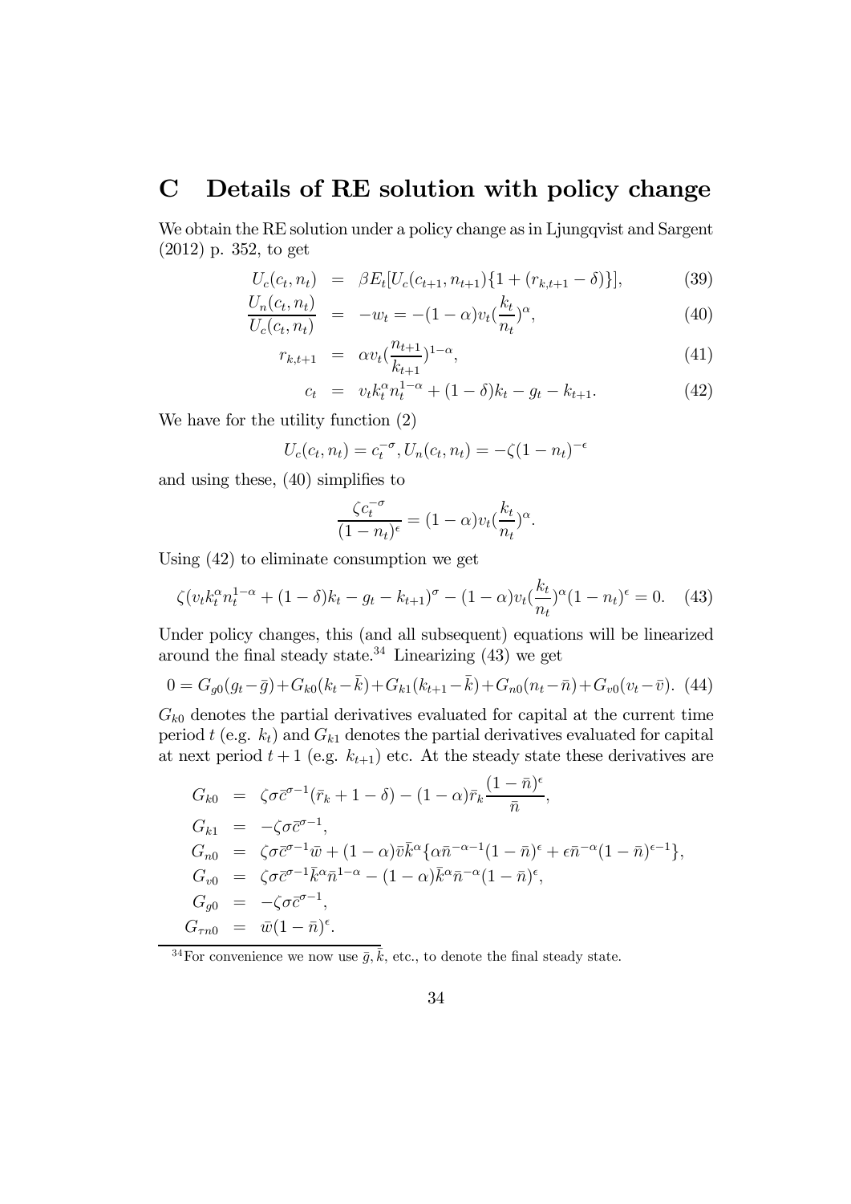# C Details of RE solution with policy change

We obtain the RE solution under a policy change as in Ljungqvist and Sargent (2012) p. 352, to get

$$U_c(c_t, n_t) = \beta E_t[U_c(c_{t+1}, n_{t+1})\{1 + (r_{k,t+1} - \delta)\}], \tag{39}$$

$$\frac{U_n(c_t, n_t)}{U_c(c_t, n_t)} = -w_t = -(1-\alpha)v_t(\frac{k_t}{n_t})^{\alpha}, \tag{40}$$

$$r_{k,t+1} = \alpha v_t(\frac{n_{t+1}}{k_{t+1}})^{1-\alpha}, \tag{41}$$

$$c_t = v_t k_t^{\alpha} n_t^{1-\alpha} + (1-\delta)k_t - g_t - k_{t+1}. \tag{42}$$

We have for the utility function (2)

$$U_c(c_t, n_t) = c_t^{-\sigma}, U_n(c_t, n_t) = -\zeta(1-n_t)^{-\epsilon}$$

and using these, (40) simplifies to

$$\frac{\zeta c_t^{-\sigma}}{(1-n_t)^{\epsilon}} = (1-\alpha)v_t(\frac{k_t}{n_t})^{\alpha}.$$

Using (42) to eliminate consumption we get

$$\zeta(v_t k_t^{\alpha} n_t^{1-\alpha} + (1-\delta)k_t - g_t - k_{t+1})^{\sigma} - (1-\alpha)v_t(\frac{k_t}{n_t})^{\alpha}(1-n_t)^{\epsilon} = 0. \tag{43}$$

Under policy changes, this (and all subsequent) equations will be linearized around the final steady state.[34] Linearizing (43) we get

$$0 = G_{g0}(g_t - \bar{g}) + G_{k0}(k_t - \bar{k}) + G_{k1}(k_{t+1} - \bar{k}) + G_{n0}(n_t - \bar{n}) + G_{v0}(v_t - \bar{v}). \tag{44}$$

$G_{k0}$ denotes the partial derivatives evaluated for capital at the current time period $t$ (e.g. $k_t$) and $G_{k1}$ denotes the partial derivatives evaluated for capital at next period $t+1$ (e.g. $k_{t+1}$) etc. At the steady state these derivatives are

$$\begin{aligned}
G_{k0} &= \zeta\sigma\bar{c}^{\sigma-1}(\bar{r}_k + 1 - \delta) - (1-\alpha)\bar{r}_k\frac{(1-\bar{n})^{\epsilon}}{\bar{n}}, \\
G_{k1} &= -\zeta\sigma\bar{c}^{\sigma-1}, \\
G_{n0} &= \zeta\sigma\bar{c}^{\sigma-1}\bar{w} + (1-\alpha)\bar{v}\bar{k}^{\alpha}\{\alpha\bar{n}^{-\alpha-1}(1-\bar{n})^{\epsilon} + \epsilon\bar{n}^{-\alpha}(1-\bar{n})^{\epsilon-1}\}, \\
G_{v0} &= \zeta\sigma\bar{c}^{\sigma-1}\bar{k}^{\alpha}\bar{n}^{1-\alpha} - (1-\alpha)\bar{k}^{\alpha}\bar{n}^{-\alpha}(1-\bar{n})^{\epsilon}, \\
G_{g0} &= -\zeta\sigma\bar{c}^{\sigma-1}, \\
G_{\tau n0} &= \bar{w}(1-\bar{n})^{\epsilon}.
\end{aligned}$$

[34] For convenience we now use $\bar{g}, \bar{k}$, etc., to denote the final steady state.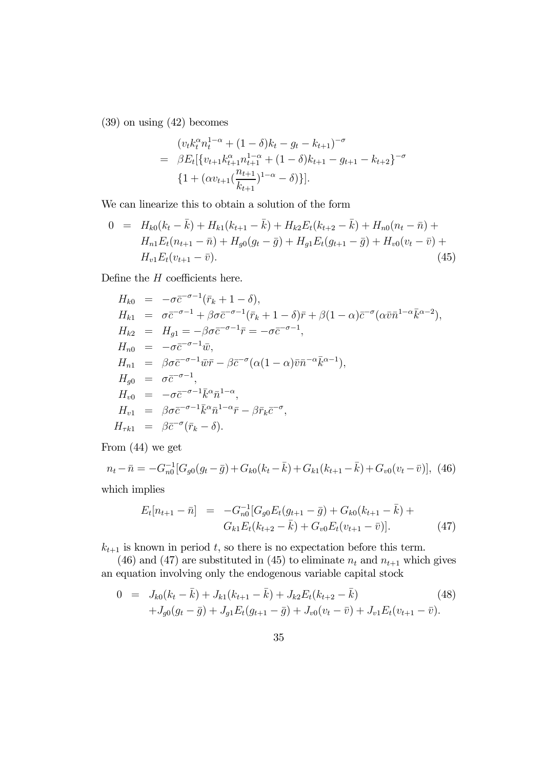(39) on using (42) becomes

$$
\begin{aligned}
& (v_t k_t^{\alpha} n_t^{1-\alpha} + (1-\delta)k_t - g_t - k_{t+1})^{-\sigma} \\
= \ & \beta E_t[\{v_{t+1} k_{t+1}^{\alpha} n_{t+1}^{1-\alpha} + (1-\delta)k_{t+1} - g_{t+1} - k_{t+2}\}^{-\sigma} \\
& \{1 + (\alpha v_{t+1} (\frac{n_{t+1}}{k_{t+1}})^{1-\alpha} - \delta)\}].
\end{aligned}
$$

We can linearize this to obtain a solution of the form

$$
\begin{aligned}
0 \ = \ & H_{k0}(k_t - \bar{k}) + H_{k1}(k_{t+1} - \bar{k}) + H_{k2}E_t(k_{t+2} - \bar{k}) + H_{n0}(n_t - \bar{n}) + \\
& H_{n1}E_t(n_{t+1} - \bar{n}) + H_{g0}(g_t - \bar{g}) + H_{g1}E_t(g_{t+1} - \bar{g}) + H_{v0}(v_t - \bar{v}) + \\
& H_{v1}E_t(v_{t+1} - \bar{v}). \qquad (45)
\end{aligned}
$$

Define the $H$ coefficients here.

$$
\begin{aligned}
H_{k0} &= -\sigma \bar{c}^{-\sigma-1}(\bar{r}_k + 1 - \delta), \\
H_{k1} &= \sigma \bar{c}^{-\sigma-1} + \beta \sigma \bar{c}^{-\sigma-1}(\bar{r}_k + 1 - \delta)\bar{r} + \beta(1-\alpha)\bar{c}^{-\sigma}(\alpha \bar{v} \bar{n}^{1-\alpha} \bar{k}^{\alpha-2}), \\
H_{k2} &= H_{g1} = -\beta \sigma \bar{c}^{-\sigma-1}\bar{r} = -\sigma \bar{c}^{-\sigma-1}, \\
H_{n0} &= -\sigma \bar{c}^{-\sigma-1}\bar{w}, \\
H_{n1} &= \beta \sigma \bar{c}^{-\sigma-1}\bar{w}\bar{r} - \beta \bar{c}^{-\sigma}(\alpha(1-\alpha)\bar{v}\bar{n}^{-\alpha}\bar{k}^{\alpha-1}), \\
H_{g0} &= \sigma \bar{c}^{-\sigma-1}, \\
H_{v0} &= -\sigma \bar{c}^{-\sigma-1}\bar{k}^{\alpha}\bar{n}^{1-\alpha}, \\
H_{v1} &= \beta \sigma \bar{c}^{-\sigma-1}\bar{k}^{\alpha}\bar{n}^{1-\alpha}\bar{r} - \beta \bar{r}_k \bar{c}^{-\sigma}, \\
H_{\tau k1} &= \beta \bar{c}^{-\sigma}(\bar{r}_k - \delta).
\end{aligned}
$$

From (44) we get

$$
n_t - \bar{n} = -G_{n0}^{-1}[G_{g0}(g_t - \bar{g}) + G_{k0}(k_t - \bar{k}) + G_{k1}(k_{t+1} - \bar{k}) + G_{v0}(v_t - \bar{v})], \quad (46)
$$

which implies

$$
\begin{aligned}
E_t[n_{t+1} - \bar{n}] \ = \ & -G_{n0}^{-1}[G_{g0}E_t(g_{t+1} - \bar{g}) + G_{k0}(k_{t+1} - \bar{k}) + \\
& G_{k1}E_t(k_{t+2} - \bar{k}) + G_{v0}E_t(v_{t+1} - \bar{v})]. \qquad (47)
\end{aligned}
$$

$k_{t+1}$ is known in period $t$, so there is no expectation before this term.

(46) and (47) are substituted in (45) to eliminate $n_t$ and $n_{t+1}$ which gives an equation involving only the endogenous variable capital stock

$$
\begin{aligned}
0 \ = \ & J_{k0}(k_t - \bar{k}) + J_{k1}(k_{t+1} - \bar{k}) + J_{k2}E_t(k_{t+2} - \bar{k}) \qquad (48) \\
& + J_{g0}(g_t - \bar{g}) + J_{g1}E_t(g_{t+1} - \bar{g}) + J_{v0}(v_t - \bar{v}) + J_{v1}E_t(v_{t+1} - \bar{v}).
\end{aligned}
$$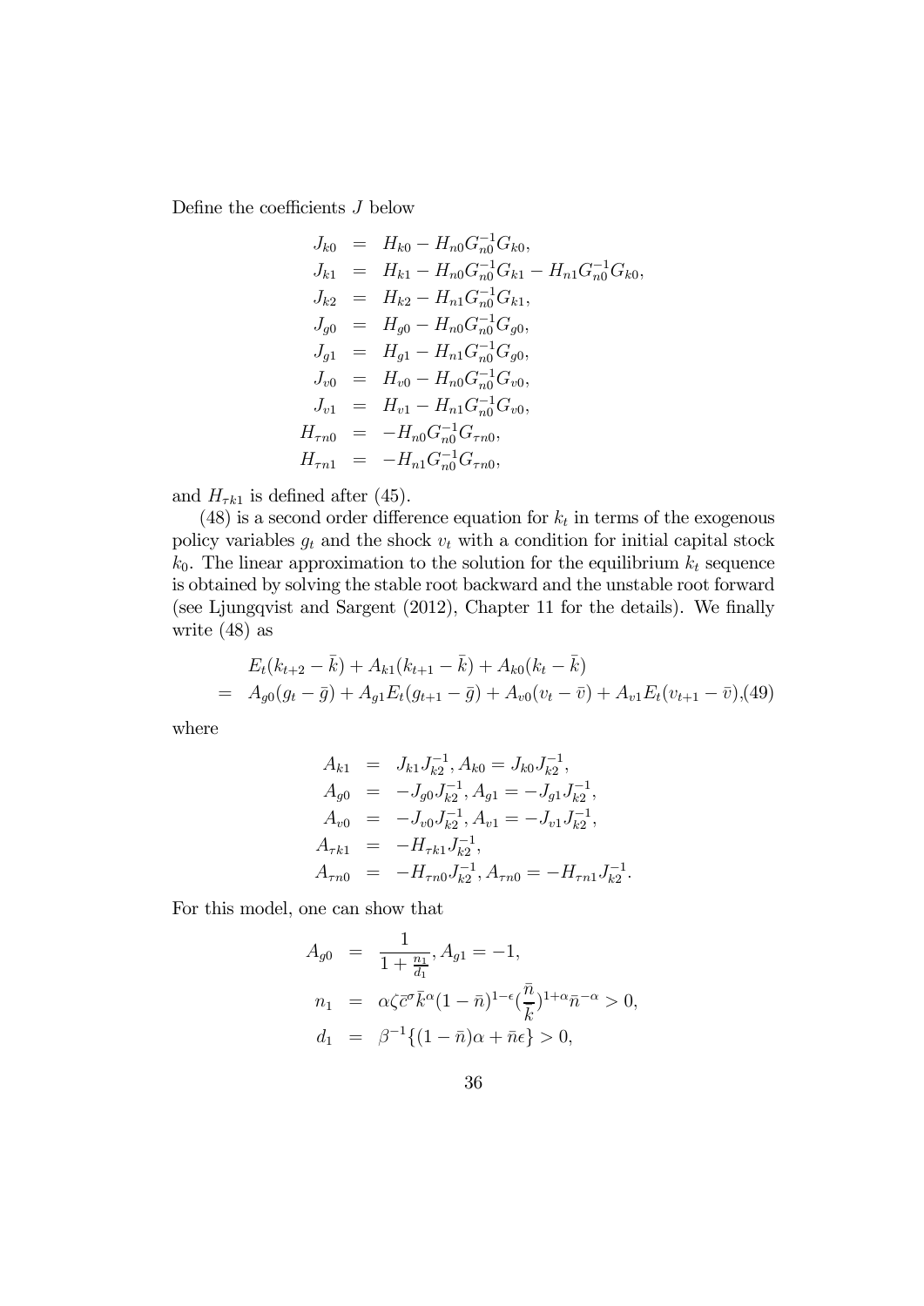Define the coefficients $J$ below

$$
\begin{aligned}
J_{k0} &= H_{k0} - H_{n0}G_{n0}^{-1}G_{k0}, \\
J_{k1} &= H_{k1} - H_{n0}G_{n0}^{-1}G_{k1} - H_{n1}G_{n0}^{-1}G_{k0}, \\
J_{k2} &= H_{k2} - H_{n1}G_{n0}^{-1}G_{k1}, \\
J_{g0} &= H_{g0} - H_{n0}G_{n0}^{-1}G_{g0}, \\
J_{g1} &= H_{g1} - H_{n1}G_{n0}^{-1}G_{g0}, \\
J_{v0} &= H_{v0} - H_{n0}G_{n0}^{-1}G_{v0}, \\
J_{v1} &= H_{v1} - H_{n1}G_{n0}^{-1}G_{v0}, \\
H_{\tau n0} &= -H_{n0}G_{n0}^{-1}G_{\tau n0}, \\
H_{\tau n1} &= -H_{n1}G_{n0}^{-1}G_{\tau n0},
\end{aligned}
$$

and $H_{\tau k1}$ is defined after (45).

(48) is a second order difference equation for $k_t$ in terms of the exogenous policy variables $g_t$ and the shock $v_t$ with a condition for initial capital stock $k_0$. The linear approximation to the solution for the equilibrium $k_t$ sequence is obtained by solving the stable root backward and the unstable root forward (see Ljungqvist and Sargent (2012), Chapter 11 for the details). We finally write (48) as

$$
\begin{aligned}
& E_t(k_{t+2} - \bar{k}) + A_{k1}(k_{t+1} - \bar{k}) + A_{k0}(k_t - \bar{k}) \\
= \; & A_{g0}(g_t - \bar{g}) + A_{g1}E_t(g_{t+1} - \bar{g}) + A_{v0}(v_t - \bar{v}) + A_{v1}E_t(v_{t+1} - \bar{v}), \quad (49)
\end{aligned}
$$

where

$$
\begin{aligned}
A_{k1} &= J_{k1}J_{k2}^{-1}, A_{k0} = J_{k0}J_{k2}^{-1}, \\
A_{g0} &= -J_{g0}J_{k2}^{-1}, A_{g1} = -J_{g1}J_{k2}^{-1}, \\
A_{v0} &= -J_{v0}J_{k2}^{-1}, A_{v1} = -J_{v1}J_{k2}^{-1}, \\
A_{\tau k1} &= -H_{\tau k1}J_{k2}^{-1}, \\
A_{\tau n0} &= -H_{\tau n0}J_{k2}^{-1}, A_{\tau n0} = -H_{\tau n1}J_{k2}^{-1}.
\end{aligned}
$$

For this model, one can show that

$$
\begin{aligned}
A_{g0} &= \frac{1}{1 + \frac{n_1}{d_1}}, A_{g1} = -1, \\
n_1 &= \alpha \zeta \bar{c}^{\sigma} \bar{k}^{\alpha} (1 - \bar{n})^{1-\epsilon} (\frac{\bar{n}}{\bar{k}})^{1+\alpha} \bar{n}^{-\alpha} > 0, \\
d_1 &= \beta^{-1}\{(1 - \bar{n})\alpha + \bar{n}\epsilon\} > 0,
\end{aligned}
$$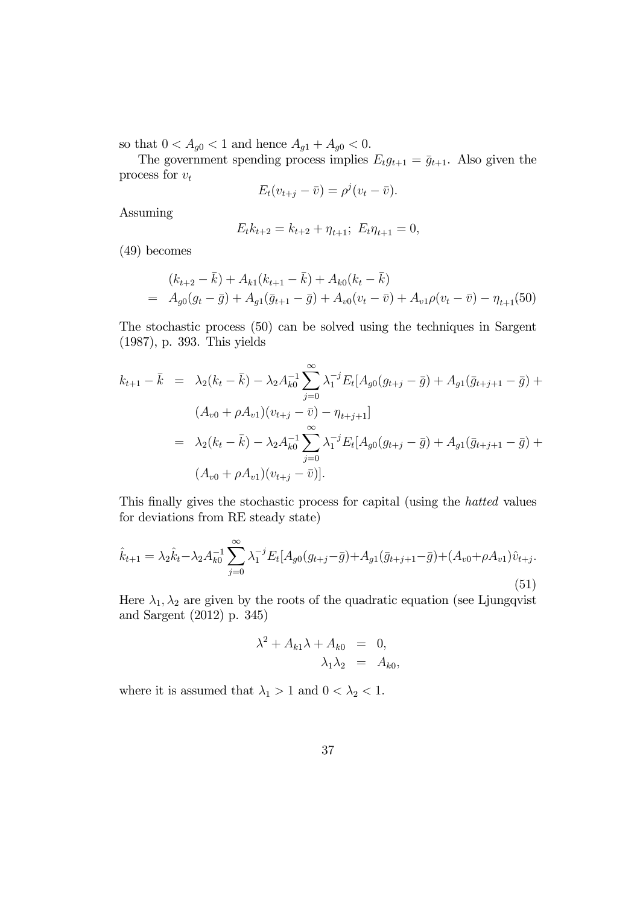so that $0 < A_{g0} < 1$ and hence $A_{g1} + A_{g0} < 0$.

The government spending process implies $E_t g_{t+1} = \bar{g}_{t+1}$. Also given the process for $v_t$

$$E_t(v_{t+j} - \bar{v}) = \rho^j(v_t - \bar{v}).$$

Assuming

$$E_t k_{t+2} = k_{t+2} + \eta_{t+1};\ E_t \eta_{t+1} = 0,$$

(49) becomes

$$\begin{aligned}
& (k_{t+2} - \bar{k}) + A_{k1}(k_{t+1} - \bar{k}) + A_{k0}(k_t - \bar{k}) \\
= \ & A_{g0}(g_t - \bar{g}) + A_{g1}(\bar{g}_{t+1} - \bar{g}) + A_{v0}(v_t - \bar{v}) + A_{v1}\rho(v_t - \bar{v}) - \eta_{t+1} \quad (50)
\end{aligned}$$

The stochastic process (50) can be solved using the techniques in Sargent (1987), p. 393. This yields

$$\begin{aligned}
k_{t+1} - \bar{k} &= \lambda_2(k_t - \bar{k}) - \lambda_2 A_{k0}^{-1} \sum_{j=0}^{\infty} \lambda_1^{-j} E_t[A_{g0}(g_{t+j} - \bar{g}) + A_{g1}(\bar{g}_{t+j+1} - \bar{g}) + \\
& \quad (A_{v0} + \rho A_{v1})(v_{t+j} - \bar{v}) - \eta_{t+j+1}] \\
&= \lambda_2(k_t - \bar{k}) - \lambda_2 A_{k0}^{-1} \sum_{j=0}^{\infty} \lambda_1^{-j} E_t[A_{g0}(g_{t+j} - \bar{g}) + A_{g1}(\bar{g}_{t+j+1} - \bar{g}) + \\
& \quad (A_{v0} + \rho A_{v1})(v_{t+j} - \bar{v})].
\end{aligned}$$

This finally gives the stochastic process for capital (using the *hatted* values for deviations from RE steady state)

$$\hat{k}_{t+1} = \lambda_2 \hat{k}_t - \lambda_2 A_{k0}^{-1} \sum_{j=0}^{\infty} \lambda_1^{-j} E_t[A_{g0}(g_{t+j} - \bar{g}) + A_{g1}(\bar{g}_{t+j+1} - \bar{g}) + (A_{v0} + \rho A_{v1})\hat{v}_{t+j}. \quad (51)$$

Here $\lambda_1, \lambda_2$ are given by the roots of the quadratic equation (see Ljungqvist and Sargent (2012) p. 345)

$$\begin{aligned}
\lambda^2 + A_{k1}\lambda + A_{k0} &= 0, \\
\lambda_1 \lambda_2 &= A_{k0},
\end{aligned}$$

where it is assumed that $\lambda_1 > 1$ and $0 < \lambda_2 < 1$.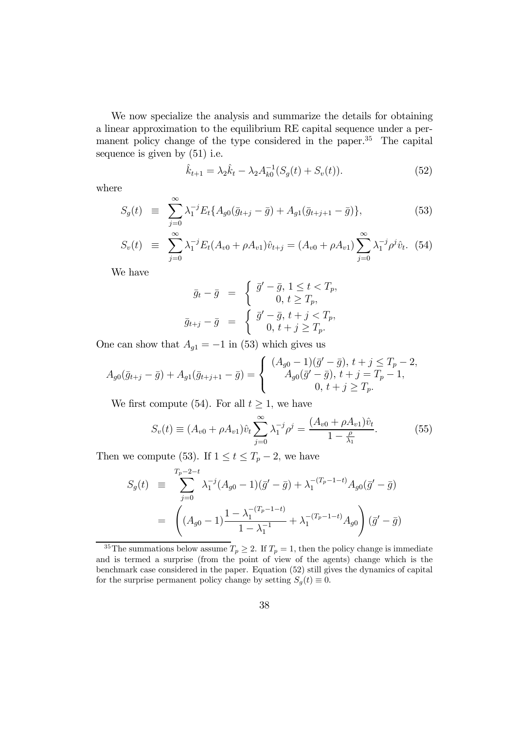We now specialize the analysis and summarize the details for obtaining a linear approximation to the equilibrium RE capital sequence under a permanent policy change of the type considered in the paper.[35] The capital sequence is given by (51) i.e.

$$\hat{k}_{t+1} = \lambda_2 \hat{k}_t - \lambda_2 A_{k0}^{-1}(S_g(t) + S_v(t)). \tag{52}$$

where

$$S_g(t) \equiv \sum_{j=0}^{\infty} \lambda_1^{-j} E_t\{A_{g0}(\bar{g}_{t+j} - \bar{g}) + A_{g1}(\bar{g}_{t+j+1} - \bar{g})\}, \tag{53}$$

$$S_v(t) \equiv \sum_{j=0}^{\infty} \lambda_1^{-j} E_t (A_{v0} + \rho A_{v1})\hat{v}_{t+j} = (A_{v0} + \rho A_{v1}) \sum_{j=0}^{\infty} \lambda_1^{-j} \rho^j \hat{v}_t. \tag{54}$$

We have

$$\bar{g}_t - \bar{g} = \begin{cases} \bar{g}' - \bar{g},\ 1 \le t < T_p, \\ 0,\ t \ge T_p, \end{cases}$$

$$\bar{g}_{t+j} - \bar{g} = \begin{cases} \bar{g}' - \bar{g},\ t + j < T_p, \\ 0,\ t + j \ge T_p. \end{cases}$$

One can show that $A_{g1} = -1$ in (53) which gives us

$$A_{g0}(\bar{g}_{t+j} - \bar{g}) + A_{g1}(\bar{g}_{t+j+1} - \bar{g}) = \begin{cases} (A_{g0} - 1)(\bar{g}' - \bar{g}),\ t + j \le T_p - 2, \\ A_{g0}(\bar{g}' - \bar{g}),\ t + j = T_p - 1, \\ 0,\ t + j \ge T_p. \end{cases}$$

We first compute (54). For all $t \ge 1$, we have

$$S_v(t) \equiv (A_{v0} + \rho A_{v1})\hat{v}_t \sum_{j=0}^{\infty} \lambda_1^{-j} \rho^j = \frac{(A_{v0} + \rho A_{v1})\hat{v}_t}{1 - \frac{\rho}{\lambda_1}}. \tag{55}$$

Then we compute (53). If $1 \le t \le T_p - 2$, we have

$$\begin{aligned} S_g(t) &\equiv \sum_{j=0}^{T_p-2-t} \lambda_1^{-j}(A_{g0} - 1)(\bar{g}' - \bar{g}) + \lambda_1^{-(T_p-1-t)} A_{g0}(\bar{g}' - \bar{g}) \\ &= \left( (A_{g0} - 1)\frac{1 - \lambda_1^{-(T_p-1-t)}}{1 - \lambda_1^{-1}} + \lambda_1^{-(T_p-1-t)} A_{g0} \right)(\bar{g}' - \bar{g}) \end{aligned}$$

[35] The summations below assume $T_p \ge 2$. If $T_p = 1$, then the policy change is immediate and is termed a surprise (from the point of view of the agents) change which is the benchmark case considered in the paper. Equation (52) still gives the dynamics of capital for the surprise permanent policy change by setting $S_g(t) \equiv 0$.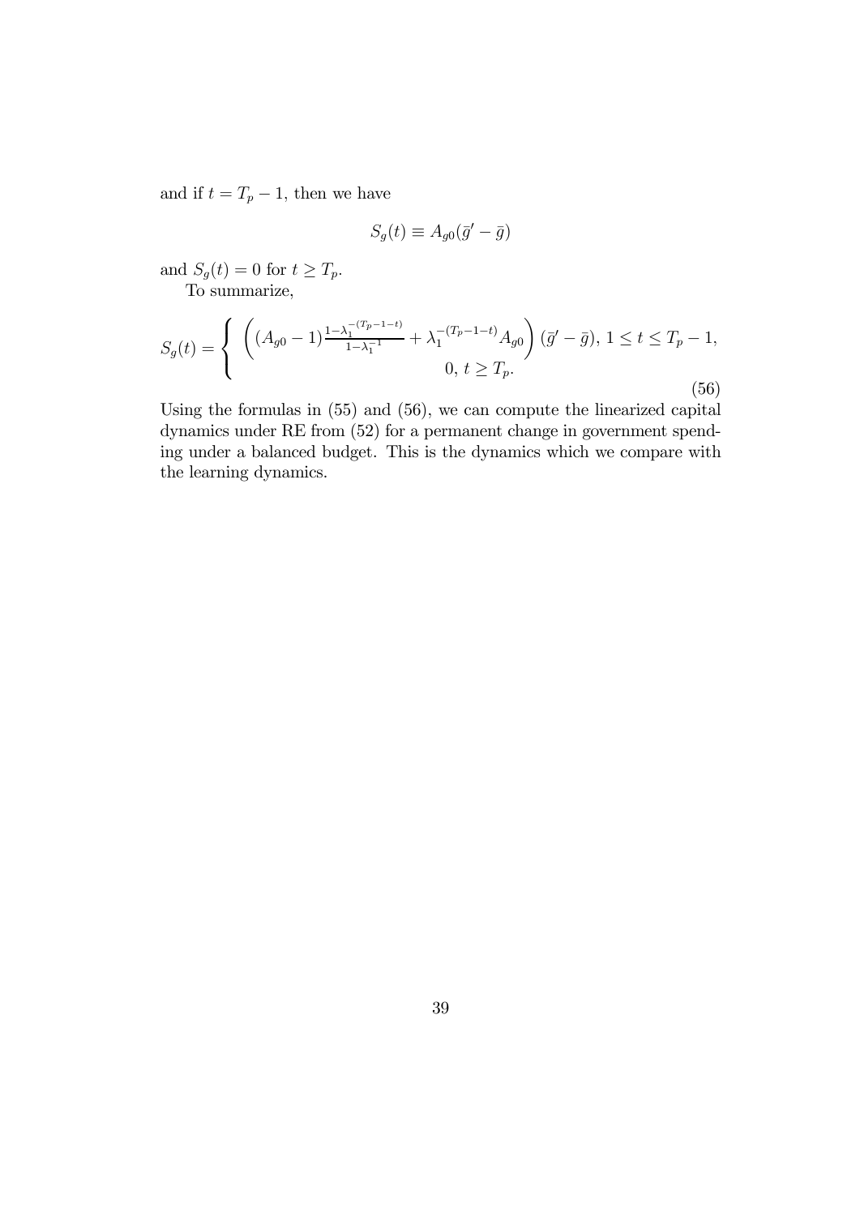and if $t = T_p - 1$, then we have

$$S_g(t) \equiv A_{g0}(\bar{g}' - \bar{g})$$

and $S_g(t) = 0$ for $t \geq T_p$.

To summarize,

$$S_g(t) = \begin{cases} \left( (A_{g0} - 1) \frac{1 - \lambda_1^{-(T_p - 1 - t)}}{1 - \lambda_1^{-1}} + \lambda_1^{-(T_p - 1 - t)} A_{g0} \right) (\bar{g}' - \bar{g}), \; 1 \leq t \leq T_p - 1, \\ 0, \; t \geq T_p. \end{cases} \tag{56}$$

Using the formulas in (55) and (56), we can compute the linearized capital dynamics under RE from (52) for a permanent change in government spending under a balanced budget. This is the dynamics which we compare with the learning dynamics.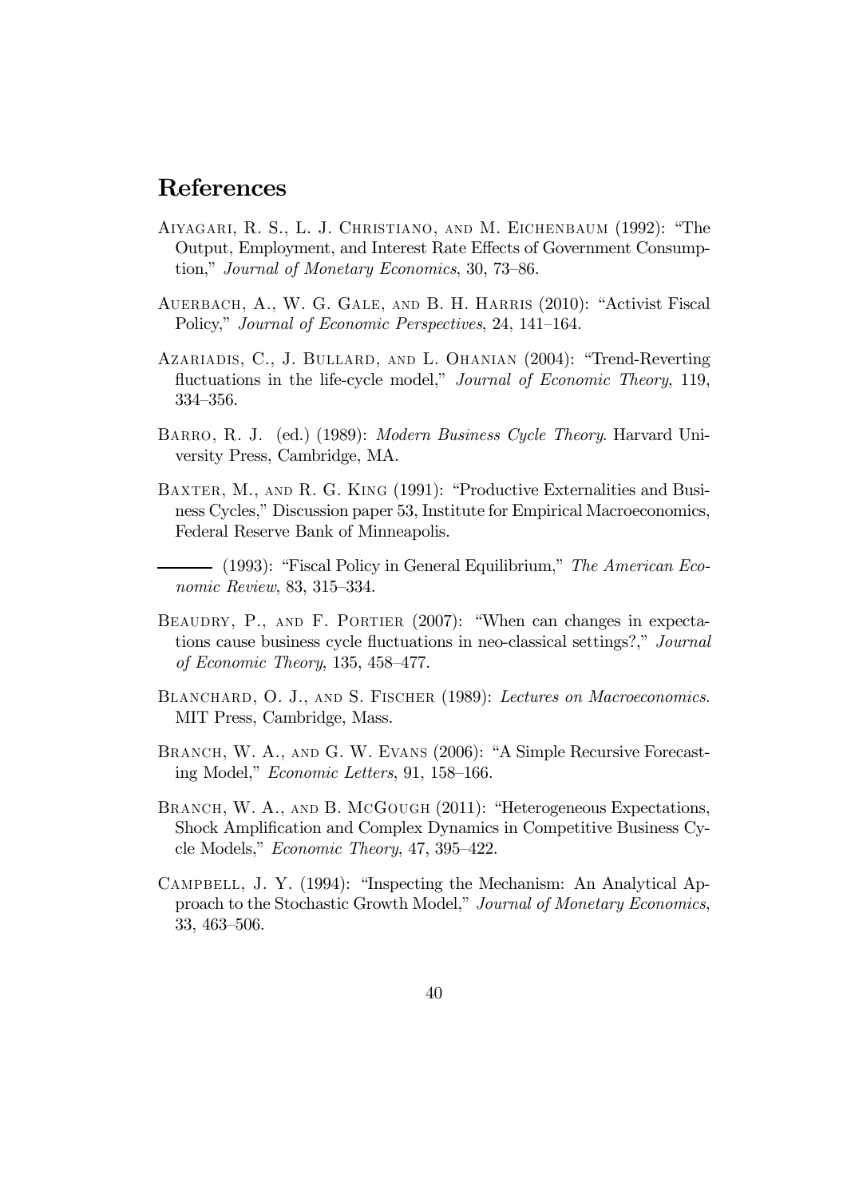## References

Aiyagari, R. S., L. J. Christiano, and M. Eichenbaum (1992): "The Output, Employment, and Interest Rate Effects of Government Consumption," *Journal of Monetary Economics*, 30, 73–86.

Auerbach, A., W. G. Gale, and B. H. Harris (2010): "Activist Fiscal Policy," *Journal of Economic Perspectives*, 24, 141–164.

Azariadis, C., J. Bullard, and L. Ohanian (2004): "Trend-Reverting fluctuations in the life-cycle model," *Journal of Economic Theory*, 119, 334–356.

Barro, R. J. (ed.) (1989): *Modern Business Cycle Theory*. Harvard University Press, Cambridge, MA.

Baxter, M., and R. G. King (1991): "Productive Externalities and Business Cycles," Discussion paper 53, Institute for Empirical Macroeconomics, Federal Reserve Bank of Minneapolis.

——— (1993): "Fiscal Policy in General Equilibrium," *The American Economic Review*, 83, 315–334.

Beaudry, P., and F. Portier (2007): "When can changes in expectations cause business cycle fluctuations in neo-classical settings?," *Journal of Economic Theory*, 135, 458–477.

Blanchard, O. J., and S. Fischer (1989): *Lectures on Macroeconomics*. MIT Press, Cambridge, Mass.

Branch, W. A., and G. W. Evans (2006): "A Simple Recursive Forecasting Model," *Economic Letters*, 91, 158–166.

Branch, W. A., and B. McGough (2011): "Heterogeneous Expectations, Shock Amplification and Complex Dynamics in Competitive Business Cycle Models," *Economic Theory*, 47, 395–422.

Campbell, J. Y. (1994): "Inspecting the Mechanism: An Analytical Approach to the Stochastic Growth Model," *Journal of Monetary Economics*, 33, 463–506.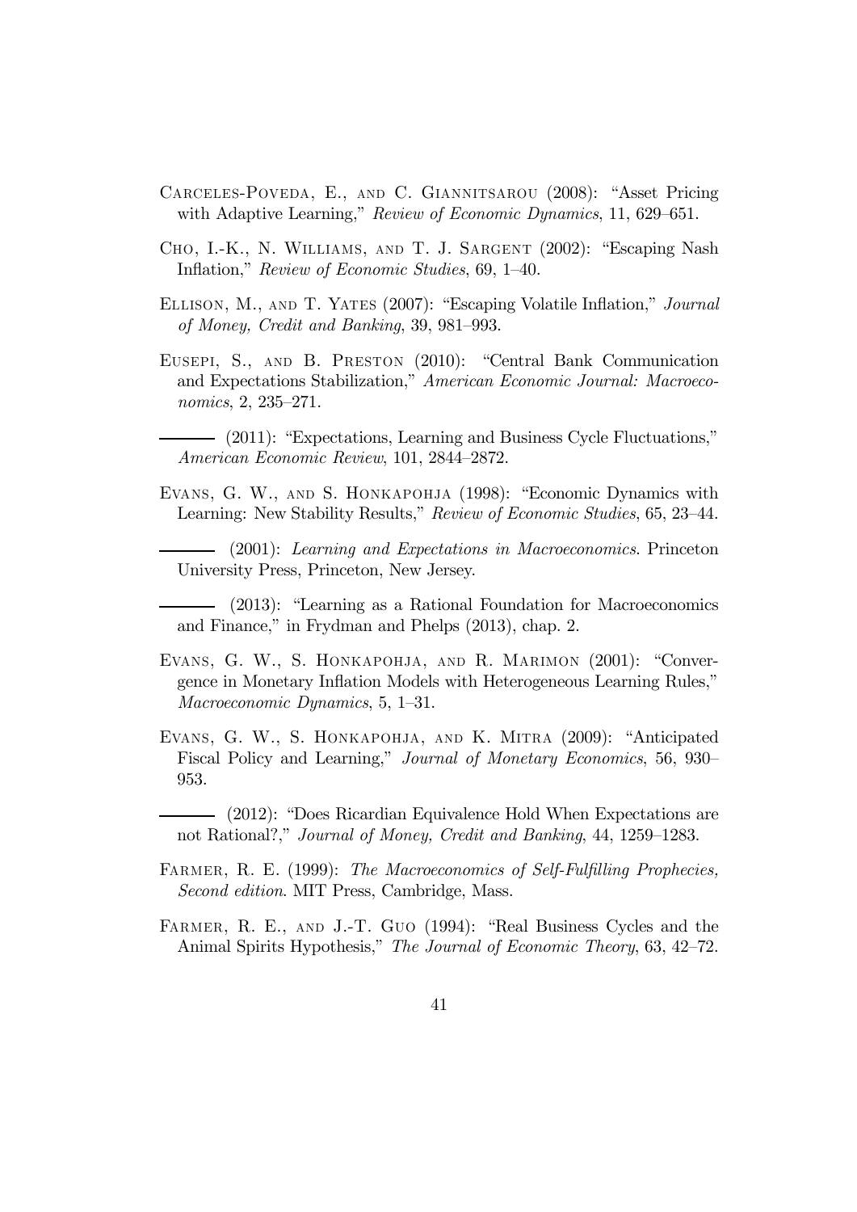Carceles-Poveda, E., and C. Giannitsarou (2008): "Asset Pricing with Adaptive Learning," *Review of Economic Dynamics*, 11, 629–651.

Cho, I.-K., N. Williams, and T. J. Sargent (2002): "Escaping Nash Inflation," *Review of Economic Studies*, 69, 1–40.

Ellison, M., and T. Yates (2007): "Escaping Volatile Inflation," *Journal of Money, Credit and Banking*, 39, 981–993.

Eusepi, S., and B. Preston (2010): "Central Bank Communication and Expectations Stabilization," *American Economic Journal: Macroeconomics*, 2, 235–271.

——— (2011): "Expectations, Learning and Business Cycle Fluctuations," *American Economic Review*, 101, 2844–2872.

Evans, G. W., and S. Honkapohja (1998): "Economic Dynamics with Learning: New Stability Results," *Review of Economic Studies*, 65, 23–44.

——— (2001): *Learning and Expectations in Macroeconomics*. Princeton University Press, Princeton, New Jersey.

——— (2013): "Learning as a Rational Foundation for Macroeconomics and Finance," in Frydman and Phelps (2013), chap. 2.

Evans, G. W., S. Honkapohja, and R. Marimon (2001): "Convergence in Monetary Inflation Models with Heterogeneous Learning Rules," *Macroeconomic Dynamics*, 5, 1–31.

Evans, G. W., S. Honkapohja, and K. Mitra (2009): "Anticipated Fiscal Policy and Learning," *Journal of Monetary Economics*, 56, 930–953.

——— (2012): "Does Ricardian Equivalence Hold When Expectations are not Rational?," *Journal of Money, Credit and Banking*, 44, 1259–1283.

Farmer, R. E. (1999): *The Macroeconomics of Self-Fulfilling Prophecies, Second edition*. MIT Press, Cambridge, Mass.

Farmer, R. E., and J.-T. Guo (1994): "Real Business Cycles and the Animal Spirits Hypothesis," *The Journal of Economic Theory*, 63, 42–72.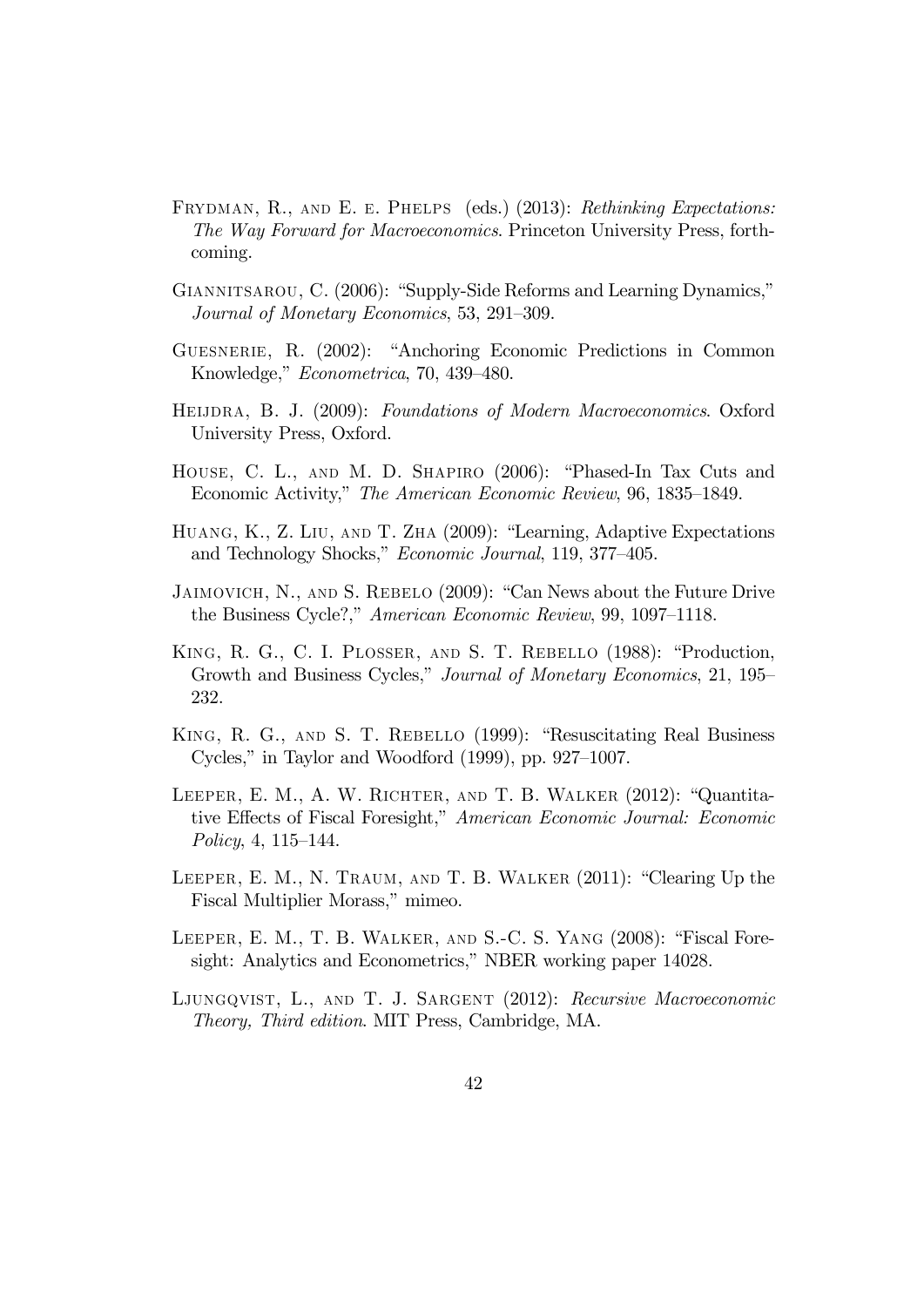Frydman, R., and E. e. Phelps (eds.) (2013): *Rethinking Expectations: The Way Forward for Macroeconomics*. Princeton University Press, forthcoming.

Giannitsarou, C. (2006): "Supply-Side Reforms and Learning Dynamics," *Journal of Monetary Economics*, 53, 291–309.

Guesnerie, R. (2002): "Anchoring Economic Predictions in Common Knowledge," *Econometrica*, 70, 439–480.

Heijdra, B. J. (2009): *Foundations of Modern Macroeconomics*. Oxford University Press, Oxford.

House, C. L., and M. D. Shapiro (2006): "Phased-In Tax Cuts and Economic Activity," *The American Economic Review*, 96, 1835–1849.

Huang, K., Z. Liu, and T. Zha (2009): "Learning, Adaptive Expectations and Technology Shocks," *Economic Journal*, 119, 377–405.

Jaimovich, N., and S. Rebelo (2009): "Can News about the Future Drive the Business Cycle?," *American Economic Review*, 99, 1097–1118.

King, R. G., C. I. Plosser, and S. T. Rebello (1988): "Production, Growth and Business Cycles," *Journal of Monetary Economics*, 21, 195–232.

King, R. G., and S. T. Rebello (1999): "Resuscitating Real Business Cycles," in Taylor and Woodford (1999), pp. 927–1007.

Leeper, E. M., A. W. Richter, and T. B. Walker (2012): "Quantitative Effects of Fiscal Foresight," *American Economic Journal: Economic Policy*, 4, 115–144.

Leeper, E. M., N. Traum, and T. B. Walker (2011): "Clearing Up the Fiscal Multiplier Morass," mimeo.

Leeper, E. M., T. B. Walker, and S.-C. S. Yang (2008): "Fiscal Foresight: Analytics and Econometrics," NBER working paper 14028.

Ljungqvist, L., and T. J. Sargent (2012): *Recursive Macroeconomic Theory, Third edition*. MIT Press, Cambridge, MA.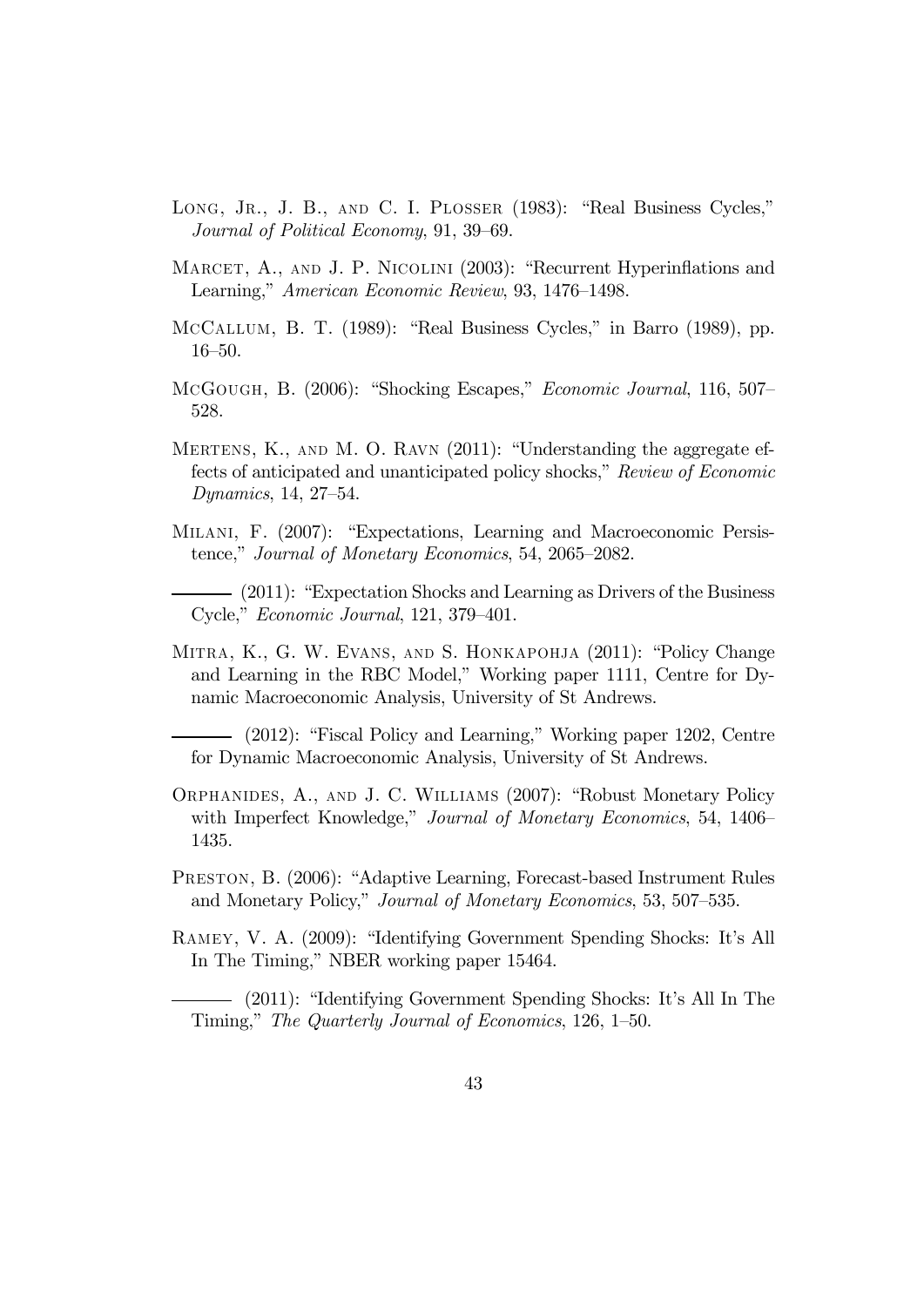Long, Jr., J. B., and C. I. Plosser (1983): "Real Business Cycles," *Journal of Political Economy*, 91, 39–69.

Marcet, A., and J. P. Nicolini (2003): "Recurrent Hyperinflations and Learning," *American Economic Review*, 93, 1476–1498.

McCallum, B. T. (1989): "Real Business Cycles," in Barro (1989), pp. 16–50.

McGough, B. (2006): "Shocking Escapes," *Economic Journal*, 116, 507–528.

Mertens, K., and M. O. Ravn (2011): "Understanding the aggregate effects of anticipated and unanticipated policy shocks," *Review of Economic Dynamics*, 14, 27–54.

Milani, F. (2007): "Expectations, Learning and Macroeconomic Persistence," *Journal of Monetary Economics*, 54, 2065–2082.

——— (2011): "Expectation Shocks and Learning as Drivers of the Business Cycle," *Economic Journal*, 121, 379–401.

Mitra, K., G. W. Evans, and S. Honkapohja (2011): "Policy Change and Learning in the RBC Model," Working paper 1111, Centre for Dynamic Macroeconomic Analysis, University of St Andrews.

——— (2012): "Fiscal Policy and Learning," Working paper 1202, Centre for Dynamic Macroeconomic Analysis, University of St Andrews.

Orphanides, A., and J. C. Williams (2007): "Robust Monetary Policy with Imperfect Knowledge," *Journal of Monetary Economics*, 54, 1406–1435.

Preston, B. (2006): "Adaptive Learning, Forecast-based Instrument Rules and Monetary Policy," *Journal of Monetary Economics*, 53, 507–535.

Ramey, V. A. (2009): "Identifying Government Spending Shocks: It's All In The Timing," NBER working paper 15464.

——— (2011): "Identifying Government Spending Shocks: It's All In The Timing," *The Quarterly Journal of Economics*, 126, 1–50.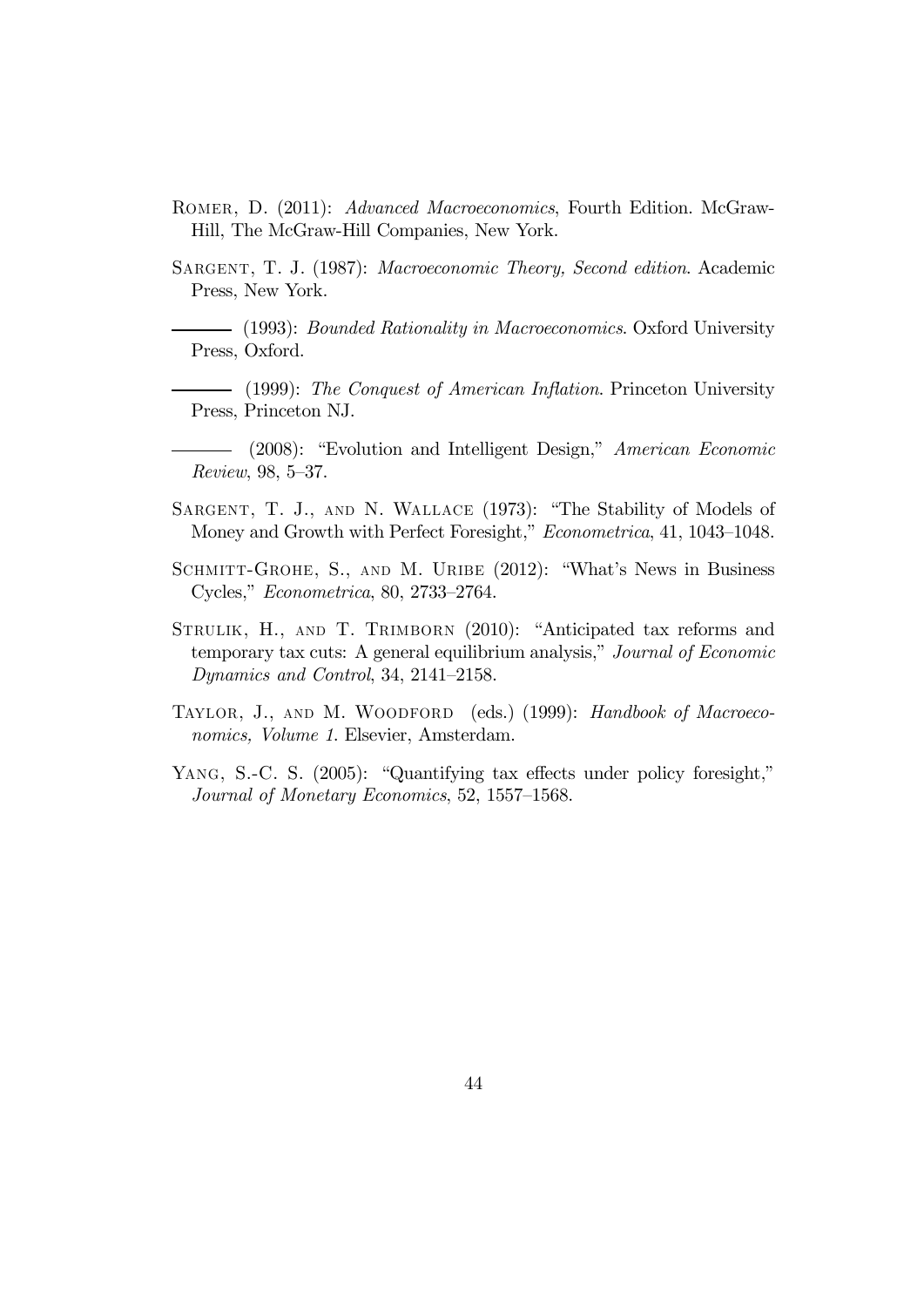ROMER, D. (2011): *Advanced Macroeconomics*, Fourth Edition. McGraw-Hill, The McGraw-Hill Companies, New York.

SARGENT, T. J. (1987): *Macroeconomic Theory, Second edition*. Academic Press, New York.

——— (1993): *Bounded Rationality in Macroeconomics*. Oxford University Press, Oxford.

——— (1999): *The Conquest of American Inflation*. Princeton University Press, Princeton NJ.

——— (2008): "Evolution and Intelligent Design," *American Economic Review*, 98, 5–37.

SARGENT, T. J., AND N. WALLACE (1973): "The Stability of Models of Money and Growth with Perfect Foresight," *Econometrica*, 41, 1043–1048.

SCHMITT-GROHE, S., AND M. URIBE (2012): "What's News in Business Cycles," *Econometrica*, 80, 2733–2764.

STRULIK, H., AND T. TRIMBORN (2010): "Anticipated tax reforms and temporary tax cuts: A general equilibrium analysis," *Journal of Economic Dynamics and Control*, 34, 2141–2158.

TAYLOR, J., AND M. WOODFORD (eds.) (1999): *Handbook of Macroeconomics, Volume 1*. Elsevier, Amsterdam.

YANG, S.-C. S. (2005): "Quantifying tax effects under policy foresight," *Journal of Monetary Economics*, 52, 1557–1568.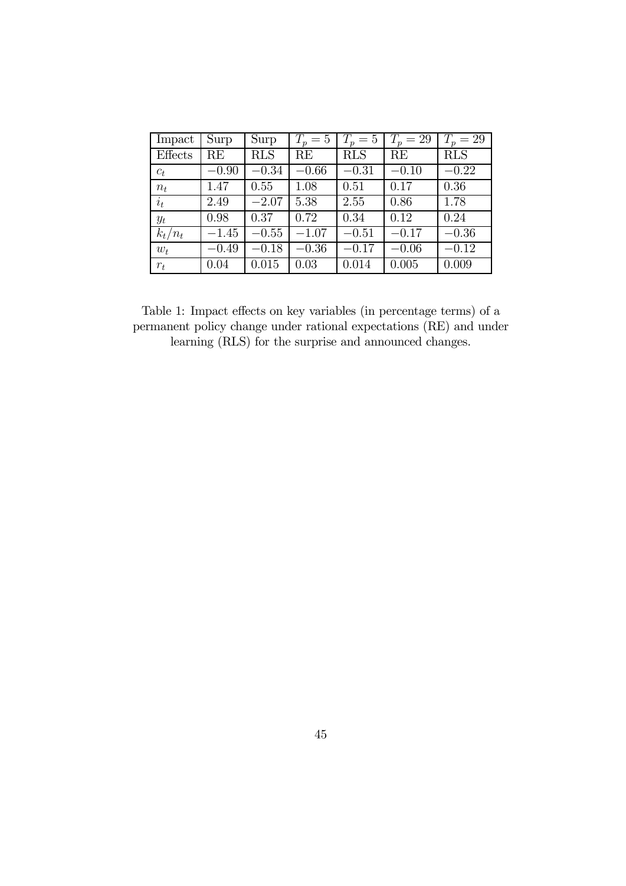| Impact | Surp | Surp | $T_p = 5$ | $T_p = 5$ | $T_p = 29$ | $T_p = 29$ |
|---|---|---|---|---|---|---|
| Effects | RE | RLS | RE | RLS | RE | RLS |
| $c_t$ | $-0.90$ | $-0.34$ | $-0.66$ | $-0.31$ | $-0.10$ | $-0.22$ |
| $n_t$ | 1.47 | 0.55 | 1.08 | 0.51 | 0.17 | 0.36 |
| $i_t$ | 2.49 | $-2.07$ | 5.38 | 2.55 | 0.86 | 1.78 |
| $y_t$ | 0.98 | 0.37 | 0.72 | 0.34 | 0.12 | 0.24 |
| $k_t/n_t$ | $-1.45$ | $-0.55$ | $-1.07$ | $-0.51$ | $-0.17$ | $-0.36$ |
| $w_t$ | $-0.49$ | $-0.18$ | $-0.36$ | $-0.17$ | $-0.06$ | $-0.12$ |
| $r_t$ | 0.04 | 0.015 | 0.03 | 0.014 | 0.005 | 0.009 |

Table 1: Impact effects on key variables (in percentage terms) of a permanent policy change under rational expectations (RE) and under learning (RLS) for the surprise and announced changes.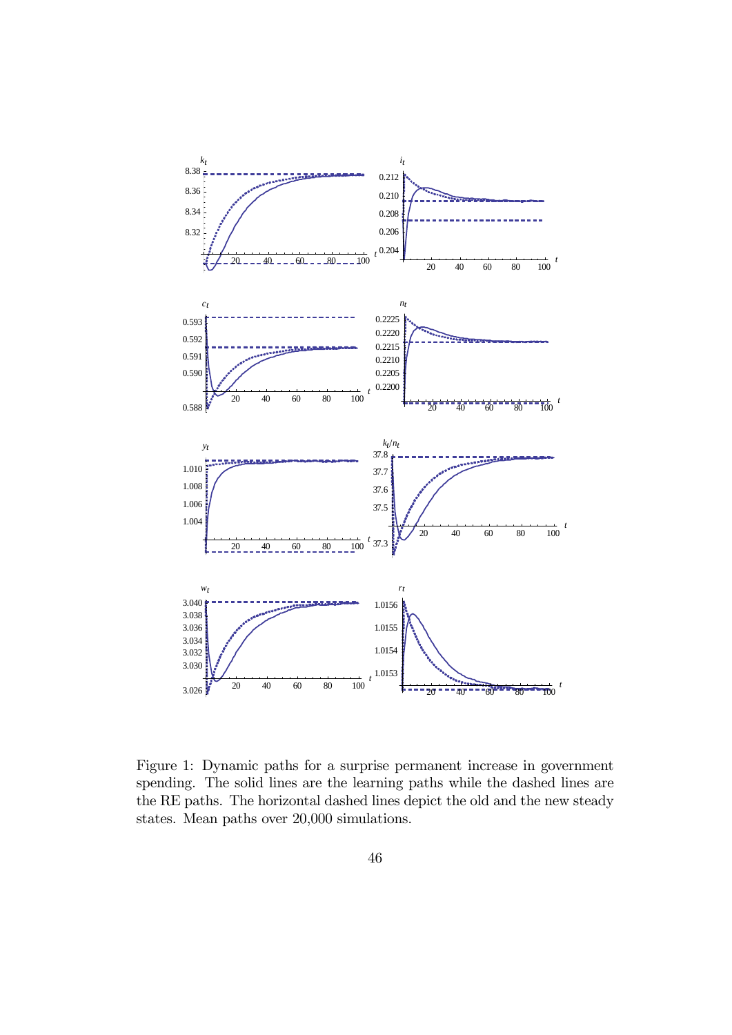Figure 1: Dynamic paths for a surprise permanent increase in government spending. The solid lines are the learning paths while the dashed lines are the RE paths. The horizontal dashed lines depict the old and the new steady states. Mean paths over 20,000 simulations.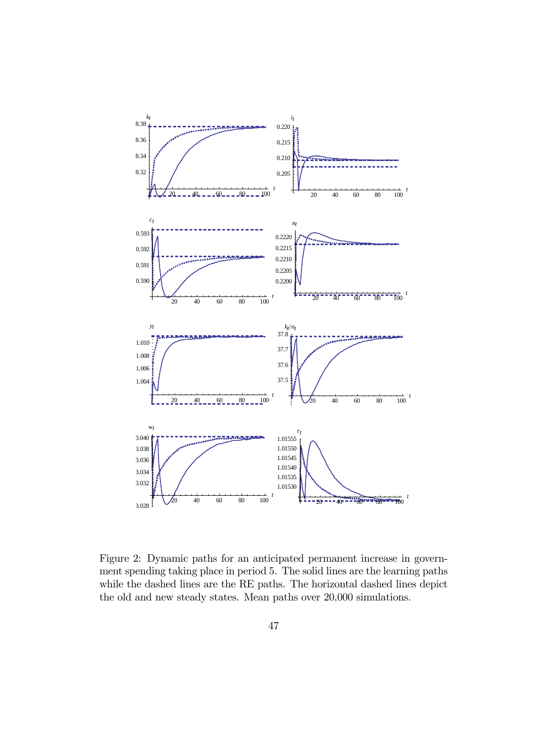Figure 2: Dynamic paths for an anticipated permanent increase in government spending taking place in period 5. The solid lines are the learning paths while the dashed lines are the RE paths. The horizontal dashed lines depict the old and new steady states. Mean paths over 20,000 simulations.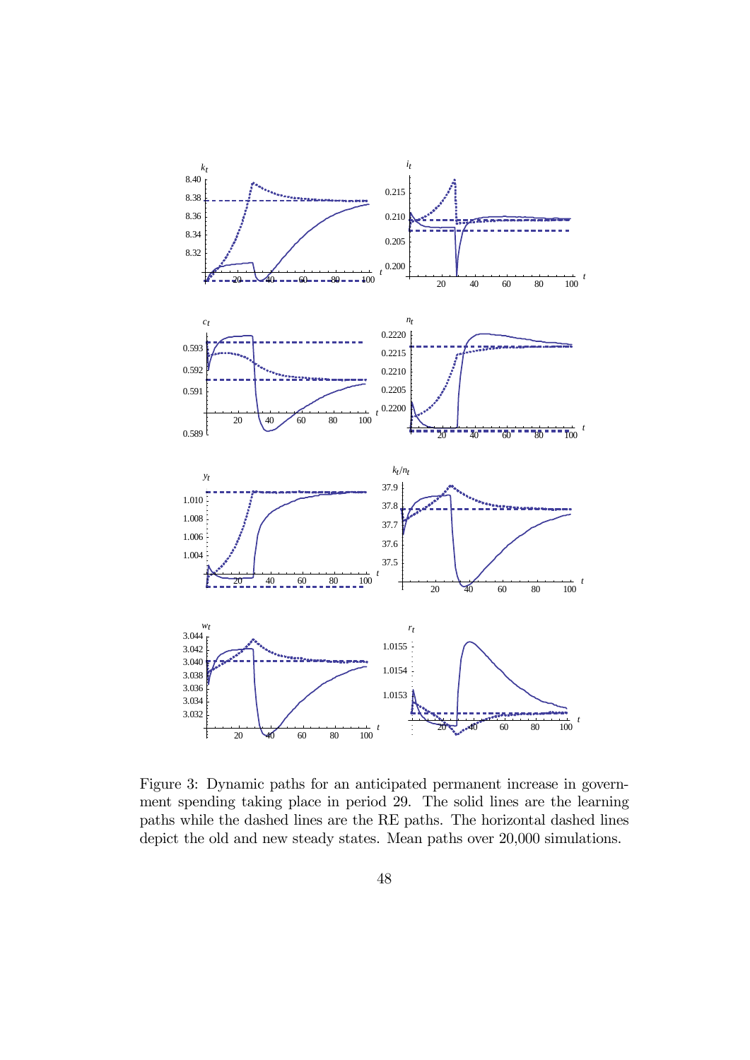Figure 3: Dynamic paths for an anticipated permanent increase in government spending taking place in period 29. The solid lines are the learning paths while the dashed lines are the RE paths. The horizontal dashed lines depict the old and new steady states. Mean paths over 20,000 simulations.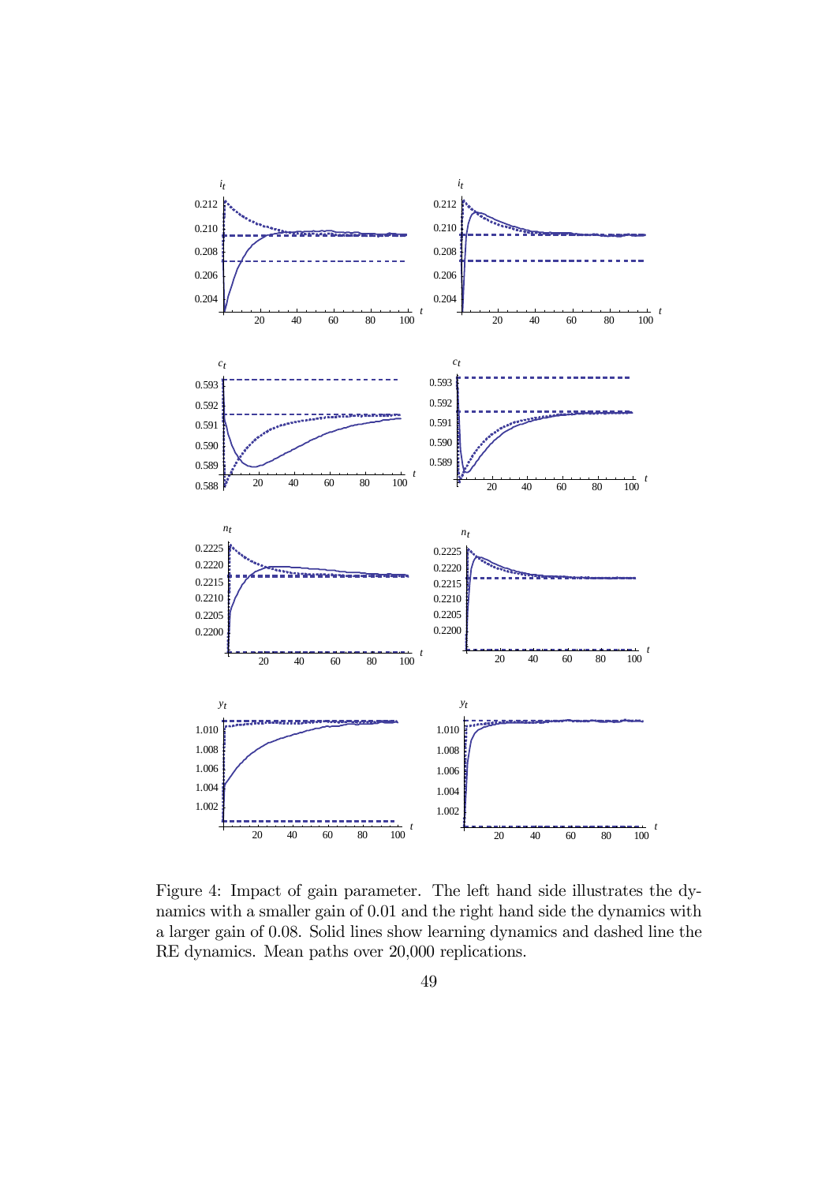Figure 4: Impact of gain parameter. The left hand side illustrates the dynamics with a smaller gain of 0.01 and the right hand side the dynamics with a larger gain of 0.08. Solid lines show learning dynamics and dashed line the RE dynamics. Mean paths over 20,000 replications.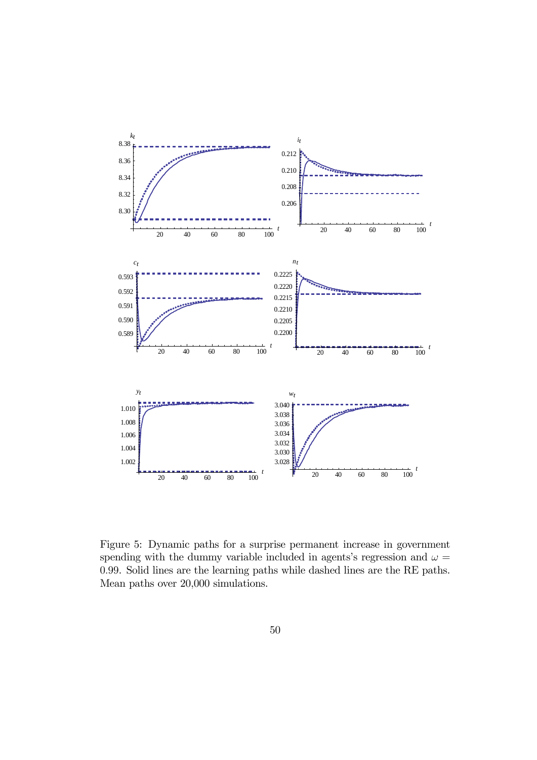Figure 5: Dynamic paths for a surprise permanent increase in government spending with the dummy variable included in agents's regression and $\omega = 0.99$. Solid lines are the learning paths while dashed lines are the RE paths. Mean paths over 20,000 simulations.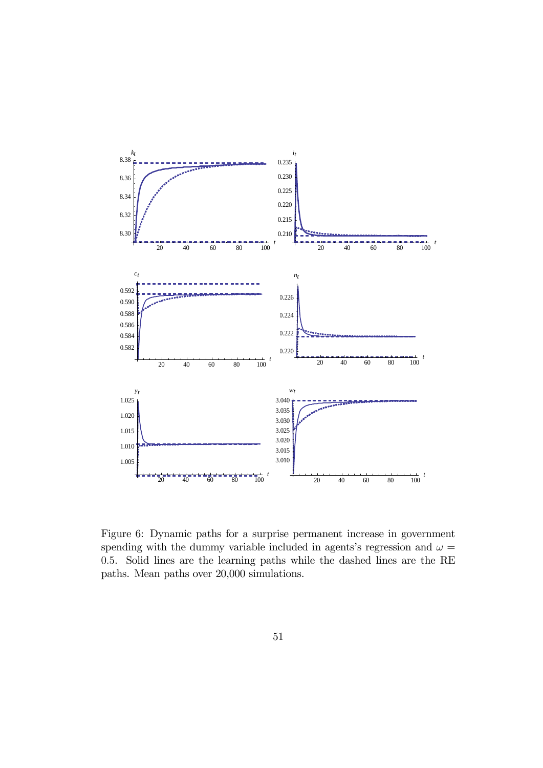Figure 6: Dynamic paths for a surprise permanent increase in government spending with the dummy variable included in agents's regression and $\omega = 0.5$. Solid lines are the learning paths while the dashed lines are the RE paths. Mean paths over 20,000 simulations.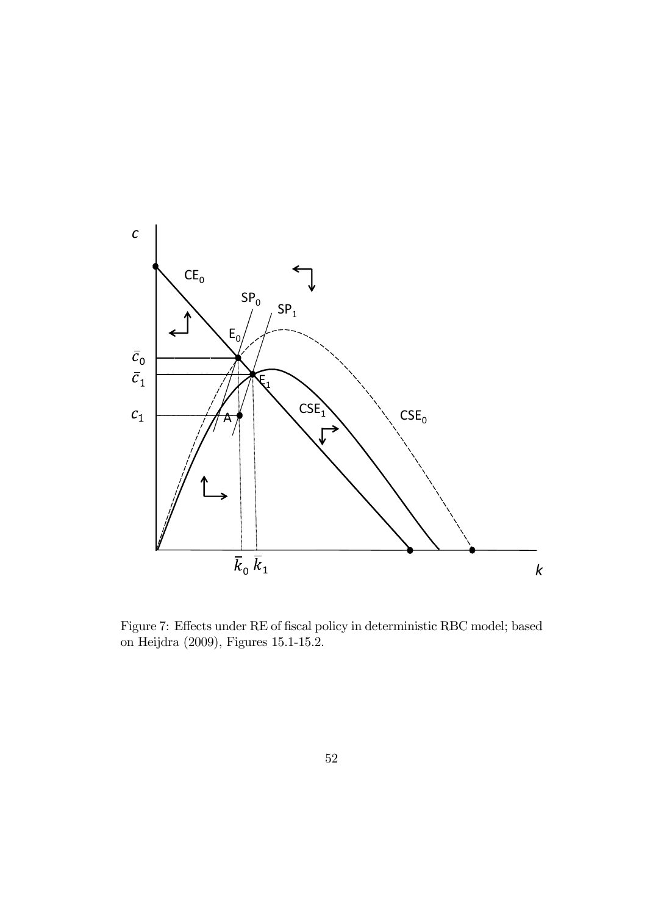$c$

$CE_0$

$SP_0$

$SP_1$

$E_0$

$\bar{c}_0$

$\bar{c}_1$

$E_1$

$c_1$

A

$CSE_1$

$CSE_0$

$\bar{k}_0$ $\bar{k}_1$

$k$

Figure 7: Effects under RE of fiscal policy in deterministic RBC model; based on Heijdra (2009), Figures 15.1-15.2.